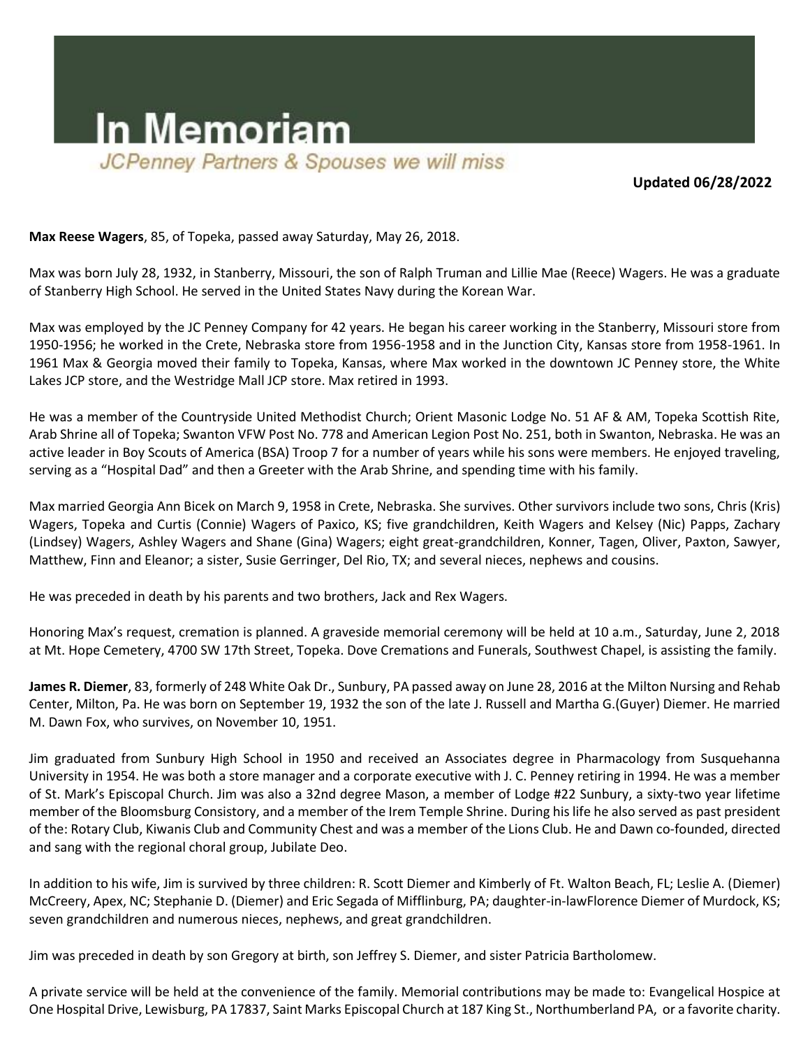# In Memoriam

*JCPenney Partners & Spouses we will miss*

**Updated 06/28/2022**

**Max Reese Wagers**, 85, of Topeka, passed away Saturday, May 26, 2018.

Max was born July 28, 1932, in Stanberry, Missouri, the son of Ralph Truman and Lillie Mae (Reece) Wagers. He was a graduate of Stanberry High School. He served in the United States Navy during the Korean War.

Max was employed by the JC Penney Company for 42 years. He began his career working in the Stanberry, Missouri store from 1950-1956; he worked in the Crete, Nebraska store from 1956-1958 and in the Junction City, Kansas store from 1958-1961. In 1961 Max & Georgia moved their family to Topeka, Kansas, where Max worked in the downtown JC Penney store, the White Lakes JCP store, and the Westridge Mall JCP store. Max retired in 1993.

He was a member of the Countryside United Methodist Church; Orient Masonic Lodge No. 51 AF & AM, Topeka Scottish Rite, Arab Shrine all of Topeka; Swanton VFW Post No. 778 and American Legion Post No. 251, both in Swanton, Nebraska. He was an active leader in Boy Scouts of America (BSA) Troop 7 for a number of years while his sons were members. He enjoyed traveling, serving as a "Hospital Dad" and then a Greeter with the Arab Shrine, and spending time with his family.

Max married Georgia Ann Bicek on March 9, 1958 in Crete, Nebraska. She survives. Other survivors include two sons, Chris (Kris) Wagers, Topeka and Curtis (Connie) Wagers of Paxico, KS; five grandchildren, Keith Wagers and Kelsey (Nic) Papps, Zachary (Lindsey) Wagers, Ashley Wagers and Shane (Gina) Wagers; eight great-grandchildren, Konner, Tagen, Oliver, Paxton, Sawyer, Matthew, Finn and Eleanor; a sister, Susie Gerringer, Del Rio, TX; and several nieces, nephews and cousins.

He was preceded in death by his parents and two brothers, Jack and Rex Wagers.

Honoring Max's request, cremation is planned. A graveside memorial ceremony will be held at 10 a.m., Saturday, June 2, 2018 at Mt. Hope Cemetery, 4700 SW 17th Street, Topeka. Dove Cremations and Funerals, Southwest Chapel, is assisting the family.

**James R. Diemer**, 83, formerly of 248 White Oak Dr., Sunbury, PA passed away on June 28, 2016 at the Milton Nursing and Rehab Center, Milton, Pa. He was born on September 19, 1932 the son of the late J. Russell and Martha G.(Guyer) Diemer. He married M. Dawn Fox, who survives, on November 10, 1951.

Jim graduated from Sunbury High School in 1950 and received an Associates degree in Pharmacology from Susquehanna University in 1954. He was both a store manager and a corporate executive with J. C. Penney retiring in 1994. He was a member of St. Mark's Episcopal Church. Jim was also a 32nd degree Mason, a member of Lodge #22 Sunbury, a sixty-two year lifetime member of the Bloomsburg Consistory, and a member of the Irem Temple Shrine. During his life he also served as past president of the: Rotary Club, Kiwanis Club and Community Chest and was a member of the Lions Club. He and Dawn co-founded, directed and sang with the regional choral group, Jubilate Deo.

In addition to his wife, Jim is survived by three children: R. Scott Diemer and Kimberly of Ft. Walton Beach, FL; Leslie A. (Diemer) McCreery, Apex, NC; Stephanie D. (Diemer) and Eric Segada of Mifflinburg, PA; daughter-in-lawFlorence Diemer of Murdock, KS; seven grandchildren and numerous nieces, nephews, and great grandchildren.

Jim was preceded in death by son Gregory at birth, son Jeffrey S. Diemer, and sister Patricia Bartholomew.

A private service will be held at the convenience of the family. Memorial contributions may be made to: Evangelical Hospice at One Hospital Drive, Lewisburg, PA 17837, Saint Marks Episcopal Church at 187 King St., Northumberland PA, or a favorite charity.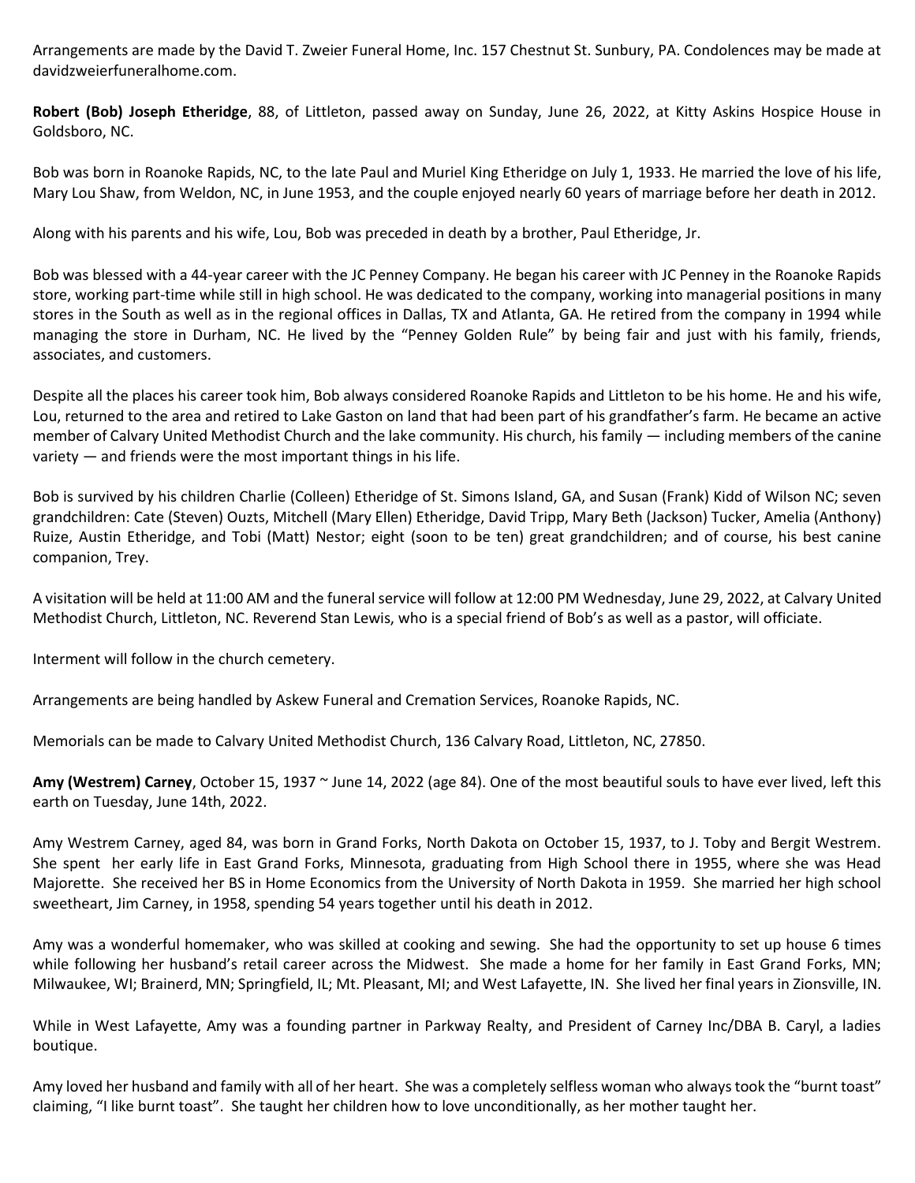Arrangements are made by the David T. Zweier Funeral Home, Inc. 157 Chestnut St. Sunbury, PA. Condolences may be made at davidzweierfuneralhome.com.

**Robert (Bob) Joseph Etheridge**, 88, of Littleton, passed away on Sunday, June 26, 2022, at Kitty Askins Hospice House in Goldsboro, NC.

Bob was born in Roanoke Rapids, NC, to the late Paul and Muriel King Etheridge on July 1, 1933. He married the love of his life, Mary Lou Shaw, from Weldon, NC, in June 1953, and the couple enjoyed nearly 60 years of marriage before her death in 2012.

Along with his parents and his wife, Lou, Bob was preceded in death by a brother, Paul Etheridge, Jr.

Bob was blessed with a 44-year career with the JC Penney Company. He began his career with JC Penney in the Roanoke Rapids store, working part-time while still in high school. He was dedicated to the company, working into managerial positions in many stores in the South as well as in the regional offices in Dallas, TX and Atlanta, GA. He retired from the company in 1994 while managing the store in Durham, NC. He lived by the "Penney Golden Rule" by being fair and just with his family, friends, associates, and customers.

Despite all the places his career took him, Bob always considered Roanoke Rapids and Littleton to be his home. He and his wife, Lou, returned to the area and retired to Lake Gaston on land that had been part of his grandfather's farm. He became an active member of Calvary United Methodist Church and the lake community. His church, his family — including members of the canine variety — and friends were the most important things in his life.

Bob is survived by his children Charlie (Colleen) Etheridge of St. Simons Island, GA, and Susan (Frank) Kidd of Wilson NC; seven grandchildren: Cate (Steven) Ouzts, Mitchell (Mary Ellen) Etheridge, David Tripp, Mary Beth (Jackson) Tucker, Amelia (Anthony) Ruize, Austin Etheridge, and Tobi (Matt) Nestor; eight (soon to be ten) great grandchildren; and of course, his best canine companion, Trey.

A visitation will be held at 11:00 AM and the funeral service will follow at 12:00 PM Wednesday, June 29, 2022, at Calvary United Methodist Church, Littleton, NC. Reverend Stan Lewis, who is a special friend of Bob's as well as a pastor, will officiate.

Interment will follow in the church cemetery.

Arrangements are being handled by Askew Funeral and Cremation Services, Roanoke Rapids, NC.

Memorials can be made to Calvary United Methodist Church, 136 Calvary Road, Littleton, NC, 27850.

**Amy (Westrem) Carney**, October 15, 1937 ~ June 14, 2022 (age 84). One of the most beautiful souls to have ever lived, left this earth on Tuesday, June 14th, 2022.

Amy Westrem Carney, aged 84, was born in Grand Forks, North Dakota on October 15, 1937, to J. Toby and Bergit Westrem. She spent her early life in East Grand Forks, Minnesota, graduating from High School there in 1955, where she was Head Majorette. She received her BS in Home Economics from the University of North Dakota in 1959. She married her high school sweetheart, Jim Carney, in 1958, spending 54 years together until his death in 2012.

Amy was a wonderful homemaker, who was skilled at cooking and sewing. She had the opportunity to set up house 6 times while following her husband's retail career across the Midwest. She made a home for her family in East Grand Forks, MN; Milwaukee, WI; Brainerd, MN; Springfield, IL; Mt. Pleasant, MI; and West Lafayette, IN. She lived her final years in Zionsville, IN.

While in West Lafayette, Amy was a founding partner in Parkway Realty, and President of Carney Inc/DBA B. Caryl, a ladies boutique.

Amy loved her husband and family with all of her heart. She was a completely selfless woman who always took the "burnt toast" claiming, "I like burnt toast". She taught her children how to love unconditionally, as her mother taught her.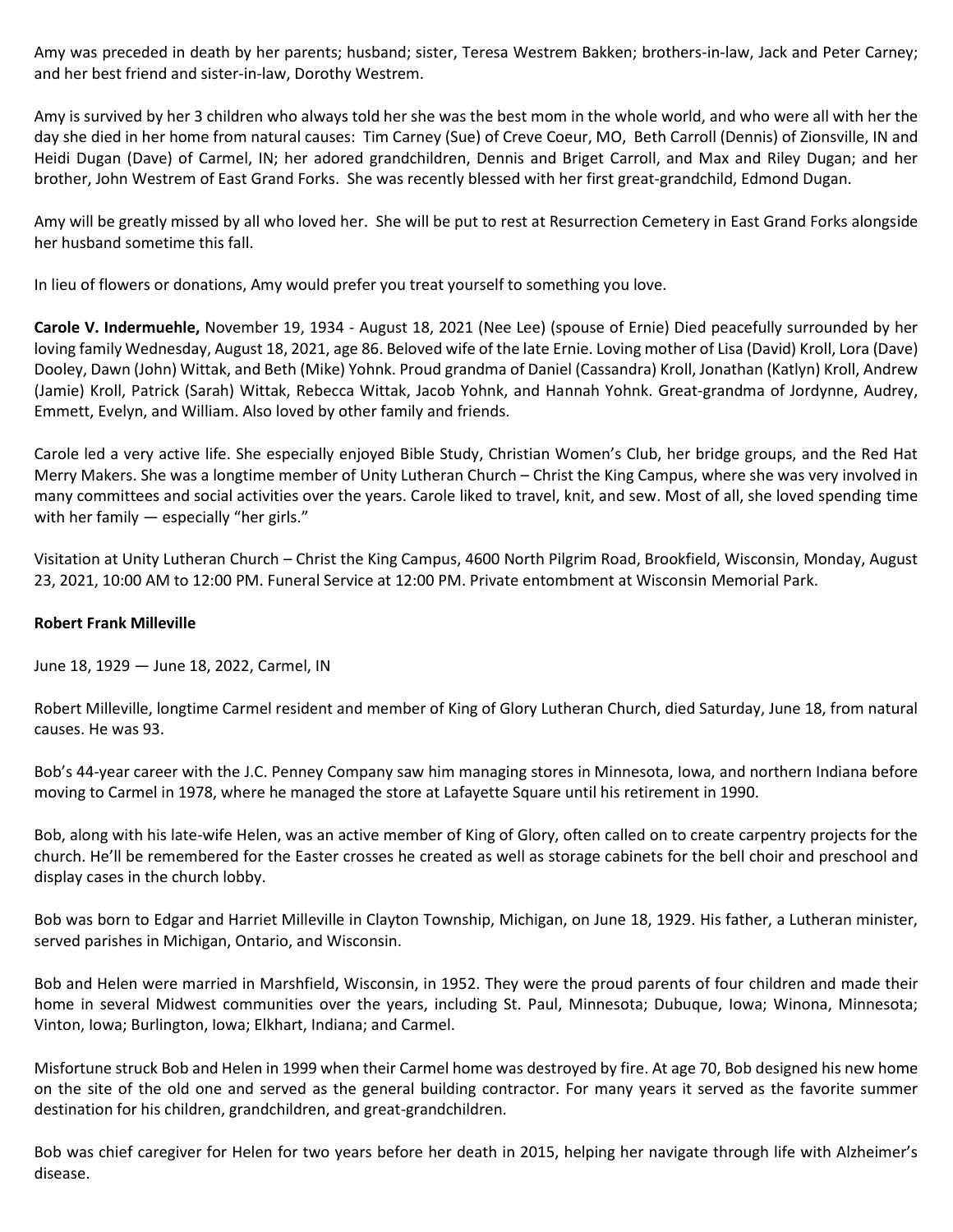Amy was preceded in death by her parents; husband; sister, Teresa Westrem Bakken; brothers-in-law, Jack and Peter Carney; and her best friend and sister-in-law, Dorothy Westrem.

Amy is survived by her 3 children who always told her she was the best mom in the whole world, and who were all with her the day she died in her home from natural causes: Tim Carney (Sue) of Creve Coeur, MO, Beth Carroll (Dennis) of Zionsville, IN and Heidi Dugan (Dave) of Carmel, IN; her adored grandchildren, Dennis and Briget Carroll, and Max and Riley Dugan; and her brother, John Westrem of East Grand Forks. She was recently blessed with her first great-grandchild, Edmond Dugan.

Amy will be greatly missed by all who loved her. She will be put to rest at Resurrection Cemetery in East Grand Forks alongside her husband sometime this fall.

In lieu of flowers or donations, Amy would prefer you treat yourself to something you love.

**Carole V. Indermuehle,** November 19, 1934 - August 18, 2021 (Nee Lee) (spouse of Ernie) Died peacefully surrounded by her loving family Wednesday, August 18, 2021, age 86. Beloved wife of the late Ernie. Loving mother of Lisa (David) Kroll, Lora (Dave) Dooley, Dawn (John) Wittak, and Beth (Mike) Yohnk. Proud grandma of Daniel (Cassandra) Kroll, Jonathan (Katlyn) Kroll, Andrew (Jamie) Kroll, Patrick (Sarah) Wittak, Rebecca Wittak, Jacob Yohnk, and Hannah Yohnk. Great-grandma of Jordynne, Audrey, Emmett, Evelyn, and William. Also loved by other family and friends.

Carole led a very active life. She especially enjoyed Bible Study, Christian Women's Club, her bridge groups, and the Red Hat Merry Makers. She was a longtime member of Unity Lutheran Church – Christ the King Campus, where she was very involved in many committees and social activities over the years. Carole liked to travel, knit, and sew. Most of all, she loved spending time with her family — especially "her girls."

Visitation at Unity Lutheran Church – Christ the King Campus, 4600 North Pilgrim Road, Brookfield, Wisconsin, Monday, August 23, 2021, 10:00 AM to 12:00 PM. Funeral Service at 12:00 PM. Private entombment at Wisconsin Memorial Park.

**Robert Frank Milleville**

June 18, 1929 — June 18, 2022, Carmel, IN

Robert Milleville, longtime Carmel resident and member of King of Glory Lutheran Church, died Saturday, June 18, from natural causes. He was 93.

Bob's 44-year career with the J.C. Penney Company saw him managing stores in Minnesota, Iowa, and northern Indiana before moving to Carmel in 1978, where he managed the store at Lafayette Square until his retirement in 1990.

Bob, along with his late-wife Helen, was an active member of King of Glory, often called on to create carpentry projects for the church. He'll be remembered for the Easter crosses he created as well as storage cabinets for the bell choir and preschool and display cases in the church lobby.

Bob was born to Edgar and Harriet Milleville in Clayton Township, Michigan, on June 18, 1929. His father, a Lutheran minister, served parishes in Michigan, Ontario, and Wisconsin.

Bob and Helen were married in Marshfield, Wisconsin, in 1952. They were the proud parents of four children and made their home in several Midwest communities over the years, including St. Paul, Minnesota; Dubuque, Iowa; Winona, Minnesota; Vinton, Iowa; Burlington, Iowa; Elkhart, Indiana; and Carmel.

Misfortune struck Bob and Helen in 1999 when their Carmel home was destroyed by fire. At age 70, Bob designed his new home on the site of the old one and served as the general building contractor. For many years it served as the favorite summer destination for his children, grandchildren, and great-grandchildren.

Bob was chief caregiver for Helen for two years before her death in 2015, helping her navigate through life with Alzheimer's disease.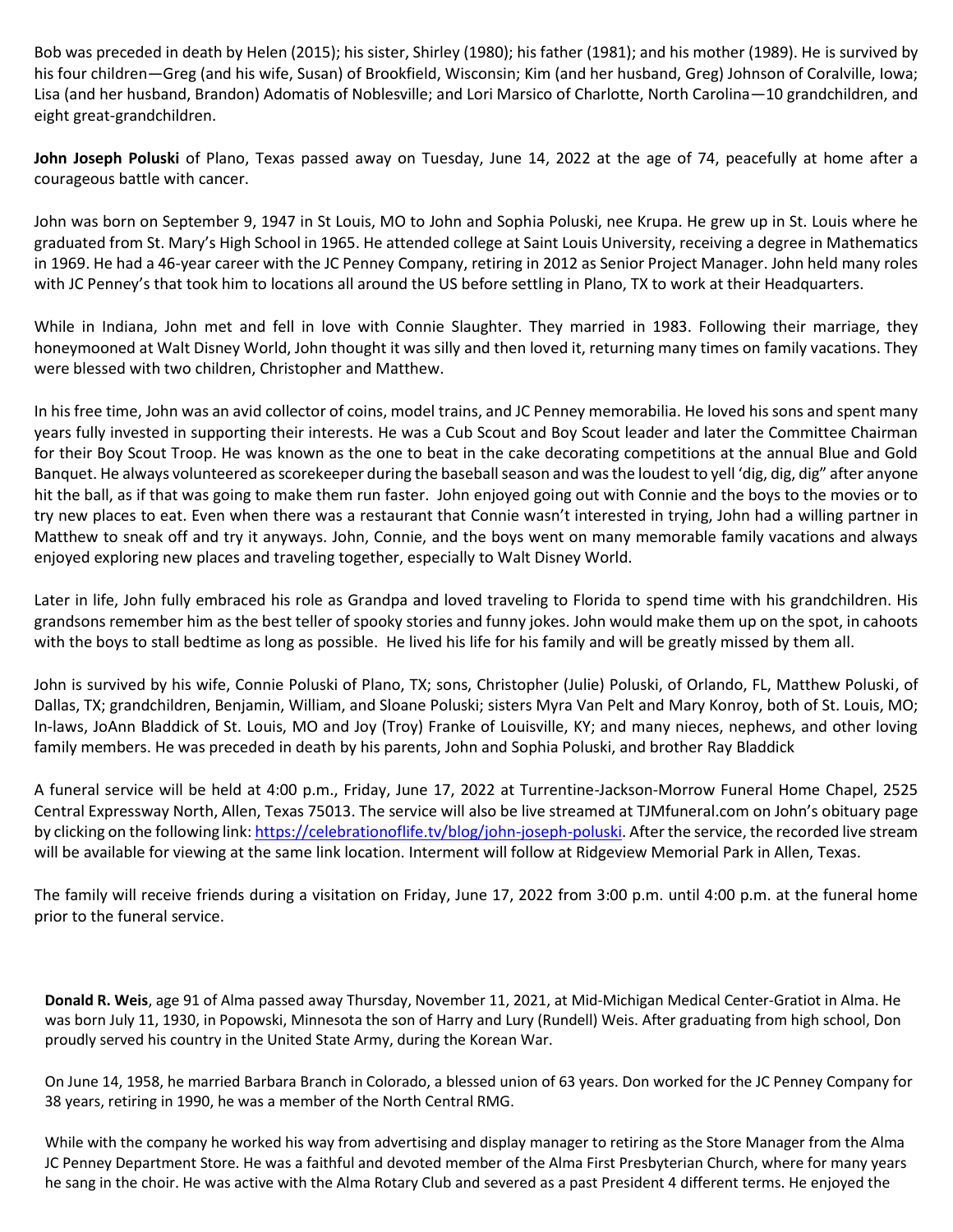Bob was preceded in death by Helen (2015); his sister, Shirley (1980); his father (1981); and his mother (1989). He is survived by his four children—Greg (and his wife, Susan) of Brookfield, Wisconsin; Kim (and her husband, Greg) Johnson of Coralville, Iowa; Lisa (and her husband, Brandon) Adomatis of Noblesville; and Lori Marsico of Charlotte, North Carolina—10 grandchildren, and eight great-grandchildren.

**John Joseph Poluski** of Plano, Texas passed away on Tuesday, June 14, 2022 at the age of 74, peacefully at home after a courageous battle with cancer.

John was born on September 9, 1947 in St Louis, MO to John and Sophia Poluski, nee Krupa. He grew up in St. Louis where he graduated from St. Mary's High School in 1965. He attended college at Saint Louis University, receiving a degree in Mathematics in 1969. He had a 46-year career with the JC Penney Company, retiring in 2012 as Senior Project Manager. John held many roles with JC Penney's that took him to locations all around the US before settling in Plano, TX to work at their Headquarters.

While in Indiana, John met and fell in love with Connie Slaughter. They married in 1983. Following their marriage, they honeymooned at Walt Disney World, John thought it was silly and then loved it, returning many times on family vacations. They were blessed with two children, Christopher and Matthew.

In his free time, John was an avid collector of coins, model trains, and JC Penney memorabilia. He loved his sons and spent many years fully invested in supporting their interests. He was a Cub Scout and Boy Scout leader and later the Committee Chairman for their Boy Scout Troop. He was known as the one to beat in the cake decorating competitions at the annual Blue and Gold Banquet. He always volunteered as scorekeeper during the baseball season and was the loudest to yell 'dig, dig, dig" after anyone hit the ball, as if that was going to make them run faster. John enjoyed going out with Connie and the boys to the movies or to try new places to eat. Even when there was a restaurant that Connie wasn't interested in trying, John had a willing partner in Matthew to sneak off and try it anyways. John, Connie, and the boys went on many memorable family vacations and always enjoyed exploring new places and traveling together, especially to Walt Disney World.

Later in life, John fully embraced his role as Grandpa and loved traveling to Florida to spend time with his grandchildren. His grandsons remember him as the best teller of spooky stories and funny jokes. John would make them up on the spot, in cahoots with the boys to stall bedtime as long as possible. He lived his life for his family and will be greatly missed by them all.

John is survived by his wife, Connie Poluski of Plano, TX; sons, Christopher (Julie) Poluski, of Orlando, FL, Matthew Poluski, of Dallas, TX; grandchildren, Benjamin, William, and Sloane Poluski; sisters Myra Van Pelt and Mary Konroy, both of St. Louis, MO; In-laws, JoAnn Bladdick of St. Louis, MO and Joy (Troy) Franke of Louisville, KY; and many nieces, nephews, and other loving family members. He was preceded in death by his parents, John and Sophia Poluski, and brother Ray Bladdick

A funeral service will be held at 4:00 p.m., Friday, June 17, 2022 at Turrentine-Jackson-Morrow Funeral Home Chapel, 2525 Central Expressway North, Allen, Texas 75013. The service will also be live streamed at TJMfuneral.com on John's obituary page by clicking on the following link: [https://celebrationoflife.tv/blog/john-joseph-poluski](https://celebrationoflife.tv/blog/john-joseph-poluski). After the service, the recorded live stream will be available for viewing at the same link location. Interment will follow at Ridgeview Memorial Park in Allen, Texas.

The family will receive friends during a visitation on Friday, June 17, 2022 from 3:00 p.m. until 4:00 p.m. at the funeral home prior to the funeral service.

**Donald R. Weis**, age 91 of Alma passed away Thursday, November 11, 2021, at Mid-Michigan Medical Center-Gratiot in Alma. He was born July 11, 1930, in Popowski, Minnesota the son of Harry and Lury (Rundell) Weis. After graduating from high school, Don proudly served his country in the United State Army, during the Korean War.

On June 14, 1958, he married Barbara Branch in Colorado, a blessed union of 63 years. Don worked for the JC Penney Company for 38 years, retiring in 1990, he was a member of the North Central RMG.

While with the company he worked his way from advertising and display manager to retiring as the Store Manager from the Alma JC Penney Department Store. He was a faithful and devoted member of the Alma First Presbyterian Church, where for many years he sang in the choir. He was active with the Alma Rotary Club and severed as a past President 4 different terms. He enjoyed the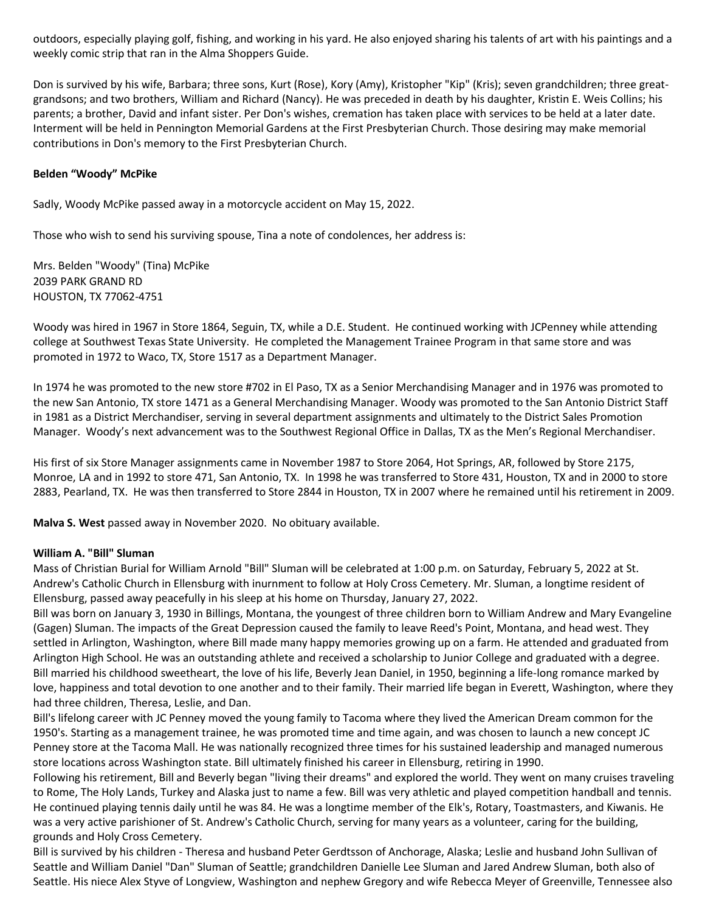outdoors, especially playing golf, fishing, and working in his yard. He also enjoyed sharing his talents of art with his paintings and a weekly comic strip that ran in the Alma Shoppers Guide.

Don is survived by his wife, Barbara; three sons, Kurt (Rose), Kory (Amy), Kristopher "Kip" (Kris); seven grandchildren; three great-grandsons; and two brothers, William and Richard (Nancy). He was preceded in death by his daughter, Kristin E. Weis Collins; his parents; a brother, David and infant sister. Per Don's wishes, cremation has taken place with services to be held at a later date. Interment will be held in Pennington Memorial Gardens at the First Presbyterian Church. Those desiring may make memorial contributions in Don's memory to the First Presbyterian Church.

**Belden "Woody" McPike**

Sadly, Woody McPike passed away in a motorcycle accident on May 15, 2022.

Those who wish to send his surviving spouse, Tina a note of condolences, her address is:

Mrs. Belden "Woody" (Tina) McPike
2039 PARK GRAND RD
HOUSTON, TX 77062-4751

Woody was hired in 1967 in Store 1864, Seguin, TX, while a D.E. Student. He continued working with JCPenney while attending college at Southwest Texas State University. He completed the Management Trainee Program in that same store and was promoted in 1972 to Waco, TX, Store 1517 as a Department Manager.

In 1974 he was promoted to the new store #702 in El Paso, TX as a Senior Merchandising Manager and in 1976 was promoted to the new San Antonio, TX store 1471 as a General Merchandising Manager. Woody was promoted to the San Antonio District Staff in 1981 as a District Merchandiser, serving in several department assignments and ultimately to the District Sales Promotion Manager. Woody's next advancement was to the Southwest Regional Office in Dallas, TX as the Men's Regional Merchandiser.

His first of six Store Manager assignments came in November 1987 to Store 2064, Hot Springs, AR, followed by Store 2175, Monroe, LA and in 1992 to store 471, San Antonio, TX. In 1998 he was transferred to Store 431, Houston, TX and in 2000 to store 2883, Pearland, TX. He was then transferred to Store 2844 in Houston, TX in 2007 where he remained until his retirement in 2009.

**Malva S. West** passed away in November 2020. No obituary available.

**William A. "Bill" Sluman**

Mass of Christian Burial for William Arnold "Bill" Sluman will be celebrated at 1:00 p.m. on Saturday, February 5, 2022 at St. Andrew's Catholic Church in Ellensburg with inurnment to follow at Holy Cross Cemetery. Mr. Sluman, a longtime resident of Ellensburg, passed away peacefully in his sleep at his home on Thursday, January 27, 2022.

Bill was born on January 3, 1930 in Billings, Montana, the youngest of three children born to William Andrew and Mary Evangeline (Gagen) Sluman. The impacts of the Great Depression caused the family to leave Reed's Point, Montana, and head west. They settled in Arlington, Washington, where Bill made many happy memories growing up on a farm. He attended and graduated from Arlington High School. He was an outstanding athlete and received a scholarship to Junior College and graduated with a degree. Bill married his childhood sweetheart, the love of his life, Beverly Jean Daniel, in 1950, beginning a life-long romance marked by love, happiness and total devotion to one another and to their family. Their married life began in Everett, Washington, where they had three children, Theresa, Leslie, and Dan.

Bill's lifelong career with JC Penney moved the young family to Tacoma where they lived the American Dream common for the 1950's. Starting as a management trainee, he was promoted time and time again, and was chosen to launch a new concept JC Penney store at the Tacoma Mall. He was nationally recognized three times for his sustained leadership and managed numerous store locations across Washington state. Bill ultimately finished his career in Ellensburg, retiring in 1990.

Following his retirement, Bill and Beverly began "living their dreams" and explored the world. They went on many cruises traveling to Rome, The Holy Lands, Turkey and Alaska just to name a few. Bill was very athletic and played competition handball and tennis. He continued playing tennis daily until he was 84. He was a longtime member of the Elk's, Rotary, Toastmasters, and Kiwanis. He was a very active parishioner of St. Andrew's Catholic Church, serving for many years as a volunteer, caring for the building, grounds and Holy Cross Cemetery.

Bill is survived by his children - Theresa and husband Peter Gerdtsson of Anchorage, Alaska; Leslie and husband John Sullivan of Seattle and William Daniel "Dan" Sluman of Seattle; grandchildren Danielle Lee Sluman and Jared Andrew Sluman, both also of Seattle. His niece Alex Styve of Longview, Washington and nephew Gregory and wife Rebecca Meyer of Greenville, Tennessee also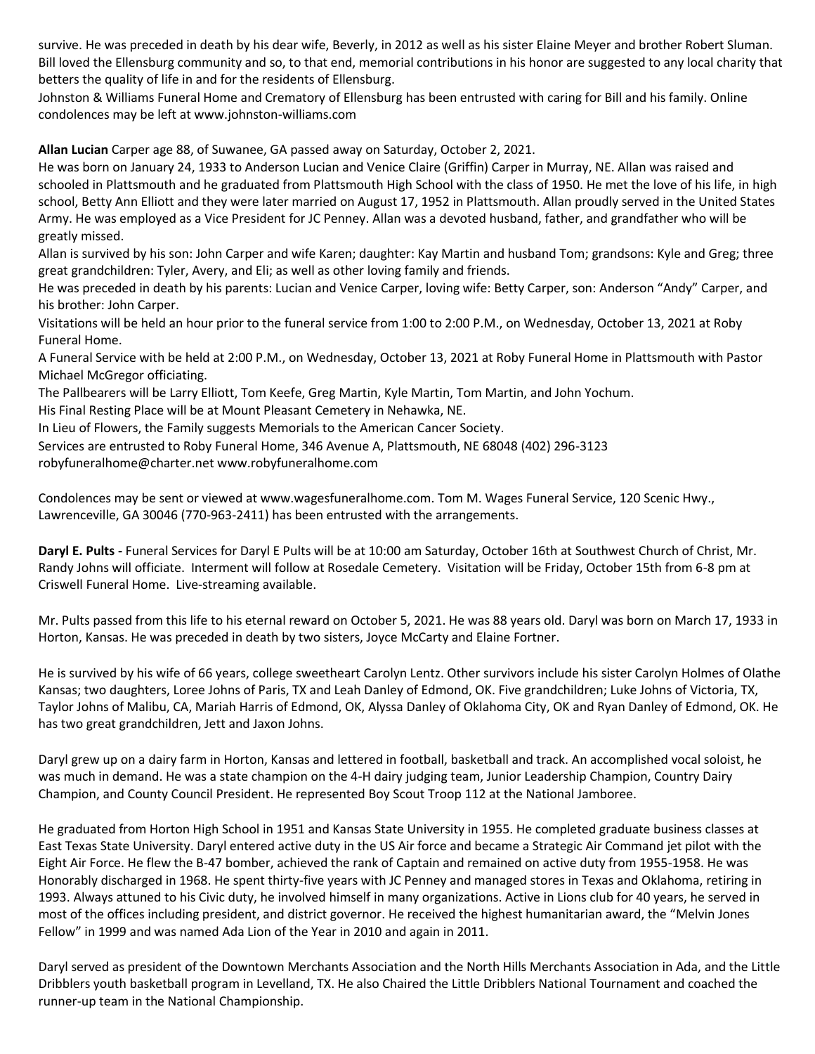survive. He was preceded in death by his dear wife, Beverly, in 2012 as well as his sister Elaine Meyer and brother Robert Sluman. Bill loved the Ellensburg community and so, to that end, memorial contributions in his honor are suggested to any local charity that betters the quality of life in and for the residents of Ellensburg.
Johnston & Williams Funeral Home and Crematory of Ellensburg has been entrusted with caring for Bill and his family. Online condolences may be left at www.johnston-williams.com

**Allan Lucian** Carper age 88, of Suwanee, GA passed away on Saturday, October 2, 2021.
He was born on January 24, 1933 to Anderson Lucian and Venice Claire (Griffin) Carper in Murray, NE. Allan was raised and schooled in Plattsmouth and he graduated from Plattsmouth High School with the class of 1950. He met the love of his life, in high school, Betty Ann Elliott and they were later married on August 17, 1952 in Plattsmouth. Allan proudly served in the United States Army. He was employed as a Vice President for JC Penney. Allan was a devoted husband, father, and grandfather who will be greatly missed.
Allan is survived by his son: John Carper and wife Karen; daughter: Kay Martin and husband Tom; grandsons: Kyle and Greg; three great grandchildren: Tyler, Avery, and Eli; as well as other loving family and friends.
He was preceded in death by his parents: Lucian and Venice Carper, loving wife: Betty Carper, son: Anderson "Andy" Carper, and his brother: John Carper.
Visitations will be held an hour prior to the funeral service from 1:00 to 2:00 P.M., on Wednesday, October 13, 2021 at Roby Funeral Home.
A Funeral Service with be held at 2:00 P.M., on Wednesday, October 13, 2021 at Roby Funeral Home in Plattsmouth with Pastor Michael McGregor officiating.
The Pallbearers will be Larry Elliott, Tom Keefe, Greg Martin, Kyle Martin, Tom Martin, and John Yochum.
His Final Resting Place will be at Mount Pleasant Cemetery in Nehawka, NE.
In Lieu of Flowers, the Family suggests Memorials to the American Cancer Society.
Services are entrusted to Roby Funeral Home, 346 Avenue A, Plattsmouth, NE 68048 (402) 296-3123
robyfuneralhome@charter.net www.robyfuneralhome.com

Condolences may be sent or viewed at www.wagesfuneralhome.com. Tom M. Wages Funeral Service, 120 Scenic Hwy., Lawrenceville, GA 30046 (770-963-2411) has been entrusted with the arrangements.

**Daryl E. Pults -** Funeral Services for Daryl E Pults will be at 10:00 am Saturday, October 16th at Southwest Church of Christ, Mr. Randy Johns will officiate. Interment will follow at Rosedale Cemetery. Visitation will be Friday, October 15th from 6-8 pm at Criswell Funeral Home. Live-streaming available.

Mr. Pults passed from this life to his eternal reward on October 5, 2021. He was 88 years old. Daryl was born on March 17, 1933 in Horton, Kansas. He was preceded in death by two sisters, Joyce McCarty and Elaine Fortner.

He is survived by his wife of 66 years, college sweetheart Carolyn Lentz. Other survivors include his sister Carolyn Holmes of Olathe Kansas; two daughters, Loree Johns of Paris, TX and Leah Danley of Edmond, OK. Five grandchildren; Luke Johns of Victoria, TX, Taylor Johns of Malibu, CA, Mariah Harris of Edmond, OK, Alyssa Danley of Oklahoma City, OK and Ryan Danley of Edmond, OK. He has two great grandchildren, Jett and Jaxon Johns.

Daryl grew up on a dairy farm in Horton, Kansas and lettered in football, basketball and track. An accomplished vocal soloist, he was much in demand. He was a state champion on the 4-H dairy judging team, Junior Leadership Champion, Country Dairy Champion, and County Council President. He represented Boy Scout Troop 112 at the National Jamboree.

He graduated from Horton High School in 1951 and Kansas State University in 1955. He completed graduate business classes at East Texas State University. Daryl entered active duty in the US Air force and became a Strategic Air Command jet pilot with the Eight Air Force. He flew the B-47 bomber, achieved the rank of Captain and remained on active duty from 1955-1958. He was Honorably discharged in 1968. He spent thirty-five years with JC Penney and managed stores in Texas and Oklahoma, retiring in 1993. Always attuned to his Civic duty, he involved himself in many organizations. Active in Lions club for 40 years, he served in most of the offices including president, and district governor. He received the highest humanitarian award, the "Melvin Jones Fellow" in 1999 and was named Ada Lion of the Year in 2010 and again in 2011.

Daryl served as president of the Downtown Merchants Association and the North Hills Merchants Association in Ada, and the Little Dribblers youth basketball program in Levelland, TX. He also Chaired the Little Dribblers National Tournament and coached the runner-up team in the National Championship.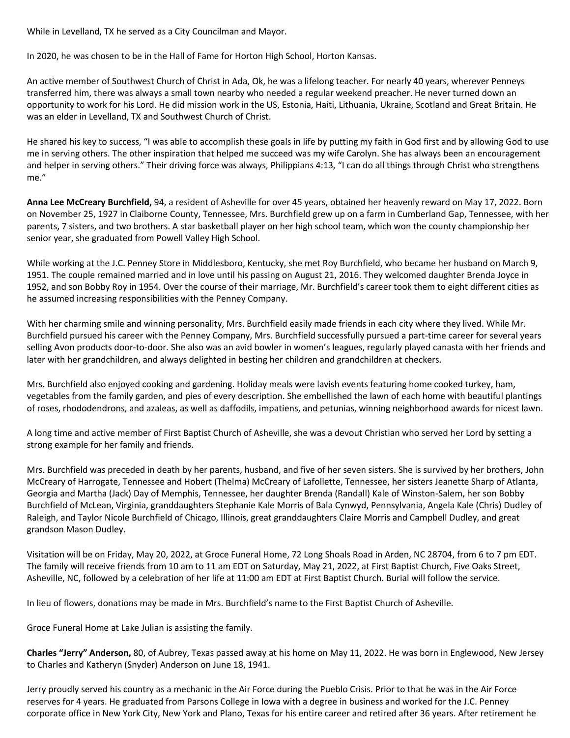While in Levelland, TX he served as a City Councilman and Mayor.

In 2020, he was chosen to be in the Hall of Fame for Horton High School, Horton Kansas.

An active member of Southwest Church of Christ in Ada, Ok, he was a lifelong teacher. For nearly 40 years, wherever Penneys transferred him, there was always a small town nearby who needed a regular weekend preacher. He never turned down an opportunity to work for his Lord. He did mission work in the US, Estonia, Haiti, Lithuania, Ukraine, Scotland and Great Britain. He was an elder in Levelland, TX and Southwest Church of Christ.

He shared his key to success, "I was able to accomplish these goals in life by putting my faith in God first and by allowing God to use me in serving others. The other inspiration that helped me succeed was my wife Carolyn. She has always been an encouragement and helper in serving others." Their driving force was always, Philippians 4:13, "I can do all things through Christ who strengthens me."

**Anna Lee McCreary Burchfield,** 94, a resident of Asheville for over 45 years, obtained her heavenly reward on May 17, 2022. Born on November 25, 1927 in Claiborne County, Tennessee, Mrs. Burchfield grew up on a farm in Cumberland Gap, Tennessee, with her parents, 7 sisters, and two brothers. A star basketball player on her high school team, which won the county championship her senior year, she graduated from Powell Valley High School.

While working at the J.C. Penney Store in Middlesboro, Kentucky, she met Roy Burchfield, who became her husband on March 9, 1951. The couple remained married and in love until his passing on August 21, 2016. They welcomed daughter Brenda Joyce in 1952, and son Bobby Roy in 1954. Over the course of their marriage, Mr. Burchfield's career took them to eight different cities as he assumed increasing responsibilities with the Penney Company.

With her charming smile and winning personality, Mrs. Burchfield easily made friends in each city where they lived. While Mr. Burchfield pursued his career with the Penney Company, Mrs. Burchfield successfully pursued a part-time career for several years selling Avon products door-to-door. She also was an avid bowler in women's leagues, regularly played canasta with her friends and later with her grandchildren, and always delighted in besting her children and grandchildren at checkers.

Mrs. Burchfield also enjoyed cooking and gardening. Holiday meals were lavish events featuring home cooked turkey, ham, vegetables from the family garden, and pies of every description. She embellished the lawn of each home with beautiful plantings of roses, rhododendrons, and azaleas, as well as daffodils, impatiens, and petunias, winning neighborhood awards for nicest lawn.

A long time and active member of First Baptist Church of Asheville, she was a devout Christian who served her Lord by setting a strong example for her family and friends.

Mrs. Burchfield was preceded in death by her parents, husband, and five of her seven sisters. She is survived by her brothers, John McCreary of Harrogate, Tennessee and Hobert (Thelma) McCreary of Lafollette, Tennessee, her sisters Jeanette Sharp of Atlanta, Georgia and Martha (Jack) Day of Memphis, Tennessee, her daughter Brenda (Randall) Kale of Winston-Salem, her son Bobby Burchfield of McLean, Virginia, granddaughters Stephanie Kale Morris of Bala Cynwyd, Pennsylvania, Angela Kale (Chris) Dudley of Raleigh, and Taylor Nicole Burchfield of Chicago, Illinois, great granddaughters Claire Morris and Campbell Dudley, and great grandson Mason Dudley.

Visitation will be on Friday, May 20, 2022, at Groce Funeral Home, 72 Long Shoals Road in Arden, NC 28704, from 6 to 7 pm EDT. The family will receive friends from 10 am to 11 am EDT on Saturday, May 21, 2022, at First Baptist Church, Five Oaks Street, Asheville, NC, followed by a celebration of her life at 11:00 am EDT at First Baptist Church. Burial will follow the service.

In lieu of flowers, donations may be made in Mrs. Burchfield's name to the First Baptist Church of Asheville.

Groce Funeral Home at Lake Julian is assisting the family.

**Charles "Jerry" Anderson,** 80, of Aubrey, Texas passed away at his home on May 11, 2022. He was born in Englewood, New Jersey to Charles and Katheryn (Snyder) Anderson on June 18, 1941.

Jerry proudly served his country as a mechanic in the Air Force during the Pueblo Crisis. Prior to that he was in the Air Force reserves for 4 years. He graduated from Parsons College in Iowa with a degree in business and worked for the J.C. Penney corporate office in New York City, New York and Plano, Texas for his entire career and retired after 36 years. After retirement he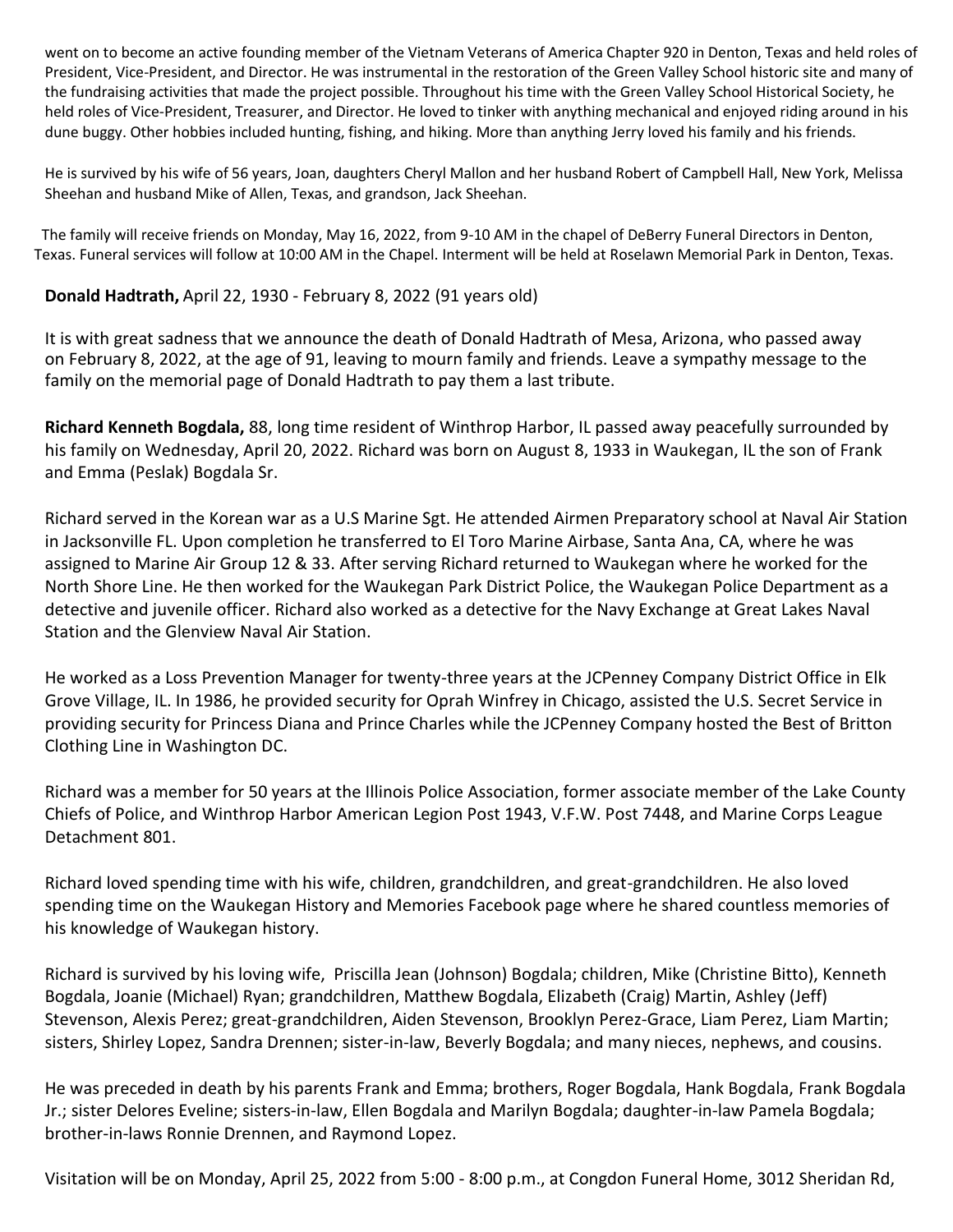went on to become an active founding member of the Vietnam Veterans of America Chapter 920 in Denton, Texas and held roles of President, Vice-President, and Director. He was instrumental in the restoration of the Green Valley School historic site and many of the fundraising activities that made the project possible. Throughout his time with the Green Valley School Historical Society, he held roles of Vice-President, Treasurer, and Director. He loved to tinker with anything mechanical and enjoyed riding around in his dune buggy. Other hobbies included hunting, fishing, and hiking. More than anything Jerry loved his family and his friends.

He is survived by his wife of 56 years, Joan, daughters Cheryl Mallon and her husband Robert of Campbell Hall, New York, Melissa Sheehan and husband Mike of Allen, Texas, and grandson, Jack Sheehan.

The family will receive friends on Monday, May 16, 2022, from 9-10 AM in the chapel of DeBerry Funeral Directors in Denton, Texas. Funeral services will follow at 10:00 AM in the Chapel. Interment will be held at Roselawn Memorial Park in Denton, Texas.

**Donald Hadtrath,** April 22, 1930 - February 8, 2022 (91 years old)

It is with great sadness that we announce the death of Donald Hadtrath of Mesa, Arizona, who passed away on February 8, 2022, at the age of 91, leaving to mourn family and friends. Leave a sympathy message to the family on the memorial page of Donald Hadtrath to pay them a last tribute.

**Richard Kenneth Bogdala,** 88, long time resident of Winthrop Harbor, IL passed away peacefully surrounded by his family on Wednesday, April 20, 2022. Richard was born on August 8, 1933 in Waukegan, IL the son of Frank and Emma (Peslak) Bogdala Sr.

Richard served in the Korean war as a U.S Marine Sgt. He attended Airmen Preparatory school at Naval Air Station in Jacksonville FL. Upon completion he transferred to El Toro Marine Airbase, Santa Ana, CA, where he was assigned to Marine Air Group 12 & 33. After serving Richard returned to Waukegan where he worked for the North Shore Line. He then worked for the Waukegan Park District Police, the Waukegan Police Department as a detective and juvenile officer. Richard also worked as a detective for the Navy Exchange at Great Lakes Naval Station and the Glenview Naval Air Station.

He worked as a Loss Prevention Manager for twenty-three years at the JCPenney Company District Office in Elk Grove Village, IL. In 1986, he provided security for Oprah Winfrey in Chicago, assisted the U.S. Secret Service in providing security for Princess Diana and Prince Charles while the JCPenney Company hosted the Best of Britton Clothing Line in Washington DC.

Richard was a member for 50 years at the Illinois Police Association, former associate member of the Lake County Chiefs of Police, and Winthrop Harbor American Legion Post 1943, V.F.W. Post 7448, and Marine Corps League Detachment 801.

Richard loved spending time with his wife, children, grandchildren, and great-grandchildren. He also loved spending time on the Waukegan History and Memories Facebook page where he shared countless memories of his knowledge of Waukegan history.

Richard is survived by his loving wife, Priscilla Jean (Johnson) Bogdala; children, Mike (Christine Bitto), Kenneth Bogdala, Joanie (Michael) Ryan; grandchildren, Matthew Bogdala, Elizabeth (Craig) Martin, Ashley (Jeff) Stevenson, Alexis Perez; great-grandchildren, Aiden Stevenson, Brooklyn Perez-Grace, Liam Perez, Liam Martin; sisters, Shirley Lopez, Sandra Drennen; sister-in-law, Beverly Bogdala; and many nieces, nephews, and cousins.

He was preceded in death by his parents Frank and Emma; brothers, Roger Bogdala, Hank Bogdala, Frank Bogdala Jr.; sister Delores Eveline; sisters-in-law, Ellen Bogdala and Marilyn Bogdala; daughter-in-law Pamela Bogdala; brother-in-laws Ronnie Drennen, and Raymond Lopez.

Visitation will be on Monday, April 25, 2022 from 5:00 - 8:00 p.m., at Congdon Funeral Home, 3012 Sheridan Rd,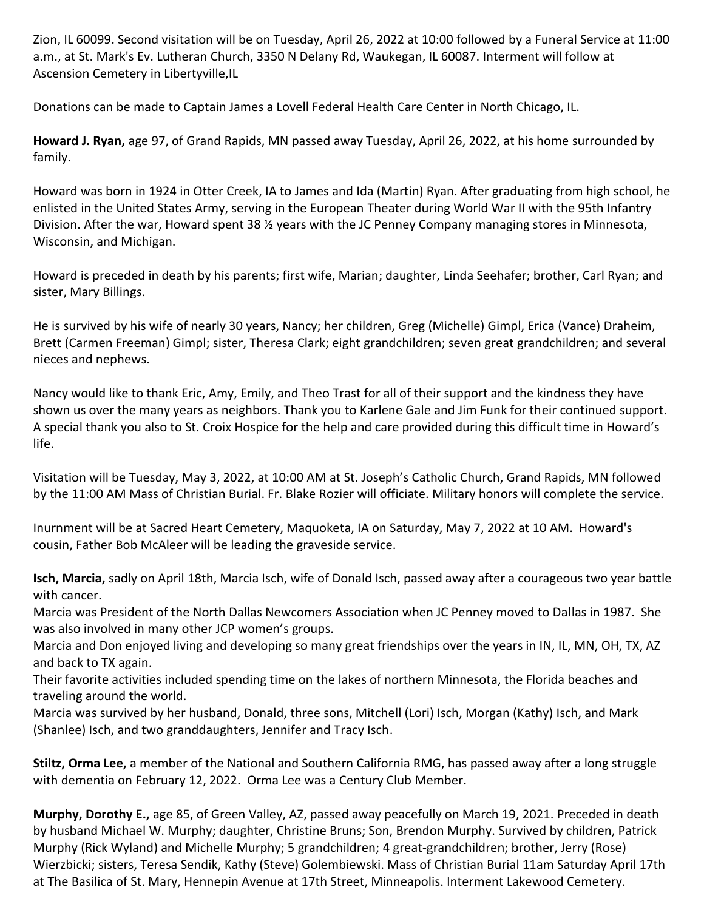Zion, IL 60099. Second visitation will be on Tuesday, April 26, 2022 at 10:00 followed by a Funeral Service at 11:00 a.m., at St. Mark's Ev. Lutheran Church, 3350 N Delany Rd, Waukegan, IL 60087. Interment will follow at Ascension Cemetery in Libertyville,IL

Donations can be made to Captain James a Lovell Federal Health Care Center in North Chicago, IL.

**Howard J. Ryan,** age 97, of Grand Rapids, MN passed away Tuesday, April 26, 2022, at his home surrounded by family.

Howard was born in 1924 in Otter Creek, IA to James and Ida (Martin) Ryan. After graduating from high school, he enlisted in the United States Army, serving in the European Theater during World War II with the 95th Infantry Division. After the war, Howard spent 38 ½ years with the JC Penney Company managing stores in Minnesota, Wisconsin, and Michigan.

Howard is preceded in death by his parents; first wife, Marian; daughter, Linda Seehafer; brother, Carl Ryan; and sister, Mary Billings.

He is survived by his wife of nearly 30 years, Nancy; her children, Greg (Michelle) Gimpl, Erica (Vance) Draheim, Brett (Carmen Freeman) Gimpl; sister, Theresa Clark; eight grandchildren; seven great grandchildren; and several nieces and nephews.

Nancy would like to thank Eric, Amy, Emily, and Theo Trast for all of their support and the kindness they have shown us over the many years as neighbors. Thank you to Karlene Gale and Jim Funk for their continued support. A special thank you also to St. Croix Hospice for the help and care provided during this difficult time in Howard's life.

Visitation will be Tuesday, May 3, 2022, at 10:00 AM at St. Joseph's Catholic Church, Grand Rapids, MN followed by the 11:00 AM Mass of Christian Burial. Fr. Blake Rozier will officiate. Military honors will complete the service.

Inurnment will be at Sacred Heart Cemetery, Maquoketa, IA on Saturday, May 7, 2022 at 10 AM. Howard's cousin, Father Bob McAleer will be leading the graveside service.

**Isch, Marcia,** sadly on April 18th, Marcia Isch, wife of Donald Isch, passed away after a courageous two year battle with cancer.

Marcia was President of the North Dallas Newcomers Association when JC Penney moved to Dallas in 1987. She was also involved in many other JCP women's groups.

Marcia and Don enjoyed living and developing so many great friendships over the years in IN, IL, MN, OH, TX, AZ and back to TX again.

Their favorite activities included spending time on the lakes of northern Minnesota, the Florida beaches and traveling around the world.

Marcia was survived by her husband, Donald, three sons, Mitchell (Lori) Isch, Morgan (Kathy) Isch, and Mark (Shanlee) Isch, and two granddaughters, Jennifer and Tracy Isch.

**Stiltz, Orma Lee,** a member of the National and Southern California RMG, has passed away after a long struggle with dementia on February 12, 2022. Orma Lee was a Century Club Member.

**Murphy, Dorothy E.,** age 85, of Green Valley, AZ, passed away peacefully on March 19, 2021. Preceded in death by husband Michael W. Murphy; daughter, Christine Bruns; Son, Brendon Murphy. Survived by children, Patrick Murphy (Rick Wyland) and Michelle Murphy; 5 grandchildren; 4 great-grandchildren; brother, Jerry (Rose) Wierzbicki; sisters, Teresa Sendik, Kathy (Steve) Golembiewski. Mass of Christian Burial 11am Saturday April 17th at The Basilica of St. Mary, Hennepin Avenue at 17th Street, Minneapolis. Interment Lakewood Cemetery.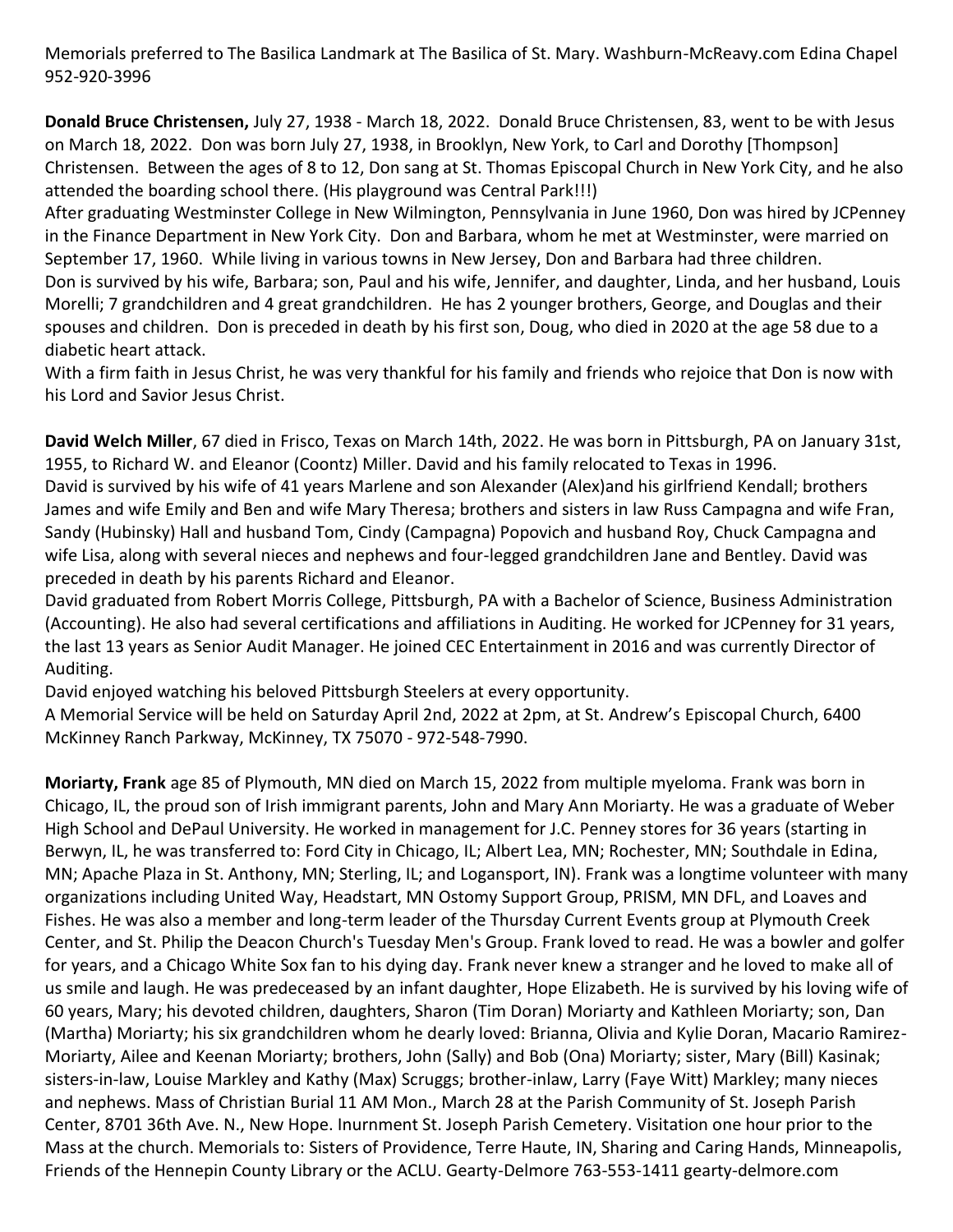Memorials preferred to The Basilica Landmark at The Basilica of St. Mary. Washburn-McReavy.com Edina Chapel 952-920-3996

**Donald Bruce Christensen,** July 27, 1938 - March 18, 2022. Donald Bruce Christensen, 83, went to be with Jesus on March 18, 2022. Don was born July 27, 1938, in Brooklyn, New York, to Carl and Dorothy [Thompson] Christensen. Between the ages of 8 to 12, Don sang at St. Thomas Episcopal Church in New York City, and he also attended the boarding school there. (His playground was Central Park!!!)

After graduating Westminster College in New Wilmington, Pennsylvania in June 1960, Don was hired by JCPenney in the Finance Department in New York City. Don and Barbara, whom he met at Westminster, were married on September 17, 1960. While living in various towns in New Jersey, Don and Barbara had three children.

Don is survived by his wife, Barbara; son, Paul and his wife, Jennifer, and daughter, Linda, and her husband, Louis Morelli; 7 grandchildren and 4 great grandchildren. He has 2 younger brothers, George, and Douglas and their spouses and children. Don is preceded in death by his first son, Doug, who died in 2020 at the age 58 due to a diabetic heart attack.

With a firm faith in Jesus Christ, he was very thankful for his family and friends who rejoice that Don is now with his Lord and Savior Jesus Christ.

**David Welch Miller**, 67 died in Frisco, Texas on March 14th, 2022. He was born in Pittsburgh, PA on January 31st, 1955, to Richard W. and Eleanor (Coontz) Miller. David and his family relocated to Texas in 1996.

David is survived by his wife of 41 years Marlene and son Alexander (Alex)and his girlfriend Kendall; brothers James and wife Emily and Ben and wife Mary Theresa; brothers and sisters in law Russ Campagna and wife Fran, Sandy (Hubinsky) Hall and husband Tom, Cindy (Campagna) Popovich and husband Roy, Chuck Campagna and wife Lisa, along with several nieces and nephews and four-legged grandchildren Jane and Bentley. David was preceded in death by his parents Richard and Eleanor.

David graduated from Robert Morris College, Pittsburgh, PA with a Bachelor of Science, Business Administration (Accounting). He also had several certifications and affiliations in Auditing. He worked for JCPenney for 31 years, the last 13 years as Senior Audit Manager. He joined CEC Entertainment in 2016 and was currently Director of Auditing.

David enjoyed watching his beloved Pittsburgh Steelers at every opportunity.

A Memorial Service will be held on Saturday April 2nd, 2022 at 2pm, at St. Andrew's Episcopal Church, 6400 McKinney Ranch Parkway, McKinney, TX 75070 - 972-548-7990.

**Moriarty, Frank** age 85 of Plymouth, MN died on March 15, 2022 from multiple myeloma. Frank was born in Chicago, IL, the proud son of Irish immigrant parents, John and Mary Ann Moriarty. He was a graduate of Weber High School and DePaul University. He worked in management for J.C. Penney stores for 36 years (starting in Berwyn, IL, he was transferred to: Ford City in Chicago, IL; Albert Lea, MN; Rochester, MN; Southdale in Edina, MN; Apache Plaza in St. Anthony, MN; Sterling, IL; and Logansport, IN). Frank was a longtime volunteer with many organizations including United Way, Headstart, MN Ostomy Support Group, PRISM, MN DFL, and Loaves and Fishes. He was also a member and long-term leader of the Thursday Current Events group at Plymouth Creek Center, and St. Philip the Deacon Church's Tuesday Men's Group. Frank loved to read. He was a bowler and golfer for years, and a Chicago White Sox fan to his dying day. Frank never knew a stranger and he loved to make all of us smile and laugh. He was predeceased by an infant daughter, Hope Elizabeth. He is survived by his loving wife of 60 years, Mary; his devoted children, daughters, Sharon (Tim Doran) Moriarty and Kathleen Moriarty; son, Dan (Martha) Moriarty; his six grandchildren whom he dearly loved: Brianna, Olivia and Kylie Doran, Macario Ramirez-Moriarty, Ailee and Keenan Moriarty; brothers, John (Sally) and Bob (Ona) Moriarty; sister, Mary (Bill) Kasinak; sisters-in-law, Louise Markley and Kathy (Max) Scruggs; brother-inlaw, Larry (Faye Witt) Markley; many nieces and nephews. Mass of Christian Burial 11 AM Mon., March 28 at the Parish Community of St. Joseph Parish Center, 8701 36th Ave. N., New Hope. Inurnment St. Joseph Parish Cemetery. Visitation one hour prior to the Mass at the church. Memorials to: Sisters of Providence, Terre Haute, IN, Sharing and Caring Hands, Minneapolis, Friends of the Hennepin County Library or the ACLU. Gearty-Delmore 763-553-1411 gearty-delmore.com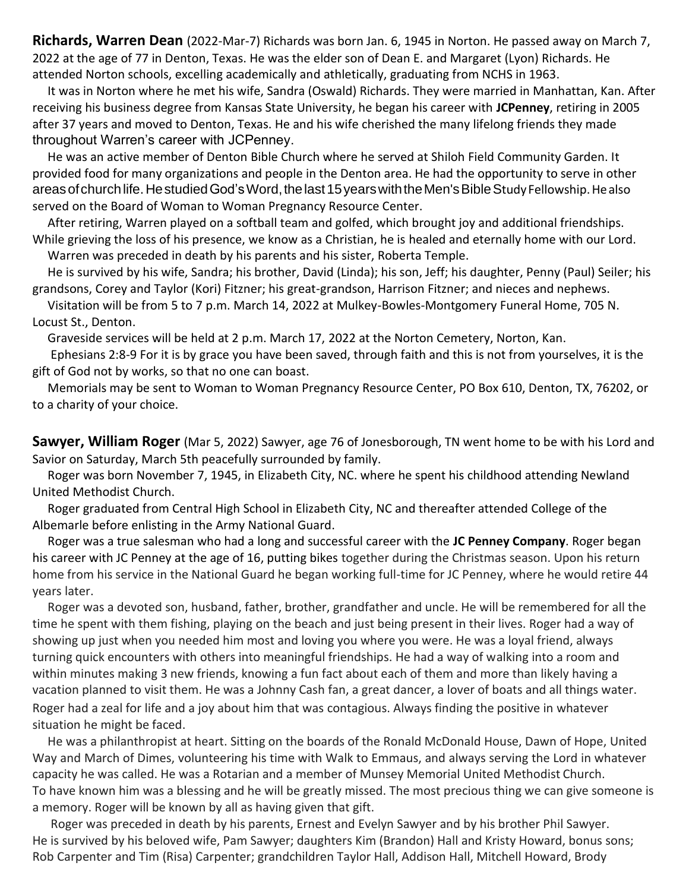**Richards, Warren Dean** (2022-Mar-7) Richards was born Jan. 6, 1945 in Norton. He passed away on March 7, 2022 at the age of 77 in Denton, Texas. He was the elder son of Dean E. and Margaret (Lyon) Richards. He attended Norton schools, excelling academically and athletically, graduating from NCHS in 1963.

It was in Norton where he met his wife, Sandra (Oswald) Richards. They were married in Manhattan, Kan. After receiving his business degree from Kansas State University, he began his career with **JCPenney**, retiring in 2005 after 37 years and moved to Denton, Texas. He and his wife cherished the many lifelong friends they made throughout Warren's career with JCPenney.

He was an active member of Denton Bible Church where he served at Shiloh Field Community Garden. It provided food for many organizations and people in the Denton area. He had the opportunity to serve in other areas of church life. He studied God's Word, the last 15 years with the Men's Bible Study Fellowship. He also served on the Board of Woman to Woman Pregnancy Resource Center.

After retiring, Warren played on a softball team and golfed, which brought joy and additional friendships. While grieving the loss of his presence, we know as a Christian, he is healed and eternally home with our Lord.

Warren was preceded in death by his parents and his sister, Roberta Temple.

He is survived by his wife, Sandra; his brother, David (Linda); his son, Jeff; his daughter, Penny (Paul) Seiler; his grandsons, Corey and Taylor (Kori) Fitzner; his great-grandson, Harrison Fitzner; and nieces and nephews.

Visitation will be from 5 to 7 p.m. March 14, 2022 at Mulkey-Bowles-Montgomery Funeral Home, 705 N. Locust St., Denton.

Graveside services will be held at 2 p.m. March 17, 2022 at the Norton Cemetery, Norton, Kan.

Ephesians 2:8-9 For it is by grace you have been saved, through faith and this is not from yourselves, it is the gift of God not by works, so that no one can boast.

Memorials may be sent to Woman to Woman Pregnancy Resource Center, PO Box 610, Denton, TX, 76202, or to a charity of your choice.

**Sawyer, William Roger** (Mar 5, 2022) Sawyer, age 76 of Jonesborough, TN went home to be with his Lord and Savior on Saturday, March 5th peacefully surrounded by family.

Roger was born November 7, 1945, in Elizabeth City, NC. where he spent his childhood attending Newland United Methodist Church.

Roger graduated from Central High School in Elizabeth City, NC and thereafter attended College of the Albemarle before enlisting in the Army National Guard.

Roger was a true salesman who had a long and successful career with the **JC Penney Company**. Roger began his career with JC Penney at the age of 16, putting bikes together during the Christmas season. Upon his return home from his service in the National Guard he began working full-time for JC Penney, where he would retire 44 years later.

Roger was a devoted son, husband, father, brother, grandfather and uncle. He will be remembered for all the time he spent with them fishing, playing on the beach and just being present in their lives. Roger had a way of showing up just when you needed him most and loving you where you were. He was a loyal friend, always turning quick encounters with others into meaningful friendships. He had a way of walking into a room and within minutes making 3 new friends, knowing a fun fact about each of them and more than likely having a vacation planned to visit them. He was a Johnny Cash fan, a great dancer, a lover of boats and all things water. Roger had a zeal for life and a joy about him that was contagious. Always finding the positive in whatever situation he might be faced.

He was a philanthropist at heart. Sitting on the boards of the Ronald McDonald House, Dawn of Hope, United Way and March of Dimes, volunteering his time with Walk to Emmaus, and always serving the Lord in whatever capacity he was called. He was a Rotarian and a member of Munsey Memorial United Methodist Church. To have known him was a blessing and he will be greatly missed. The most precious thing we can give someone is a memory. Roger will be known by all as having given that gift.

Roger was preceded in death by his parents, Ernest and Evelyn Sawyer and by his brother Phil Sawyer. He is survived by his beloved wife, Pam Sawyer; daughters Kim (Brandon) Hall and Kristy Howard, bonus sons; Rob Carpenter and Tim (Risa) Carpenter; grandchildren Taylor Hall, Addison Hall, Mitchell Howard, Brody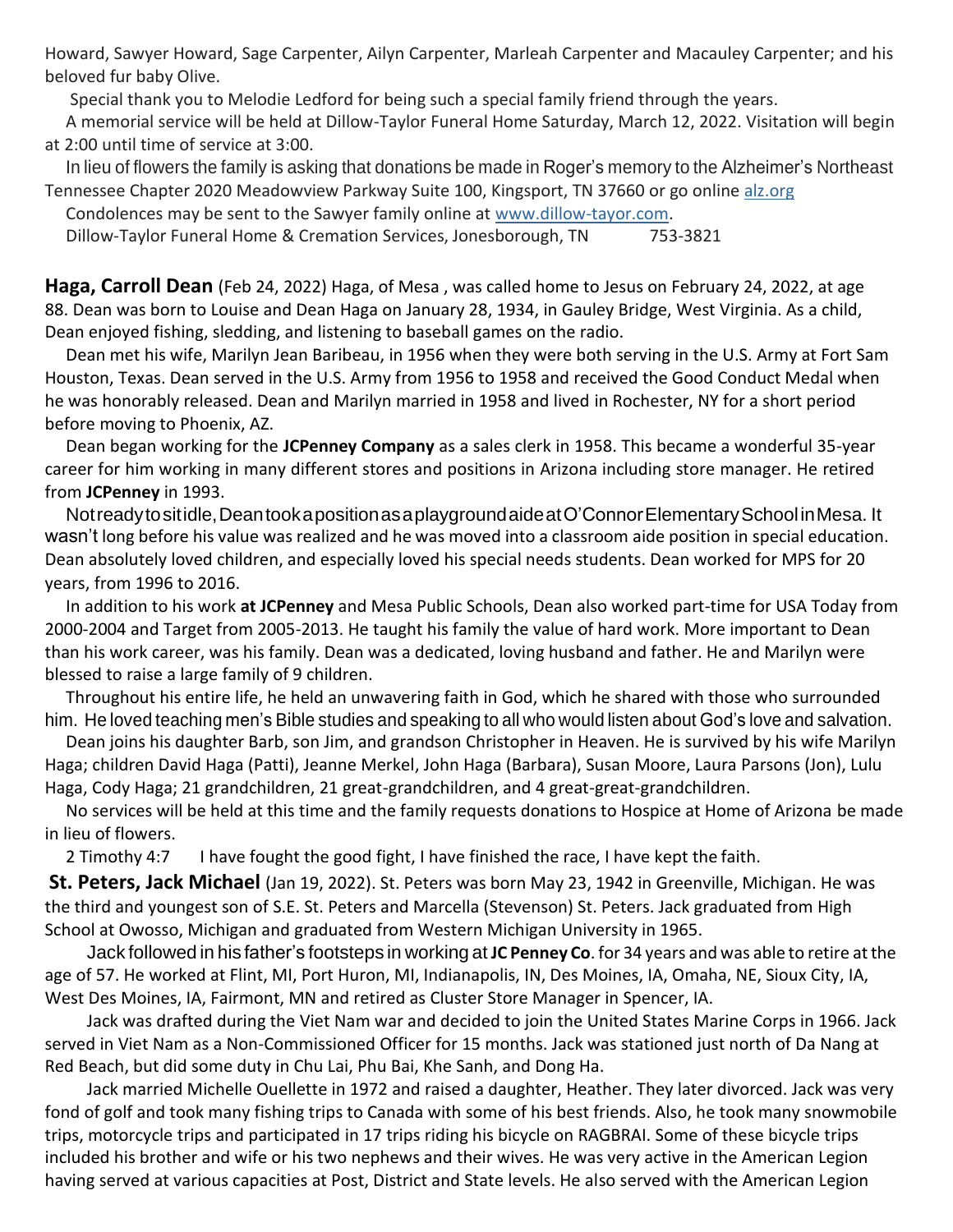Howard, Sawyer Howard, Sage Carpenter, Ailyn Carpenter, Marleah Carpenter and Macauley Carpenter; and his beloved fur baby Olive.

Special thank you to Melodie Ledford for being such a special family friend through the years.

A memorial service will be held at Dillow-Taylor Funeral Home Saturday, March 12, 2022. Visitation will begin at 2:00 until time of service at 3:00.

In lieu of flowers the family is asking that donations be made in Roger's memory to the Alzheimer's Northeast Tennessee Chapter 2020 Meadowview Parkway Suite 100, Kingsport, TN 37660 or go online alz.org

Condolences may be sent to the Sawyer family online at www.dillow-tayor.com.

Dillow-Taylor Funeral Home & Cremation Services, Jonesborough, TN 753-3821

**Haga, Carroll Dean** (Feb 24, 2022) Haga, of Mesa , was called home to Jesus on February 24, 2022, at age 88. Dean was born to Louise and Dean Haga on January 28, 1934, in Gauley Bridge, West Virginia. As a child, Dean enjoyed fishing, sledding, and listening to baseball games on the radio.

Dean met his wife, Marilyn Jean Baribeau, in 1956 when they were both serving in the U.S. Army at Fort Sam Houston, Texas. Dean served in the U.S. Army from 1956 to 1958 and received the Good Conduct Medal when he was honorably released. Dean and Marilyn married in 1958 and lived in Rochester, NY for a short period before moving to Phoenix, AZ.

Dean began working for the **JCPenney Company** as a sales clerk in 1958. This became a wonderful 35-year career for him working in many different stores and positions in Arizona including store manager. He retired from **JCPenney** in 1993.

Not ready to sit idle, Dean took a position as a playground aide at O'Connor Elementary School in Mesa. It wasn't long before his value was realized and he was moved into a classroom aide position in special education. Dean absolutely loved children, and especially loved his special needs students. Dean worked for MPS for 20 years, from 1996 to 2016.

In addition to his work **at JCPenney** and Mesa Public Schools, Dean also worked part-time for USA Today from 2000-2004 and Target from 2005-2013. He taught his family the value of hard work. More important to Dean than his work career, was his family. Dean was a dedicated, loving husband and father. He and Marilyn were blessed to raise a large family of 9 children.

Throughout his entire life, he held an unwavering faith in God, which he shared with those who surrounded him. He loved teaching men's Bible studies and speaking to all who would listen about God's love and salvation.

Dean joins his daughter Barb, son Jim, and grandson Christopher in Heaven. He is survived by his wife Marilyn Haga; children David Haga (Patti), Jeanne Merkel, John Haga (Barbara), Susan Moore, Laura Parsons (Jon), Lulu Haga, Cody Haga; 21 grandchildren, 21 great-grandchildren, and 4 great-great-grandchildren.

No services will be held at this time and the family requests donations to Hospice at Home of Arizona be made in lieu of flowers.

2 Timothy 4:7 I have fought the good fight, I have finished the race, I have kept the faith.

**St. Peters, Jack Michael** (Jan 19, 2022). St. Peters was born May 23, 1942 in Greenville, Michigan. He was the third and youngest son of S.E. St. Peters and Marcella (Stevenson) St. Peters. Jack graduated from High School at Owosso, Michigan and graduated from Western Michigan University in 1965.

Jack followed in his father's footsteps in working at **JC Penney Co**. for 34 years and was able to retire at the age of 57. He worked at Flint, MI, Port Huron, MI, Indianapolis, IN, Des Moines, IA, Omaha, NE, Sioux City, IA, West Des Moines, IA, Fairmont, MN and retired as Cluster Store Manager in Spencer, IA.

Jack was drafted during the Viet Nam war and decided to join the United States Marine Corps in 1966. Jack served in Viet Nam as a Non-Commissioned Officer for 15 months. Jack was stationed just north of Da Nang at Red Beach, but did some duty in Chu Lai, Phu Bai, Khe Sanh, and Dong Ha.

Jack married Michelle Ouellette in 1972 and raised a daughter, Heather. They later divorced. Jack was very fond of golf and took many fishing trips to Canada with some of his best friends. Also, he took many snowmobile trips, motorcycle trips and participated in 17 trips riding his bicycle on RAGBRAI. Some of these bicycle trips included his brother and wife or his two nephews and their wives. He was very active in the American Legion having served at various capacities at Post, District and State levels. He also served with the American Legion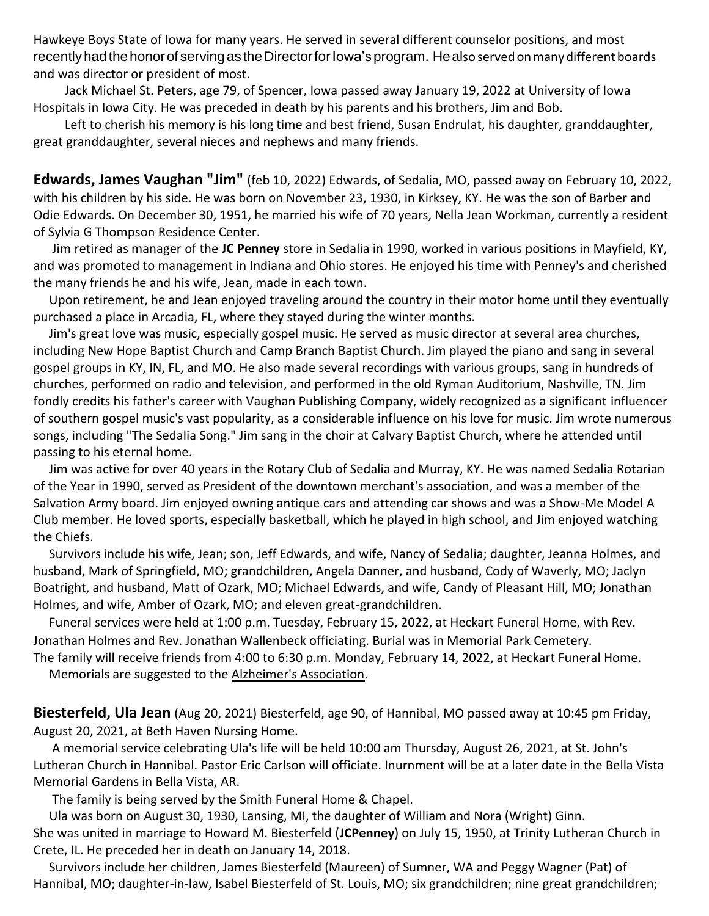Hawkeye Boys State of Iowa for many years. He served in several different counselor positions, and most recently had the honor of serving as the Director for Iowa's program. He also served on many different boards and was director or president of most.

Jack Michael St. Peters, age 79, of Spencer, Iowa passed away January 19, 2022 at University of Iowa Hospitals in Iowa City. He was preceded in death by his parents and his brothers, Jim and Bob.

Left to cherish his memory is his long time and best friend, Susan Endrulat, his daughter, granddaughter, great granddaughter, several nieces and nephews and many friends.

**Edwards, James Vaughan "Jim"** (feb 10, 2022) Edwards, of Sedalia, MO, passed away on February 10, 2022, with his children by his side. He was born on November 23, 1930, in Kirksey, KY. He was the son of Barber and Odie Edwards. On December 30, 1951, he married his wife of 70 years, Nella Jean Workman, currently a resident of Sylvia G Thompson Residence Center.

Jim retired as manager of the **JC Penney** store in Sedalia in 1990, worked in various positions in Mayfield, KY, and was promoted to management in Indiana and Ohio stores. He enjoyed his time with Penney's and cherished the many friends he and his wife, Jean, made in each town.

Upon retirement, he and Jean enjoyed traveling around the country in their motor home until they eventually purchased a place in Arcadia, FL, where they stayed during the winter months.

Jim's great love was music, especially gospel music. He served as music director at several area churches, including New Hope Baptist Church and Camp Branch Baptist Church. Jim played the piano and sang in several gospel groups in KY, IN, FL, and MO. He also made several recordings with various groups, sang in hundreds of churches, performed on radio and television, and performed in the old Ryman Auditorium, Nashville, TN. Jim fondly credits his father's career with Vaughan Publishing Company, widely recognized as a significant influencer of southern gospel music's vast popularity, as a considerable influence on his love for music. Jim wrote numerous songs, including "The Sedalia Song." Jim sang in the choir at Calvary Baptist Church, where he attended until passing to his eternal home.

Jim was active for over 40 years in the Rotary Club of Sedalia and Murray, KY. He was named Sedalia Rotarian of the Year in 1990, served as President of the downtown merchant's association, and was a member of the Salvation Army board. Jim enjoyed owning antique cars and attending car shows and was a Show-Me Model A Club member. He loved sports, especially basketball, which he played in high school, and Jim enjoyed watching the Chiefs.

Survivors include his wife, Jean; son, Jeff Edwards, and wife, Nancy of Sedalia; daughter, Jeanna Holmes, and husband, Mark of Springfield, MO; grandchildren, Angela Danner, and husband, Cody of Waverly, MO; Jaclyn Boatright, and husband, Matt of Ozark, MO; Michael Edwards, and wife, Candy of Pleasant Hill, MO; Jonathan Holmes, and wife, Amber of Ozark, MO; and eleven great-grandchildren.

Funeral services were held at 1:00 p.m. Tuesday, February 15, 2022, at Heckart Funeral Home, with Rev. Jonathan Holmes and Rev. Jonathan Wallenbeck officiating. Burial was in Memorial Park Cemetery. The family will receive friends from 4:00 to 6:30 p.m. Monday, February 14, 2022, at Heckart Funeral Home.

Memorials are suggested to the Alzheimer's Association.

**Biesterfeld, Ula Jean** (Aug 20, 2021) Biesterfeld, age 90, of Hannibal, MO passed away at 10:45 pm Friday, August 20, 2021, at Beth Haven Nursing Home.

A memorial service celebrating Ula's life will be held 10:00 am Thursday, August 26, 2021, at St. John's Lutheran Church in Hannibal. Pastor Eric Carlson will officiate. Inurnment will be at a later date in the Bella Vista Memorial Gardens in Bella Vista, AR.

The family is being served by the Smith Funeral Home & Chapel.

Ula was born on August 30, 1930, Lansing, MI, the daughter of William and Nora (Wright) Ginn. She was united in marriage to Howard M. Biesterfeld (**JCPenney**) on July 15, 1950, at Trinity Lutheran Church in Crete, IL. He preceded her in death on January 14, 2018.

Survivors include her children, James Biesterfeld (Maureen) of Sumner, WA and Peggy Wagner (Pat) of Hannibal, MO; daughter-in-law, Isabel Biesterfeld of St. Louis, MO; six grandchildren; nine great grandchildren;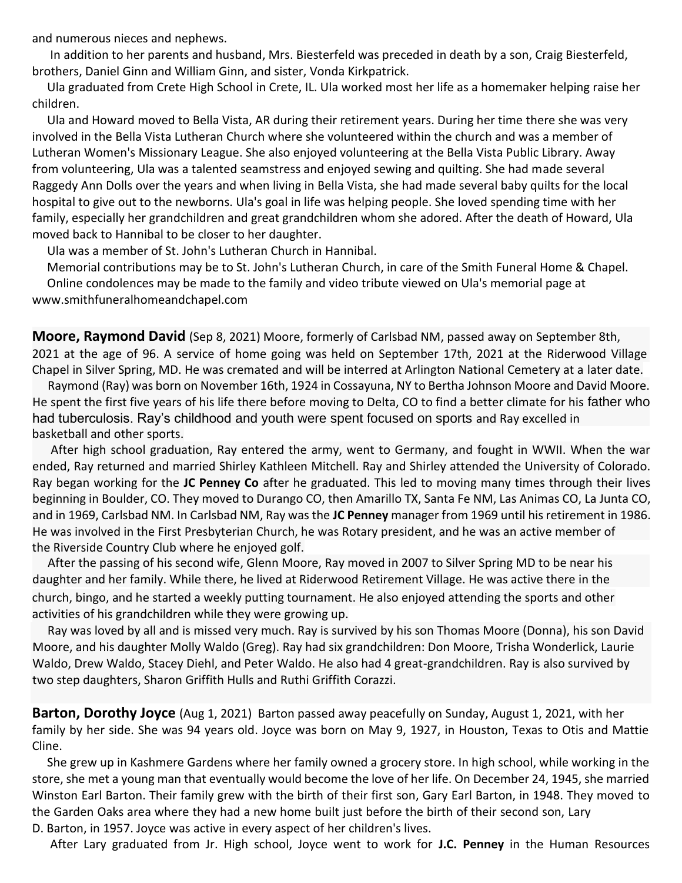and numerous nieces and nephews.

In addition to her parents and husband, Mrs. Biesterfeld was preceded in death by a son, Craig Biesterfeld, brothers, Daniel Ginn and William Ginn, and sister, Vonda Kirkpatrick.

Ula graduated from Crete High School in Crete, IL. Ula worked most her life as a homemaker helping raise her children.

Ula and Howard moved to Bella Vista, AR during their retirement years. During her time there she was very involved in the Bella Vista Lutheran Church where she volunteered within the church and was a member of Lutheran Women's Missionary League. She also enjoyed volunteering at the Bella Vista Public Library. Away from volunteering, Ula was a talented seamstress and enjoyed sewing and quilting. She had made several Raggedy Ann Dolls over the years and when living in Bella Vista, she had made several baby quilts for the local hospital to give out to the newborns. Ula's goal in life was helping people. She loved spending time with her family, especially her grandchildren and great grandchildren whom she adored. After the death of Howard, Ula moved back to Hannibal to be closer to her daughter.

Ula was a member of St. John's Lutheran Church in Hannibal.

Memorial contributions may be to St. John's Lutheran Church, in care of the Smith Funeral Home & Chapel.

Online condolences may be made to the family and video tribute viewed on Ula's memorial page at www.smithfuneralhomeandchapel.com

**Moore, Raymond David** (Sep 8, 2021) Moore, formerly of Carlsbad NM, passed away on September 8th, 2021 at the age of 96. A service of home going was held on September 17th, 2021 at the Riderwood Village Chapel in Silver Spring, MD. He was cremated and will be interred at Arlington National Cemetery at a later date.

Raymond (Ray) was born on November 16th, 1924 in Cossayuna, NY to Bertha Johnson Moore and David Moore. He spent the first five years of his life there before moving to Delta, CO to find a better climate for his father who had tuberculosis. Ray's childhood and youth were spent focused on sports and Ray excelled in basketball and other sports.

After high school graduation, Ray entered the army, went to Germany, and fought in WWII. When the war ended, Ray returned and married Shirley Kathleen Mitchell. Ray and Shirley attended the University of Colorado. Ray began working for the **JC Penney Co** after he graduated. This led to moving many times through their lives beginning in Boulder, CO. They moved to Durango CO, then Amarillo TX, Santa Fe NM, Las Animas CO, La Junta CO, and in 1969, Carlsbad NM. In Carlsbad NM, Ray was the **JC Penney** manager from 1969 until his retirement in 1986. He was involved in the First Presbyterian Church, he was Rotary president, and he was an active member of the Riverside Country Club where he enjoyed golf.

After the passing of his second wife, Glenn Moore, Ray moved in 2007 to Silver Spring MD to be near his daughter and her family. While there, he lived at Riderwood Retirement Village. He was active there in the church, bingo, and he started a weekly putting tournament. He also enjoyed attending the sports and other activities of his grandchildren while they were growing up.

Ray was loved by all and is missed very much. Ray is survived by his son Thomas Moore (Donna), his son David Moore, and his daughter Molly Waldo (Greg). Ray had six grandchildren: Don Moore, Trisha Wonderlick, Laurie Waldo, Drew Waldo, Stacey Diehl, and Peter Waldo. He also had 4 great-grandchildren. Ray is also survived by two step daughters, Sharon Griffith Hulls and Ruthi Griffith Corazzi.

**Barton, Dorothy Joyce** (Aug 1, 2021) Barton passed away peacefully on Sunday, August 1, 2021, with her family by her side. She was 94 years old. Joyce was born on May 9, 1927, in Houston, Texas to Otis and Mattie Cline.

She grew up in Kashmere Gardens where her family owned a grocery store. In high school, while working in the store, she met a young man that eventually would become the love of her life. On December 24, 1945, she married Winston Earl Barton. Their family grew with the birth of their first son, Gary Earl Barton, in 1948. They moved to the Garden Oaks area where they had a new home built just before the birth of their second son, Lary D. Barton, in 1957. Joyce was active in every aspect of her children's lives.

After Lary graduated from Jr. High school, Joyce went to work for **J.C. Penney** in the Human Resources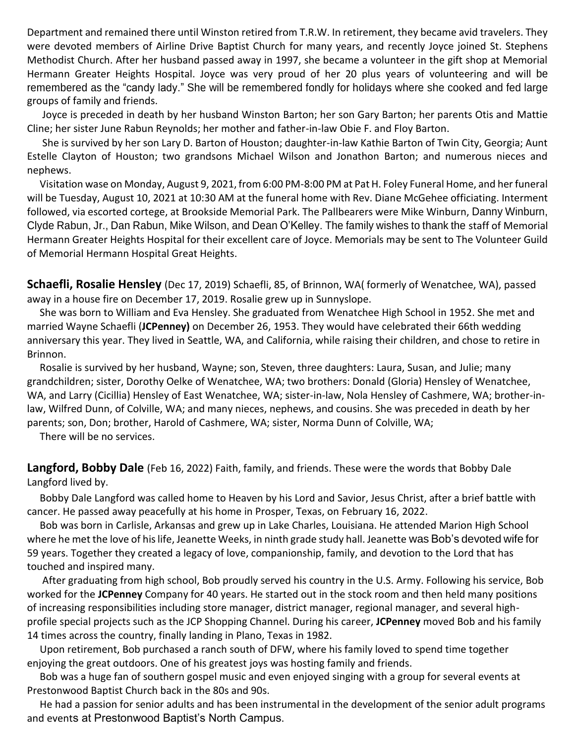Department and remained there until Winston retired from T.R.W. In retirement, they became avid travelers. They were devoted members of Airline Drive Baptist Church for many years, and recently Joyce joined St. Stephens Methodist Church. After her husband passed away in 1997, she became a volunteer in the gift shop at Memorial Hermann Greater Heights Hospital. Joyce was very proud of her 20 plus years of volunteering and will be remembered as the "candy lady." She will be remembered fondly for holidays where she cooked and fed large groups of family and friends.

Joyce is preceded in death by her husband Winston Barton; her son Gary Barton; her parents Otis and Mattie Cline; her sister June Rabun Reynolds; her mother and father-in-law Obie F. and Floy Barton.

She is survived by her son Lary D. Barton of Houston; daughter-in-law Kathie Barton of Twin City, Georgia; Aunt Estelle Clayton of Houston; two grandsons Michael Wilson and Jonathon Barton; and numerous nieces and nephews.

Visitation wase on Monday, August 9, 2021, from 6:00 PM-8:00 PM at Pat H. Foley Funeral Home, and her funeral will be Tuesday, August 10, 2021 at 10:30 AM at the funeral home with Rev. Diane McGehee officiating. Interment followed, via escorted cortege, at Brookside Memorial Park. The Pallbearers were Mike Winburn, Danny Winburn, Clyde Rabun, Jr., Dan Rabun, Mike Wilson, and Dean O'Kelley. The family wishes to thank the staff of Memorial Hermann Greater Heights Hospital for their excellent care of Joyce. Memorials may be sent to The Volunteer Guild of Memorial Hermann Hospital Great Heights.

**Schaefli, Rosalie Hensley** (Dec 17, 2019) Schaefli, 85, of Brinnon, WA( formerly of Wenatchee, WA), passed away in a house fire on December 17, 2019. Rosalie grew up in Sunnyslope.

She was born to William and Eva Hensley. She graduated from Wenatchee High School in 1952. She met and married Wayne Schaefli (**JCPenney)** on December 26, 1953. They would have celebrated their 66th wedding anniversary this year. They lived in Seattle, WA, and California, while raising their children, and chose to retire in Brinnon.

Rosalie is survived by her husband, Wayne; son, Steven, three daughters: Laura, Susan, and Julie; many grandchildren; sister, Dorothy Oelke of Wenatchee, WA; two brothers: Donald (Gloria) Hensley of Wenatchee, WA, and Larry (Cicillia) Hensley of East Wenatchee, WA; sister-in-law, Nola Hensley of Cashmere, WA; brother-in-law, Wilfred Dunn, of Colville, WA; and many nieces, nephews, and cousins. She was preceded in death by her parents; son, Don; brother, Harold of Cashmere, WA; sister, Norma Dunn of Colville, WA;

There will be no services.

**Langford, Bobby Dale** (Feb 16, 2022) Faith, family, and friends. These were the words that Bobby Dale Langford lived by.

Bobby Dale Langford was called home to Heaven by his Lord and Savior, Jesus Christ, after a brief battle with cancer. He passed away peacefully at his home in Prosper, Texas, on February 16, 2022.

Bob was born in Carlisle, Arkansas and grew up in Lake Charles, Louisiana. He attended Marion High School where he met the love of his life, Jeanette Weeks, in ninth grade study hall. Jeanette was Bob's devoted wife for 59 years. Together they created a legacy of love, companionship, family, and devotion to the Lord that has touched and inspired many.

After graduating from high school, Bob proudly served his country in the U.S. Army. Following his service, Bob worked for the **JCPenney** Company for 40 years. He started out in the stock room and then held many positions of increasing responsibilities including store manager, district manager, regional manager, and several high-profile special projects such as the JCP Shopping Channel. During his career, **JCPenney** moved Bob and his family 14 times across the country, finally landing in Plano, Texas in 1982.

Upon retirement, Bob purchased a ranch south of DFW, where his family loved to spend time together enjoying the great outdoors. One of his greatest joys was hosting family and friends.

Bob was a huge fan of southern gospel music and even enjoyed singing with a group for several events at Prestonwood Baptist Church back in the 80s and 90s.

He had a passion for senior adults and has been instrumental in the development of the senior adult programs and events at Prestonwood Baptist's North Campus.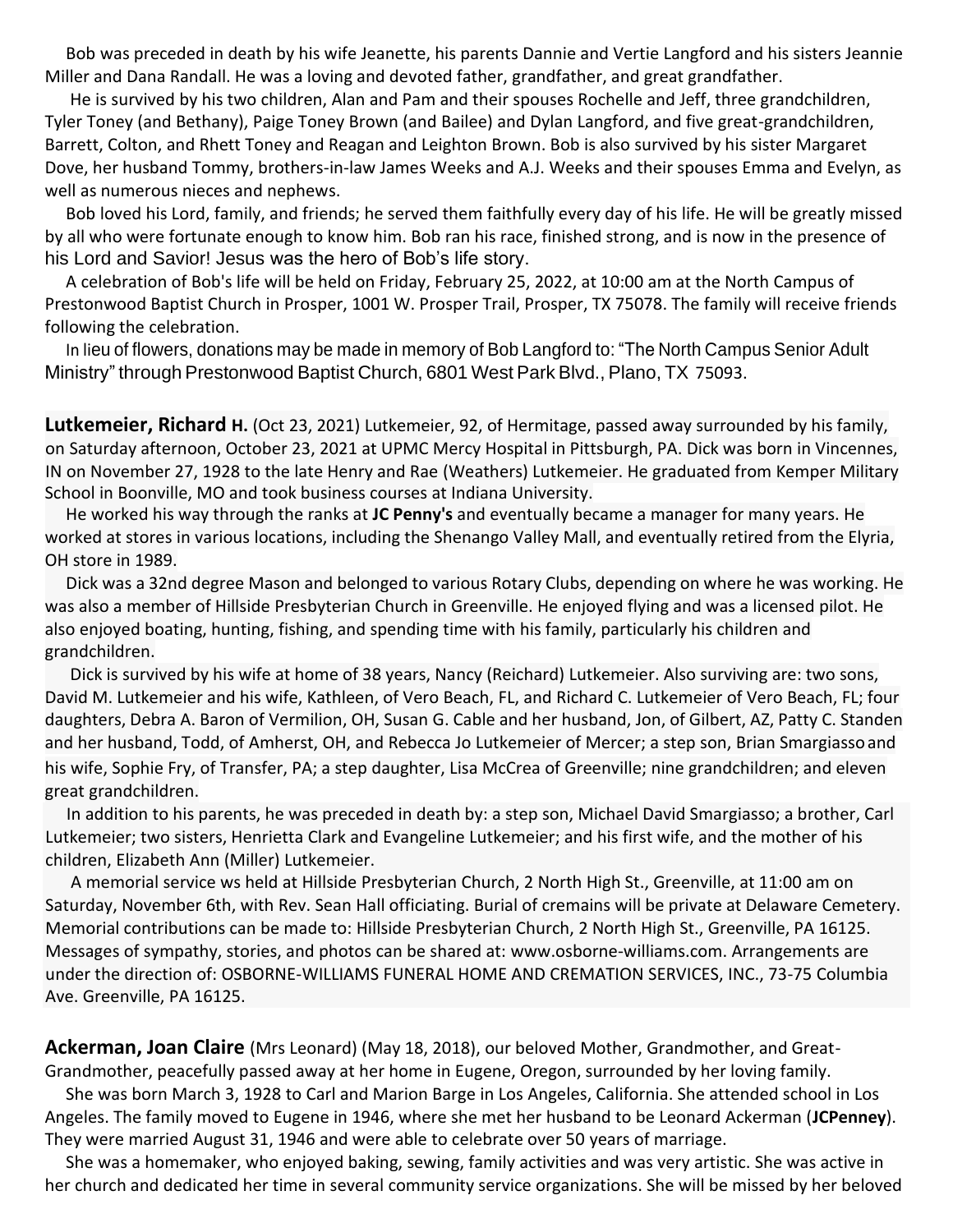Bob was preceded in death by his wife Jeanette, his parents Dannie and Vertie Langford and his sisters Jeannie Miller and Dana Randall. He was a loving and devoted father, grandfather, and great grandfather.

He is survived by his two children, Alan and Pam and their spouses Rochelle and Jeff, three grandchildren, Tyler Toney (and Bethany), Paige Toney Brown (and Bailee) and Dylan Langford, and five great-grandchildren, Barrett, Colton, and Rhett Toney and Reagan and Leighton Brown. Bob is also survived by his sister Margaret Dove, her husband Tommy, brothers-in-law James Weeks and A.J. Weeks and their spouses Emma and Evelyn, as well as numerous nieces and nephews.

Bob loved his Lord, family, and friends; he served them faithfully every day of his life. He will be greatly missed by all who were fortunate enough to know him. Bob ran his race, finished strong, and is now in the presence of his Lord and Savior! Jesus was the hero of Bob's life story.

A celebration of Bob's life will be held on Friday, February 25, 2022, at 10:00 am at the North Campus of Prestonwood Baptist Church in Prosper, 1001 W. Prosper Trail, Prosper, TX 75078. The family will receive friends following the celebration.

In lieu of flowers, donations may be made in memory of Bob Langford to: "The North Campus Senior Adult Ministry" through Prestonwood Baptist Church, 6801 West Park Blvd., Plano, TX 75093.

**Lutkemeier, Richard H.** (Oct 23, 2021) Lutkemeier, 92, of Hermitage, passed away surrounded by his family, on Saturday afternoon, October 23, 2021 at UPMC Mercy Hospital in Pittsburgh, PA. Dick was born in Vincennes, IN on November 27, 1928 to the late Henry and Rae (Weathers) Lutkemeier. He graduated from Kemper Military School in Boonville, MO and took business courses at Indiana University.

He worked his way through the ranks at **JC Penny's** and eventually became a manager for many years. He worked at stores in various locations, including the Shenango Valley Mall, and eventually retired from the Elyria, OH store in 1989.

Dick was a 32nd degree Mason and belonged to various Rotary Clubs, depending on where he was working. He was also a member of Hillside Presbyterian Church in Greenville. He enjoyed flying and was a licensed pilot. He also enjoyed boating, hunting, fishing, and spending time with his family, particularly his children and grandchildren.

Dick is survived by his wife at home of 38 years, Nancy (Reichard) Lutkemeier. Also surviving are: two sons, David M. Lutkemeier and his wife, Kathleen, of Vero Beach, FL, and Richard C. Lutkemeier of Vero Beach, FL; four daughters, Debra A. Baron of Vermilion, OH, Susan G. Cable and her husband, Jon, of Gilbert, AZ, Patty C. Standen and her husband, Todd, of Amherst, OH, and Rebecca Jo Lutkemeier of Mercer; a step son, Brian Smargiasso and his wife, Sophie Fry, of Transfer, PA; a step daughter, Lisa McCrea of Greenville; nine grandchildren; and eleven great grandchildren.

In addition to his parents, he was preceded in death by: a step son, Michael David Smargiasso; a brother, Carl Lutkemeier; two sisters, Henrietta Clark and Evangeline Lutkemeier; and his first wife, and the mother of his children, Elizabeth Ann (Miller) Lutkemeier.

A memorial service ws held at Hillside Presbyterian Church, 2 North High St., Greenville, at 11:00 am on Saturday, November 6th, with Rev. Sean Hall officiating. Burial of cremains will be private at Delaware Cemetery. Memorial contributions can be made to: Hillside Presbyterian Church, 2 North High St., Greenville, PA 16125. Messages of sympathy, stories, and photos can be shared at: www.osborne-williams.com. Arrangements are under the direction of: OSBORNE-WILLIAMS FUNERAL HOME AND CREMATION SERVICES, INC., 73-75 Columbia Ave. Greenville, PA 16125.

**Ackerman, Joan Claire** (Mrs Leonard) (May 18, 2018), our beloved Mother, Grandmother, and Great-Grandmother, peacefully passed away at her home in Eugene, Oregon, surrounded by her loving family.

She was born March 3, 1928 to Carl and Marion Barge in Los Angeles, California. She attended school in Los Angeles. The family moved to Eugene in 1946, where she met her husband to be Leonard Ackerman (**JCPenney**). They were married August 31, 1946 and were able to celebrate over 50 years of marriage.

She was a homemaker, who enjoyed baking, sewing, family activities and was very artistic. She was active in her church and dedicated her time in several community service organizations. She will be missed by her beloved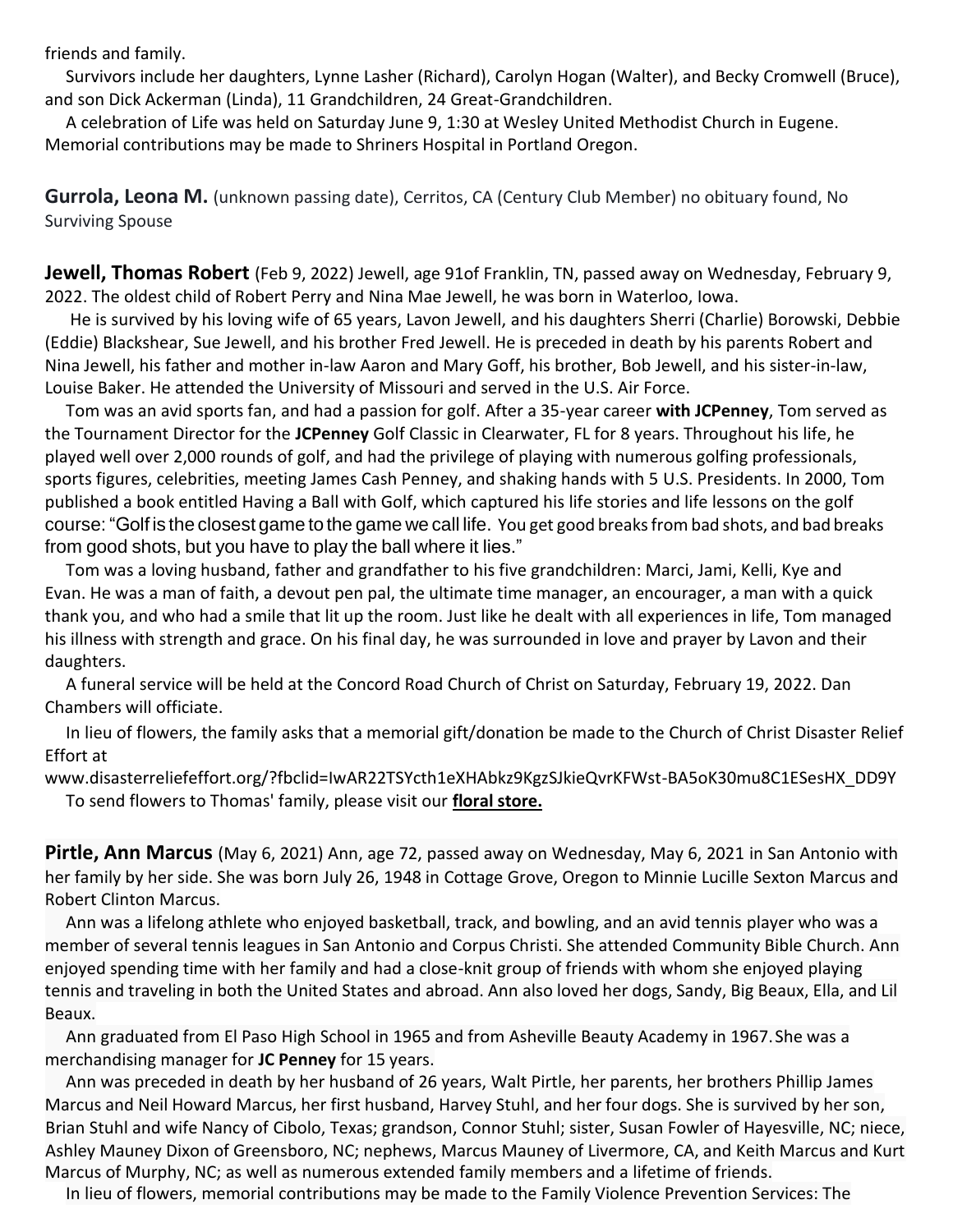friends and family.

Survivors include her daughters, Lynne Lasher (Richard), Carolyn Hogan (Walter), and Becky Cromwell (Bruce), and son Dick Ackerman (Linda), 11 Grandchildren, 24 Great-Grandchildren.

A celebration of Life was held on Saturday June 9, 1:30 at Wesley United Methodist Church in Eugene. Memorial contributions may be made to Shriners Hospital in Portland Oregon.

**Gurrola, Leona M.** (unknown passing date), Cerritos, CA (Century Club Member) no obituary found, No Surviving Spouse

**Jewell, Thomas Robert** (Feb 9, 2022) Jewell, age 91of Franklin, TN, passed away on Wednesday, February 9, 2022. The oldest child of Robert Perry and Nina Mae Jewell, he was born in Waterloo, Iowa.

He is survived by his loving wife of 65 years, Lavon Jewell, and his daughters Sherri (Charlie) Borowski, Debbie (Eddie) Blackshear, Sue Jewell, and his brother Fred Jewell. He is preceded in death by his parents Robert and Nina Jewell, his father and mother in-law Aaron and Mary Goff, his brother, Bob Jewell, and his sister-in-law, Louise Baker. He attended the University of Missouri and served in the U.S. Air Force.

Tom was an avid sports fan, and had a passion for golf. After a 35-year career **with JCPenney**, Tom served as the Tournament Director for the **JCPenney** Golf Classic in Clearwater, FL for 8 years. Throughout his life, he played well over 2,000 rounds of golf, and had the privilege of playing with numerous golfing professionals, sports figures, celebrities, meeting James Cash Penney, and shaking hands with 5 U.S. Presidents. In 2000, Tom published a book entitled Having a Ball with Golf, which captured his life stories and life lessons on the golf course: "Golf is the closest game to the game we call life. You get good breaks from bad shots, and bad breaks from good shots, but you have to play the ball where it lies."

Tom was a loving husband, father and grandfather to his five grandchildren: Marci, Jami, Kelli, Kye and Evan. He was a man of faith, a devout pen pal, the ultimate time manager, an encourager, a man with a quick thank you, and who had a smile that lit up the room. Just like he dealt with all experiences in life, Tom managed his illness with strength and grace. On his final day, he was surrounded in love and prayer by Lavon and their daughters.

A funeral service will be held at the Concord Road Church of Christ on Saturday, February 19, 2022. Dan Chambers will officiate.

In lieu of flowers, the family asks that a memorial gift/donation be made to the Church of Christ Disaster Relief Effort at www.disasterreliefeffort.org/?fbclid=IwAR22TSYcth1eXHAbkz9KgzSJkieQvrKFWst-BA5oK30mu8C1ESesHX_DD9Y

To send flowers to Thomas' family, please visit our **floral store.**

**Pirtle, Ann Marcus** (May 6, 2021) Ann, age 72, passed away on Wednesday, May 6, 2021 in San Antonio with her family by her side. She was born July 26, 1948 in Cottage Grove, Oregon to Minnie Lucille Sexton Marcus and Robert Clinton Marcus.

Ann was a lifelong athlete who enjoyed basketball, track, and bowling, and an avid tennis player who was a member of several tennis leagues in San Antonio and Corpus Christi. She attended Community Bible Church. Ann enjoyed spending time with her family and had a close-knit group of friends with whom she enjoyed playing tennis and traveling in both the United States and abroad. Ann also loved her dogs, Sandy, Big Beaux, Ella, and Lil Beaux.

Ann graduated from El Paso High School in 1965 and from Asheville Beauty Academy in 1967. She was a merchandising manager for **JC Penney** for 15 years.

Ann was preceded in death by her husband of 26 years, Walt Pirtle, her parents, her brothers Phillip James Marcus and Neil Howard Marcus, her first husband, Harvey Stuhl, and her four dogs. She is survived by her son, Brian Stuhl and wife Nancy of Cibolo, Texas; grandson, Connor Stuhl; sister, Susan Fowler of Hayesville, NC; niece, Ashley Mauney Dixon of Greensboro, NC; nephews, Marcus Mauney of Livermore, CA, and Keith Marcus and Kurt Marcus of Murphy, NC; as well as numerous extended family members and a lifetime of friends.

In lieu of flowers, memorial contributions may be made to the Family Violence Prevention Services: The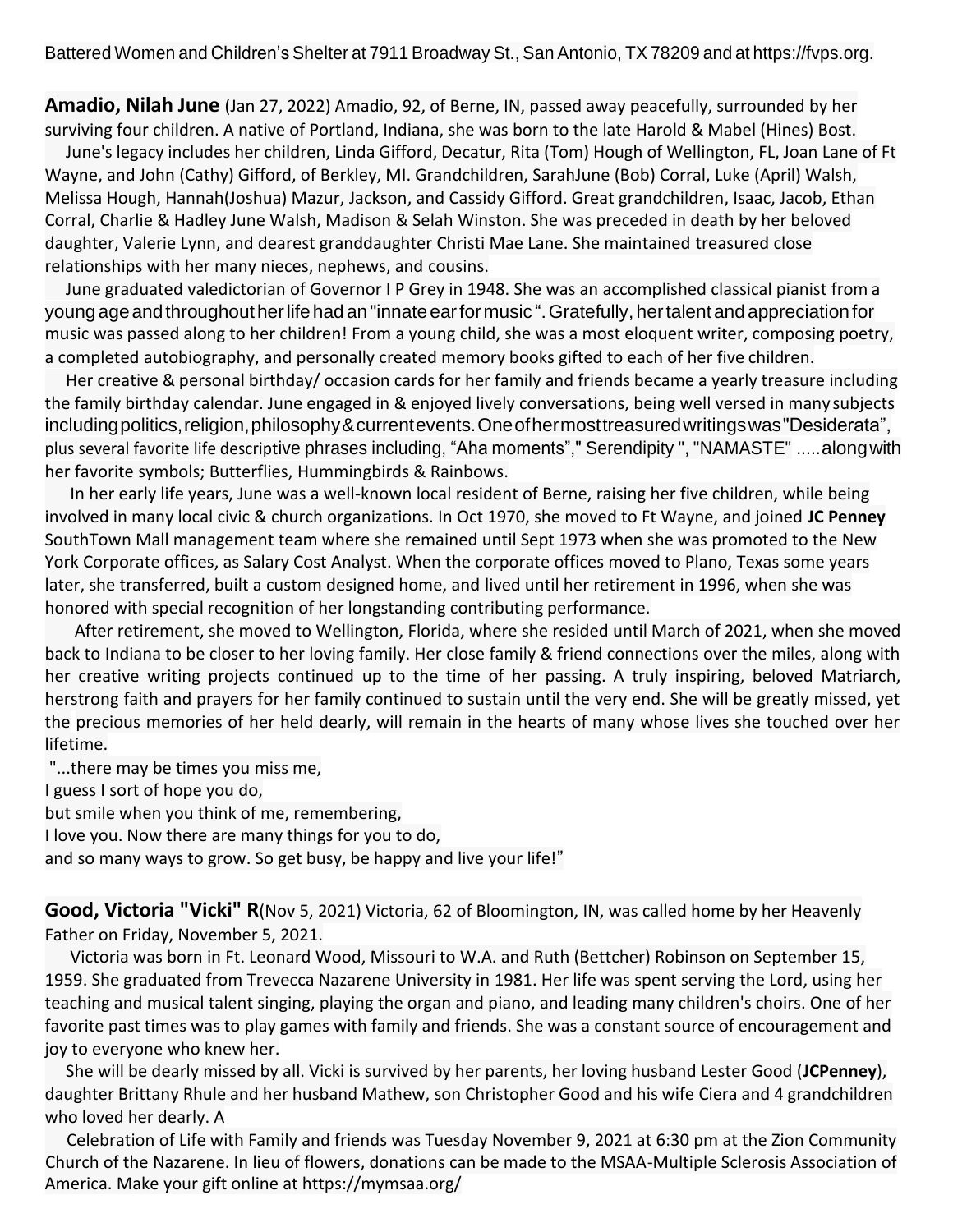Battered Women and Children's Shelter at 7911 Broadway St., San Antonio, TX 78209 and at https://fvps.org.

**Amadio, Nilah June** (Jan 27, 2022) Amadio, 92, of Berne, IN, passed away peacefully, surrounded by her surviving four children. A native of Portland, Indiana, she was born to the late Harold & Mabel (Hines) Bost.

June's legacy includes her children, Linda Gifford, Decatur, Rita (Tom) Hough of Wellington, FL, Joan Lane of Ft Wayne, and John (Cathy) Gifford, of Berkley, MI. Grandchildren, SarahJune (Bob) Corral, Luke (April) Walsh, Melissa Hough, Hannah(Joshua) Mazur, Jackson, and Cassidy Gifford. Great grandchildren, Isaac, Jacob, Ethan Corral, Charlie & Hadley June Walsh, Madison & Selah Winston. She was preceded in death by her beloved daughter, Valerie Lynn, and dearest granddaughter Christi Mae Lane. She maintained treasured close relationships with her many nieces, nephews, and cousins.

June graduated valedictorian of Governor I P Grey in 1948. She was an accomplished classical pianist from a young age and throughout her life had an "innate ear for music". Gratefully, her talent and appreciation for music was passed along to her children! From a young child, she was a most eloquent writer, composing poetry, a completed autobiography, and personally created memory books gifted to each of her five children.

Her creative & personal birthday/ occasion cards for her family and friends became a yearly treasure including the family birthday calendar. June engaged in & enjoyed lively conversations, being well versed in many subjects including politics, religion, philosophy & current events. One of her most treasured writings was "Desiderata", plus several favorite life descriptive phrases including, "Aha moments"," Serendipity ", "NAMASTE" .....along with her favorite symbols; Butterflies, Hummingbirds & Rainbows.

In her early life years, June was a well-known local resident of Berne, raising her five children, while being involved in many local civic & church organizations. In Oct 1970, she moved to Ft Wayne, and joined **JC Penney** SouthTown Mall management team where she remained until Sept 1973 when she was promoted to the New York Corporate offices, as Salary Cost Analyst. When the corporate offices moved to Plano, Texas some years later, she transferred, built a custom designed home, and lived until her retirement in 1996, when she was honored with special recognition of her longstanding contributing performance.

After retirement, she moved to Wellington, Florida, where she resided until March of 2021, when she moved back to Indiana to be closer to her loving family. Her close family & friend connections over the miles, along with her creative writing projects continued up to the time of her passing. A truly inspiring, beloved Matriarch, herstrong faith and prayers for her family continued to sustain until the very end. She will be greatly missed, yet the precious memories of her held dearly, will remain in the hearts of many whose lives she touched over her lifetime.

"...there may be times you miss me,
I guess I sort of hope you do,
but smile when you think of me, remembering,
I love you. Now there are many things for you to do,
and so many ways to grow. So get busy, be happy and live your life!"

**Good, Victoria "Vicki" R**(Nov 5, 2021) Victoria, 62 of Bloomington, IN, was called home by her Heavenly Father on Friday, November 5, 2021.

Victoria was born in Ft. Leonard Wood, Missouri to W.A. and Ruth (Bettcher) Robinson on September 15, 1959. She graduated from Trevecca Nazarene University in 1981. Her life was spent serving the Lord, using her teaching and musical talent singing, playing the organ and piano, and leading many children's choirs. One of her favorite past times was to play games with family and friends. She was a constant source of encouragement and joy to everyone who knew her.

She will be dearly missed by all. Vicki is survived by her parents, her loving husband Lester Good (**JCPenney**), daughter Brittany Rhule and her husband Mathew, son Christopher Good and his wife Ciera and 4 grandchildren who loved her dearly. A

Celebration of Life with Family and friends was Tuesday November 9, 2021 at 6:30 pm at the Zion Community Church of the Nazarene. In lieu of flowers, donations can be made to the MSAA-Multiple Sclerosis Association of America. Make your gift online at https://mymsaa.org/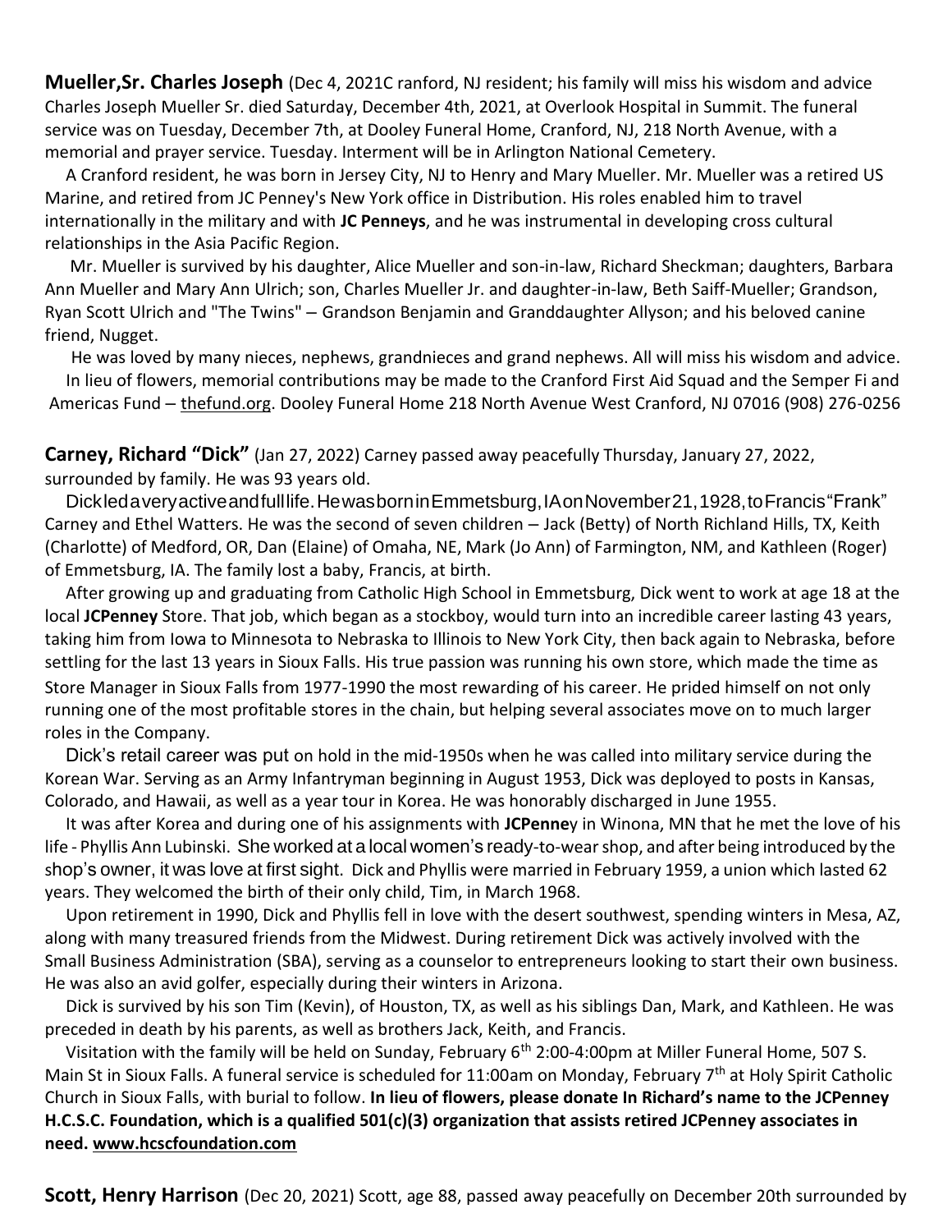**Mueller,Sr. Charles Joseph** (Dec 4, 2021C ranford, NJ resident; his family will miss his wisdom and advice Charles Joseph Mueller Sr. died Saturday, December 4th, 2021, at Overlook Hospital in Summit. The funeral service was on Tuesday, December 7th, at Dooley Funeral Home, Cranford, NJ, 218 North Avenue, with a memorial and prayer service. Tuesday. Interment will be in Arlington National Cemetery.

A Cranford resident, he was born in Jersey City, NJ to Henry and Mary Mueller. Mr. Mueller was a retired US Marine, and retired from JC Penney's New York office in Distribution. His roles enabled him to travel internationally in the military and with **JC Penneys**, and he was instrumental in developing cross cultural relationships in the Asia Pacific Region.

Mr. Mueller is survived by his daughter, Alice Mueller and son-in-law, Richard Sheckman; daughters, Barbara Ann Mueller and Mary Ann Ulrich; son, Charles Mueller Jr. and daughter-in-law, Beth Saiff-Mueller; Grandson, Ryan Scott Ulrich and "The Twins" – Grandson Benjamin and Granddaughter Allyson; and his beloved canine friend, Nugget.

He was loved by many nieces, nephews, grandnieces and grand nephews. All will miss his wisdom and advice.

In lieu of flowers, memorial contributions may be made to the Cranford First Aid Squad and the Semper Fi and Americas Fund – thefund.org. Dooley Funeral Home 218 North Avenue West Cranford, NJ 07016 (908) 276-0256

**Carney, Richard "Dick"** (Jan 27, 2022) Carney passed away peacefully Thursday, January 27, 2022, surrounded by family. He was 93 years old.

Dick led a very active and full life. He was born in Emmetsburg, IA on November 21, 1928, to Francis "Frank" Carney and Ethel Watters. He was the second of seven children – Jack (Betty) of North Richland Hills, TX, Keith (Charlotte) of Medford, OR, Dan (Elaine) of Omaha, NE, Mark (Jo Ann) of Farmington, NM, and Kathleen (Roger) of Emmetsburg, IA. The family lost a baby, Francis, at birth.

After growing up and graduating from Catholic High School in Emmetsburg, Dick went to work at age 18 at the local **JCPenney** Store. That job, which began as a stockboy, would turn into an incredible career lasting 43 years, taking him from Iowa to Minnesota to Nebraska to Illinois to New York City, then back again to Nebraska, before settling for the last 13 years in Sioux Falls. His true passion was running his own store, which made the time as Store Manager in Sioux Falls from 1977-1990 the most rewarding of his career. He prided himself on not only running one of the most profitable stores in the chain, but helping several associates move on to much larger roles in the Company.

Dick's retail career was put on hold in the mid-1950s when he was called into military service during the Korean War. Serving as an Army Infantryman beginning in August 1953, Dick was deployed to posts in Kansas, Colorado, and Hawaii, as well as a year tour in Korea. He was honorably discharged in June 1955.

It was after Korea and during one of his assignments with **JCPenne**y in Winona, MN that he met the love of his life - Phyllis Ann Lubinski. She worked at a local women's ready-to-wear shop, and after being introduced by the shop's owner, it was love at first sight. Dick and Phyllis were married in February 1959, a union which lasted 62 years. They welcomed the birth of their only child, Tim, in March 1968.

Upon retirement in 1990, Dick and Phyllis fell in love with the desert southwest, spending winters in Mesa, AZ, along with many treasured friends from the Midwest. During retirement Dick was actively involved with the Small Business Administration (SBA), serving as a counselor to entrepreneurs looking to start their own business. He was also an avid golfer, especially during their winters in Arizona.

Dick is survived by his son Tim (Kevin), of Houston, TX, as well as his siblings Dan, Mark, and Kathleen. He was preceded in death by his parents, as well as brothers Jack, Keith, and Francis.

Visitation with the family will be held on Sunday, February 6th 2:00-4:00pm at Miller Funeral Home, 507 S. Main St in Sioux Falls. A funeral service is scheduled for 11:00am on Monday, February 7th at Holy Spirit Catholic Church in Sioux Falls, with burial to follow. **In lieu of flowers, please donate In Richard's name to the JCPenney H.C.S.C. Foundation, which is a qualified 501(c)(3) organization that assists retired JCPenney associates in need. www.hcscfoundation.com**

**Scott, Henry Harrison** (Dec 20, 2021) Scott, age 88, passed away peacefully on December 20th surrounded by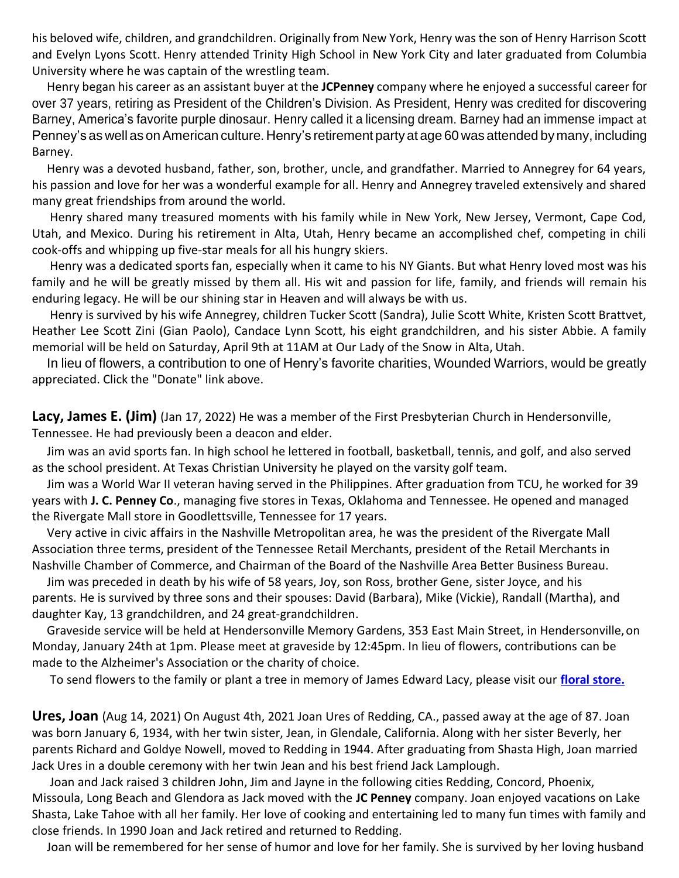his beloved wife, children, and grandchildren. Originally from New York, Henry was the son of Henry Harrison Scott and Evelyn Lyons Scott. Henry attended Trinity High School in New York City and later graduated from Columbia University where he was captain of the wrestling team.

Henry began his career as an assistant buyer at the **JCPenney** company where he enjoyed a successful career for over 37 years, retiring as President of the Children's Division. As President, Henry was credited for discovering Barney, America's favorite purple dinosaur. Henry called it a licensing dream. Barney had an immense impact at Penney's as well as on American culture. Henry's retirement party at age 60 was attended by many, including Barney.

Henry was a devoted husband, father, son, brother, uncle, and grandfather. Married to Annegrey for 64 years, his passion and love for her was a wonderful example for all. Henry and Annegrey traveled extensively and shared many great friendships from around the world.

Henry shared many treasured moments with his family while in New York, New Jersey, Vermont, Cape Cod, Utah, and Mexico. During his retirement in Alta, Utah, Henry became an accomplished chef, competing in chili cook-offs and whipping up five-star meals for all his hungry skiers.

Henry was a dedicated sports fan, especially when it came to his NY Giants. But what Henry loved most was his family and he will be greatly missed by them all. His wit and passion for life, family, and friends will remain his enduring legacy. He will be our shining star in Heaven and will always be with us.

Henry is survived by his wife Annegrey, children Tucker Scott (Sandra), Julie Scott White, Kristen Scott Brattvet, Heather Lee Scott Zini (Gian Paolo), Candace Lynn Scott, his eight grandchildren, and his sister Abbie. A family memorial will be held on Saturday, April 9th at 11AM at Our Lady of the Snow in Alta, Utah.

In lieu of flowers, a contribution to one of Henry's favorite charities, Wounded Warriors, would be greatly appreciated. Click the "Donate" link above.

**Lacy, James E. (Jim)** (Jan 17, 2022) He was a member of the First Presbyterian Church in Hendersonville, Tennessee. He had previously been a deacon and elder.

Jim was an avid sports fan. In high school he lettered in football, basketball, tennis, and golf, and also served as the school president. At Texas Christian University he played on the varsity golf team.

Jim was a World War II veteran having served in the Philippines. After graduation from TCU, he worked for 39 years with **J. C. Penney Co**., managing five stores in Texas, Oklahoma and Tennessee. He opened and managed the Rivergate Mall store in Goodlettsville, Tennessee for 17 years.

Very active in civic affairs in the Nashville Metropolitan area, he was the president of the Rivergate Mall Association three terms, president of the Tennessee Retail Merchants, president of the Retail Merchants in Nashville Chamber of Commerce, and Chairman of the Board of the Nashville Area Better Business Bureau.

Jim was preceded in death by his wife of 58 years, Joy, son Ross, brother Gene, sister Joyce, and his parents. He is survived by three sons and their spouses: David (Barbara), Mike (Vickie), Randall (Martha), and daughter Kay, 13 grandchildren, and 24 great-grandchildren.

Graveside service will be held at Hendersonville Memory Gardens, 353 East Main Street, in Hendersonville, on Monday, January 24th at 1pm. Please meet at graveside by 12:45pm. In lieu of flowers, contributions can be made to the Alzheimer's Association or the charity of choice.

To send flowers to the family or plant a tree in memory of James Edward Lacy, please visit our **floral store.**

**Ures, Joan** (Aug 14, 2021) On August 4th, 2021 Joan Ures of Redding, CA., passed away at the age of 87. Joan was born January 6, 1934, with her twin sister, Jean, in Glendale, California. Along with her sister Beverly, her parents Richard and Goldye Nowell, moved to Redding in 1944. After graduating from Shasta High, Joan married Jack Ures in a double ceremony with her twin Jean and his best friend Jack Lamplough.

Joan and Jack raised 3 children John, Jim and Jayne in the following cities Redding, Concord, Phoenix, Missoula, Long Beach and Glendora as Jack moved with the **JC Penney** company. Joan enjoyed vacations on Lake Shasta, Lake Tahoe with all her family. Her love of cooking and entertaining led to many fun times with family and close friends. In 1990 Joan and Jack retired and returned to Redding.

Joan will be remembered for her sense of humor and love for her family. She is survived by her loving husband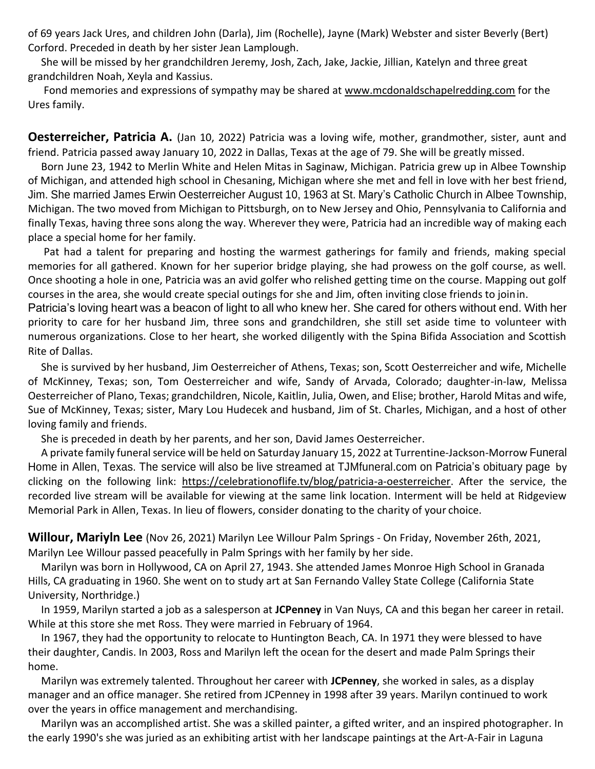of 69 years Jack Ures, and children John (Darla), Jim (Rochelle), Jayne (Mark) Webster and sister Beverly (Bert) Corford. Preceded in death by her sister Jean Lamplough.

She will be missed by her grandchildren Jeremy, Josh, Zach, Jake, Jackie, Jillian, Katelyn and three great grandchildren Noah, Xeyla and Kassius.

Fond memories and expressions of sympathy may be shared at www.mcdonaldschapelredding.com for the Ures family.

**Oesterreicher, Patricia A.** (Jan 10, 2022) Patricia was a loving wife, mother, grandmother, sister, aunt and friend. Patricia passed away January 10, 2022 in Dallas, Texas at the age of 79. She will be greatly missed.

Born June 23, 1942 to Merlin White and Helen Mitas in Saginaw, Michigan. Patricia grew up in Albee Township of Michigan, and attended high school in Chesaning, Michigan where she met and fell in love with her best friend, Jim. She married James Erwin Oesterreicher August 10, 1963 at St. Mary's Catholic Church in Albee Township, Michigan. The two moved from Michigan to Pittsburgh, on to New Jersey and Ohio, Pennsylvania to California and finally Texas, having three sons along the way. Wherever they were, Patricia had an incredible way of making each place a special home for her family.

Pat had a talent for preparing and hosting the warmest gatherings for family and friends, making special memories for all gathered. Known for her superior bridge playing, she had prowess on the golf course, as well. Once shooting a hole in one, Patricia was an avid golfer who relished getting time on the course. Mapping out golf courses in the area, she would create special outings for she and Jim, often inviting close friends to join in.

Patricia's loving heart was a beacon of light to all who knew her. She cared for others without end. With her priority to care for her husband Jim, three sons and grandchildren, she still set aside time to volunteer with numerous organizations. Close to her heart, she worked diligently with the Spina Bifida Association and Scottish Rite of Dallas.

She is survived by her husband, Jim Oesterreicher of Athens, Texas; son, Scott Oesterreicher and wife, Michelle of McKinney, Texas; son, Tom Oesterreicher and wife, Sandy of Arvada, Colorado; daughter-in-law, Melissa Oesterreicher of Plano, Texas; grandchildren, Nicole, Kaitlin, Julia, Owen, and Elise; brother, Harold Mitas and wife, Sue of McKinney, Texas; sister, Mary Lou Hudecek and husband, Jim of St. Charles, Michigan, and a host of other loving family and friends.

She is preceded in death by her parents, and her son, David James Oesterreicher.

A private family funeral service will be held on Saturday January 15, 2022 at Turrentine-Jackson-Morrow Funeral Home in Allen, Texas. The service will also be live streamed at TJMfuneral.com on Patricia's obituary page by clicking on the following link: https://celebrationoflife.tv/blog/patricia-a-oesterreicher. After the service, the recorded live stream will be available for viewing at the same link location. Interment will be held at Ridgeview Memorial Park in Allen, Texas. In lieu of flowers, consider donating to the charity of your choice.

**Willour, Mariyln Lee** (Nov 26, 2021) Marilyn Lee Willour Palm Springs - On Friday, November 26th, 2021, Marilyn Lee Willour passed peacefully in Palm Springs with her family by her side.

Marilyn was born in Hollywood, CA on April 27, 1943. She attended James Monroe High School in Granada Hills, CA graduating in 1960. She went on to study art at San Fernando Valley State College (California State University, Northridge.)

In 1959, Marilyn started a job as a salesperson at **JCPenney** in Van Nuys, CA and this began her career in retail. While at this store she met Ross. They were married in February of 1964.

In 1967, they had the opportunity to relocate to Huntington Beach, CA. In 1971 they were blessed to have their daughter, Candis. In 2003, Ross and Marilyn left the ocean for the desert and made Palm Springs their home.

Marilyn was extremely talented. Throughout her career with **JCPenney**, she worked in sales, as a display manager and an office manager. She retired from JCPenney in 1998 after 39 years. Marilyn continued to work over the years in office management and merchandising.

Marilyn was an accomplished artist. She was a skilled painter, a gifted writer, and an inspired photographer. In the early 1990's she was juried as an exhibiting artist with her landscape paintings at the Art-A-Fair in Laguna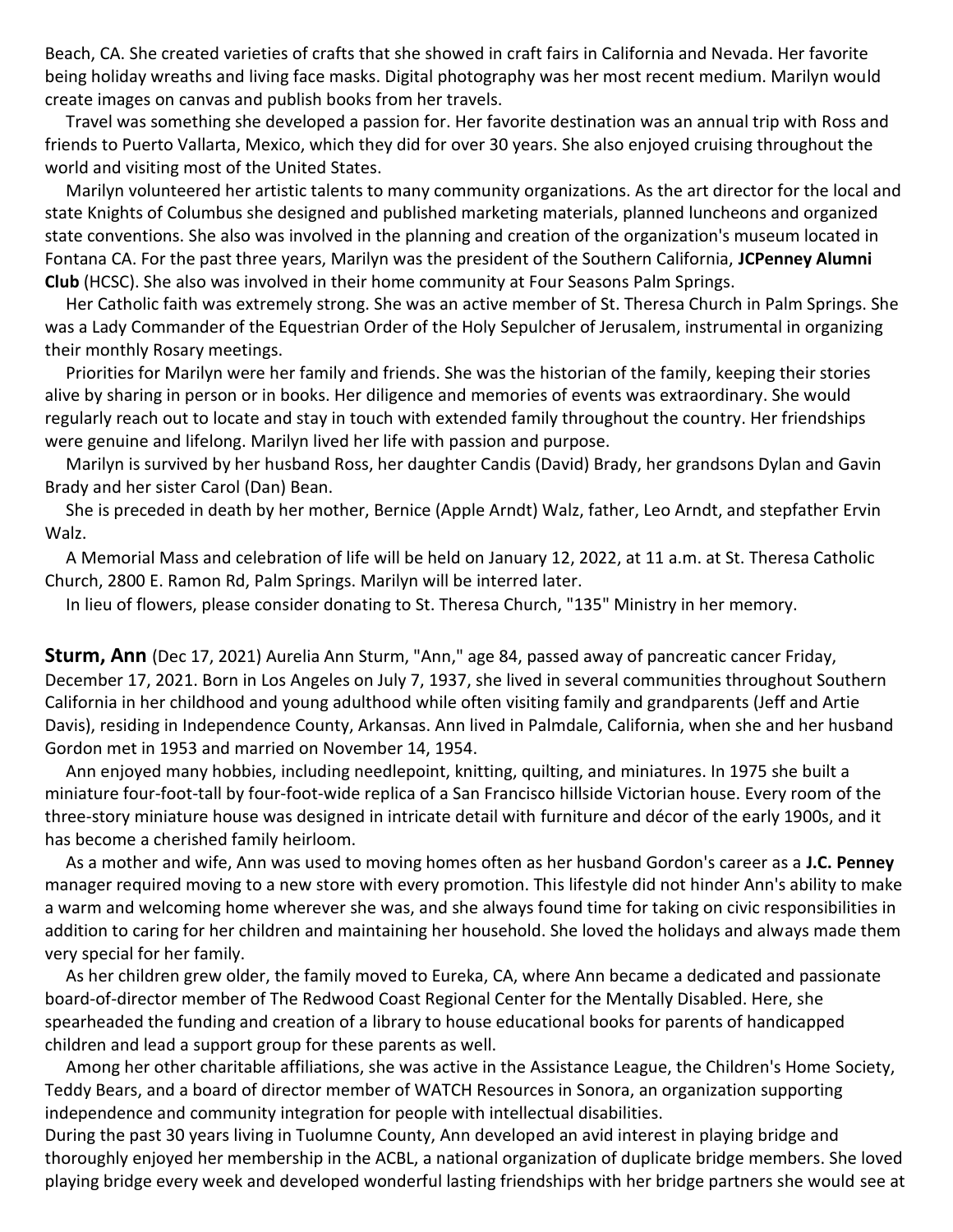Beach, CA. She created varieties of crafts that she showed in craft fairs in California and Nevada. Her favorite being holiday wreaths and living face masks. Digital photography was her most recent medium. Marilyn would create images on canvas and publish books from her travels.

Travel was something she developed a passion for. Her favorite destination was an annual trip with Ross and friends to Puerto Vallarta, Mexico, which they did for over 30 years. She also enjoyed cruising throughout the world and visiting most of the United States.

Marilyn volunteered her artistic talents to many community organizations. As the art director for the local and state Knights of Columbus she designed and published marketing materials, planned luncheons and organized state conventions. She also was involved in the planning and creation of the organization's museum located in Fontana CA. For the past three years, Marilyn was the president of the Southern California, **JCPenney Alumni Club** (HCSC). She also was involved in their home community at Four Seasons Palm Springs.

Her Catholic faith was extremely strong. She was an active member of St. Theresa Church in Palm Springs. She was a Lady Commander of the Equestrian Order of the Holy Sepulcher of Jerusalem, instrumental in organizing their monthly Rosary meetings.

Priorities for Marilyn were her family and friends. She was the historian of the family, keeping their stories alive by sharing in person or in books. Her diligence and memories of events was extraordinary. She would regularly reach out to locate and stay in touch with extended family throughout the country. Her friendships were genuine and lifelong. Marilyn lived her life with passion and purpose.

Marilyn is survived by her husband Ross, her daughter Candis (David) Brady, her grandsons Dylan and Gavin Brady and her sister Carol (Dan) Bean.

She is preceded in death by her mother, Bernice (Apple Arndt) Walz, father, Leo Arndt, and stepfather Ervin Walz.

A Memorial Mass and celebration of life will be held on January 12, 2022, at 11 a.m. at St. Theresa Catholic Church, 2800 E. Ramon Rd, Palm Springs. Marilyn will be interred later.

In lieu of flowers, please consider donating to St. Theresa Church, "135" Ministry in her memory.

**Sturm, Ann** (Dec 17, 2021) Aurelia Ann Sturm, "Ann," age 84, passed away of pancreatic cancer Friday, December 17, 2021. Born in Los Angeles on July 7, 1937, she lived in several communities throughout Southern California in her childhood and young adulthood while often visiting family and grandparents (Jeff and Artie Davis), residing in Independence County, Arkansas. Ann lived in Palmdale, California, when she and her husband Gordon met in 1953 and married on November 14, 1954.

Ann enjoyed many hobbies, including needlepoint, knitting, quilting, and miniatures. In 1975 she built a miniature four-foot-tall by four-foot-wide replica of a San Francisco hillside Victorian house. Every room of the three-story miniature house was designed in intricate detail with furniture and décor of the early 1900s, and it has become a cherished family heirloom.

As a mother and wife, Ann was used to moving homes often as her husband Gordon's career as a **J.C. Penney** manager required moving to a new store with every promotion. This lifestyle did not hinder Ann's ability to make a warm and welcoming home wherever she was, and she always found time for taking on civic responsibilities in addition to caring for her children and maintaining her household. She loved the holidays and always made them very special for her family.

As her children grew older, the family moved to Eureka, CA, where Ann became a dedicated and passionate board-of-director member of The Redwood Coast Regional Center for the Mentally Disabled. Here, she spearheaded the funding and creation of a library to house educational books for parents of handicapped children and lead a support group for these parents as well.

Among her other charitable affiliations, she was active in the Assistance League, the Children's Home Society, Teddy Bears, and a board of director member of WATCH Resources in Sonora, an organization supporting independence and community integration for people with intellectual disabilities.

During the past 30 years living in Tuolumne County, Ann developed an avid interest in playing bridge and thoroughly enjoyed her membership in the ACBL, a national organization of duplicate bridge members. She loved playing bridge every week and developed wonderful lasting friendships with her bridge partners she would see at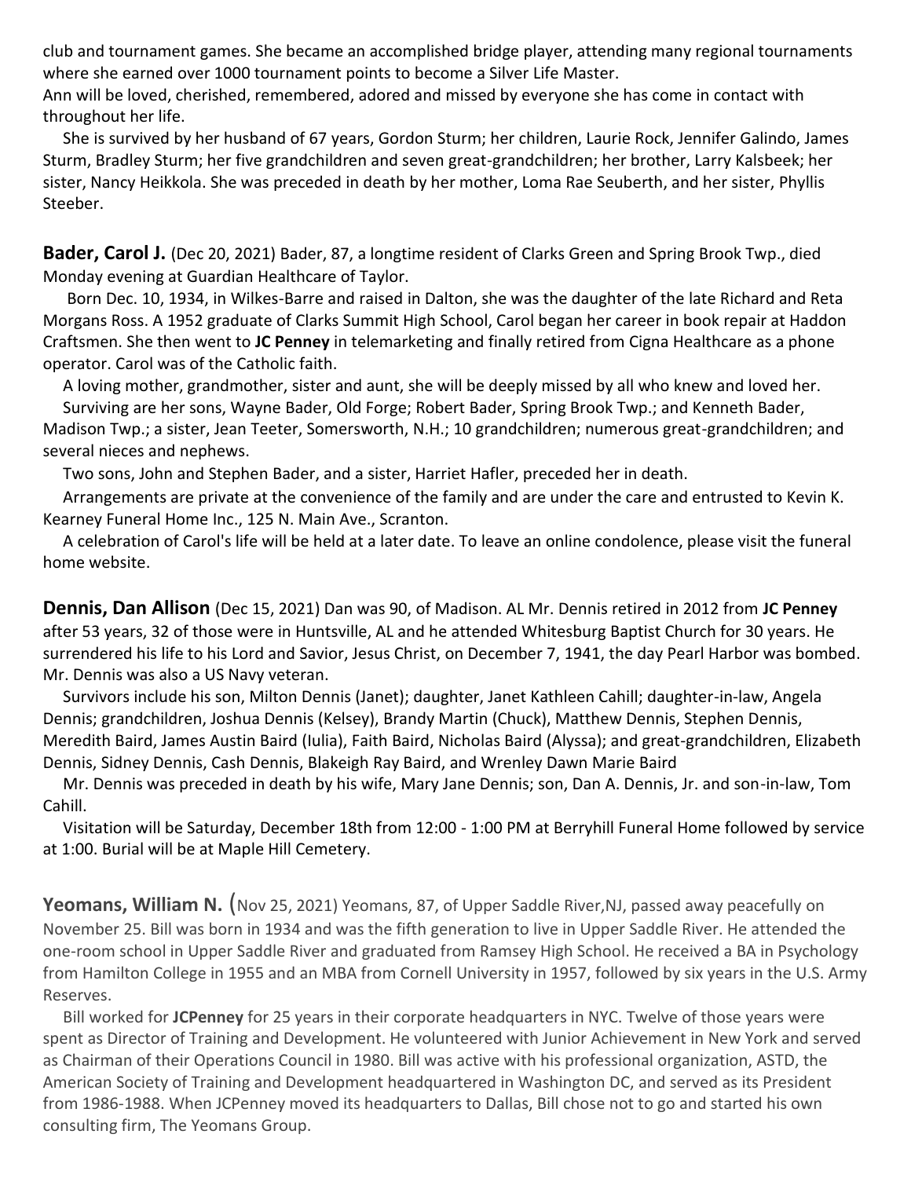club and tournament games. She became an accomplished bridge player, attending many regional tournaments where she earned over 1000 tournament points to become a Silver Life Master.
Ann will be loved, cherished, remembered, adored and missed by everyone she has come in contact with throughout her life.

She is survived by her husband of 67 years, Gordon Sturm; her children, Laurie Rock, Jennifer Galindo, James Sturm, Bradley Sturm; her five grandchildren and seven great-grandchildren; her brother, Larry Kalsbeek; her sister, Nancy Heikkola. She was preceded in death by her mother, Loma Rae Seuberth, and her sister, Phyllis Steeber.

**Bader, Carol J.** (Dec 20, 2021) Bader, 87, a longtime resident of Clarks Green and Spring Brook Twp., died Monday evening at Guardian Healthcare of Taylor.

Born Dec. 10, 1934, in Wilkes-Barre and raised in Dalton, she was the daughter of the late Richard and Reta Morgans Ross. A 1952 graduate of Clarks Summit High School, Carol began her career in book repair at Haddon Craftsmen. She then went to **JC Penney** in telemarketing and finally retired from Cigna Healthcare as a phone operator. Carol was of the Catholic faith.

A loving mother, grandmother, sister and aunt, she will be deeply missed by all who knew and loved her.

Surviving are her sons, Wayne Bader, Old Forge; Robert Bader, Spring Brook Twp.; and Kenneth Bader, Madison Twp.; a sister, Jean Teeter, Somersworth, N.H.; 10 grandchildren; numerous great-grandchildren; and several nieces and nephews.

Two sons, John and Stephen Bader, and a sister, Harriet Hafler, preceded her in death.

Arrangements are private at the convenience of the family and are under the care and entrusted to Kevin K. Kearney Funeral Home Inc., 125 N. Main Ave., Scranton.

A celebration of Carol's life will be held at a later date. To leave an online condolence, please visit the funeral home website.

**Dennis, Dan Allison** (Dec 15, 2021) Dan was 90, of Madison. AL Mr. Dennis retired in 2012 from **JC Penney** after 53 years, 32 of those were in Huntsville, AL and he attended Whitesburg Baptist Church for 30 years. He surrendered his life to his Lord and Savior, Jesus Christ, on December 7, 1941, the day Pearl Harbor was bombed. Mr. Dennis was also a US Navy veteran.

Survivors include his son, Milton Dennis (Janet); daughter, Janet Kathleen Cahill; daughter-in-law, Angela Dennis; grandchildren, Joshua Dennis (Kelsey), Brandy Martin (Chuck), Matthew Dennis, Stephen Dennis, Meredith Baird, James Austin Baird (Iulia), Faith Baird, Nicholas Baird (Alyssa); and great-grandchildren, Elizabeth Dennis, Sidney Dennis, Cash Dennis, Blakeigh Ray Baird, and Wrenley Dawn Marie Baird

Mr. Dennis was preceded in death by his wife, Mary Jane Dennis; son, Dan A. Dennis, Jr. and son-in-law, Tom Cahill.

Visitation will be Saturday, December 18th from 12:00 - 1:00 PM at Berryhill Funeral Home followed by service at 1:00. Burial will be at Maple Hill Cemetery.

**Yeomans, William N.** (Nov 25, 2021) Yeomans, 87, of Upper Saddle River,NJ, passed away peacefully on November 25. Bill was born in 1934 and was the fifth generation to live in Upper Saddle River. He attended the one-room school in Upper Saddle River and graduated from Ramsey High School. He received a BA in Psychology from Hamilton College in 1955 and an MBA from Cornell University in 1957, followed by six years in the U.S. Army Reserves.

Bill worked for **JCPenney** for 25 years in their corporate headquarters in NYC. Twelve of those years were spent as Director of Training and Development. He volunteered with Junior Achievement in New York and served as Chairman of their Operations Council in 1980. Bill was active with his professional organization, ASTD, the American Society of Training and Development headquartered in Washington DC, and served as its President from 1986-1988. When JCPenney moved its headquarters to Dallas, Bill chose not to go and started his own consulting firm, The Yeomans Group.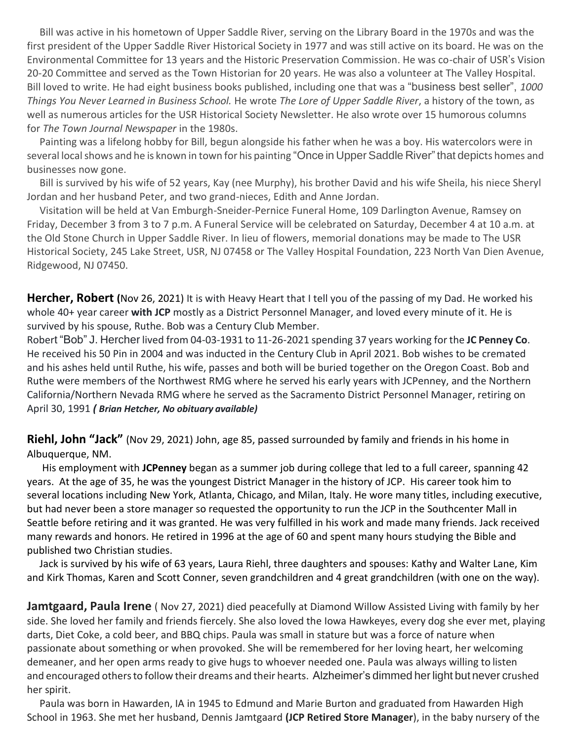Bill was active in his hometown of Upper Saddle River, serving on the Library Board in the 1970s and was the first president of the Upper Saddle River Historical Society in 1977 and was still active on its board. He was on the Environmental Committee for 13 years and the Historic Preservation Commission. He was co-chair of USR's Vision 20-20 Committee and served as the Town Historian for 20 years. He was also a volunteer at The Valley Hospital. Bill loved to write. He had eight business books published, including one that was a "business best seller", *1000 Things You Never Learned in Business School.* He wrote *The Lore of Upper Saddle River*, a history of the town, as well as numerous articles for the USR Historical Society Newsletter. He also wrote over 15 humorous columns for *The Town Journal Newspaper* in the 1980s.

Painting was a lifelong hobby for Bill, begun alongside his father when he was a boy. His watercolors were in several local shows and he is known in town for his painting "Once in Upper Saddle River" that depicts homes and businesses now gone.

Bill is survived by his wife of 52 years, Kay (nee Murphy), his brother David and his wife Sheila, his niece Sheryl Jordan and her husband Peter, and two grand-nieces, Edith and Anne Jordan.

Visitation will be held at Van Emburgh-Sneider-Pernice Funeral Home, 109 Darlington Avenue, Ramsey on Friday, December 3 from 3 to 7 p.m. A Funeral Service will be celebrated on Saturday, December 4 at 10 a.m. at the Old Stone Church in Upper Saddle River. In lieu of flowers, memorial donations may be made to The USR Historical Society, 245 Lake Street, USR, NJ 07458 or The Valley Hospital Foundation, 223 North Van Dien Avenue, Ridgewood, NJ 07450.

**Hercher, Robert (**Nov 26, 2021) It is with Heavy Heart that I tell you of the passing of my Dad. He worked his whole 40+ year career **with JCP** mostly as a District Personnel Manager, and loved every minute of it. He is survived by his spouse, Ruthe. Bob was a Century Club Member.

Robert "Bob" J. Hercher lived from 04-03-1931 to 11-26-2021 spending 37 years working for the **JC Penney Co**. He received his 50 Pin in 2004 and was inducted in the Century Club in April 2021. Bob wishes to be cremated and his ashes held until Ruthe, his wife, passes and both will be buried together on the Oregon Coast. Bob and Ruthe were members of the Northwest RMG where he served his early years with JCPenney, and the Northern California/Northern Nevada RMG where he served as the Sacramento District Personnel Manager, retiring on April 30, 1991 ***( Brian Hetcher, No obituary available)***

**Riehl, John "Jack"** (Nov 29, 2021) John, age 85, passed surrounded by family and friends in his home in Albuquerque, NM.

His employment with **JCPenney** began as a summer job during college that led to a full career, spanning 42 years. At the age of 35, he was the youngest District Manager in the history of JCP. His career took him to several locations including New York, Atlanta, Chicago, and Milan, Italy. He wore many titles, including executive, but had never been a store manager so requested the opportunity to run the JCP in the Southcenter Mall in Seattle before retiring and it was granted. He was very fulfilled in his work and made many friends. Jack received many rewards and honors. He retired in 1996 at the age of 60 and spent many hours studying the Bible and published two Christian studies.

Jack is survived by his wife of 63 years, Laura Riehl, three daughters and spouses: Kathy and Walter Lane, Kim and Kirk Thomas, Karen and Scott Conner, seven grandchildren and 4 great grandchildren (with one on the way).

**Jamtgaard, Paula Irene** ( Nov 27, 2021) died peacefully at Diamond Willow Assisted Living with family by her side. She loved her family and friends fiercely. She also loved the Iowa Hawkeyes, every dog she ever met, playing darts, Diet Coke, a cold beer, and BBQ chips. Paula was small in stature but was a force of nature when passionate about something or when provoked. She will be remembered for her loving heart, her welcoming demeaner, and her open arms ready to give hugs to whoever needed one. Paula was always willing to listen and encouraged others to follow their dreams and their hearts. Alzheimer's dimmed her light but never crushed her spirit.

Paula was born in Hawarden, IA in 1945 to Edmund and Marie Burton and graduated from Hawarden High School in 1963. She met her husband, Dennis Jamtgaard **(JCP Retired Store Manager**), in the baby nursery of the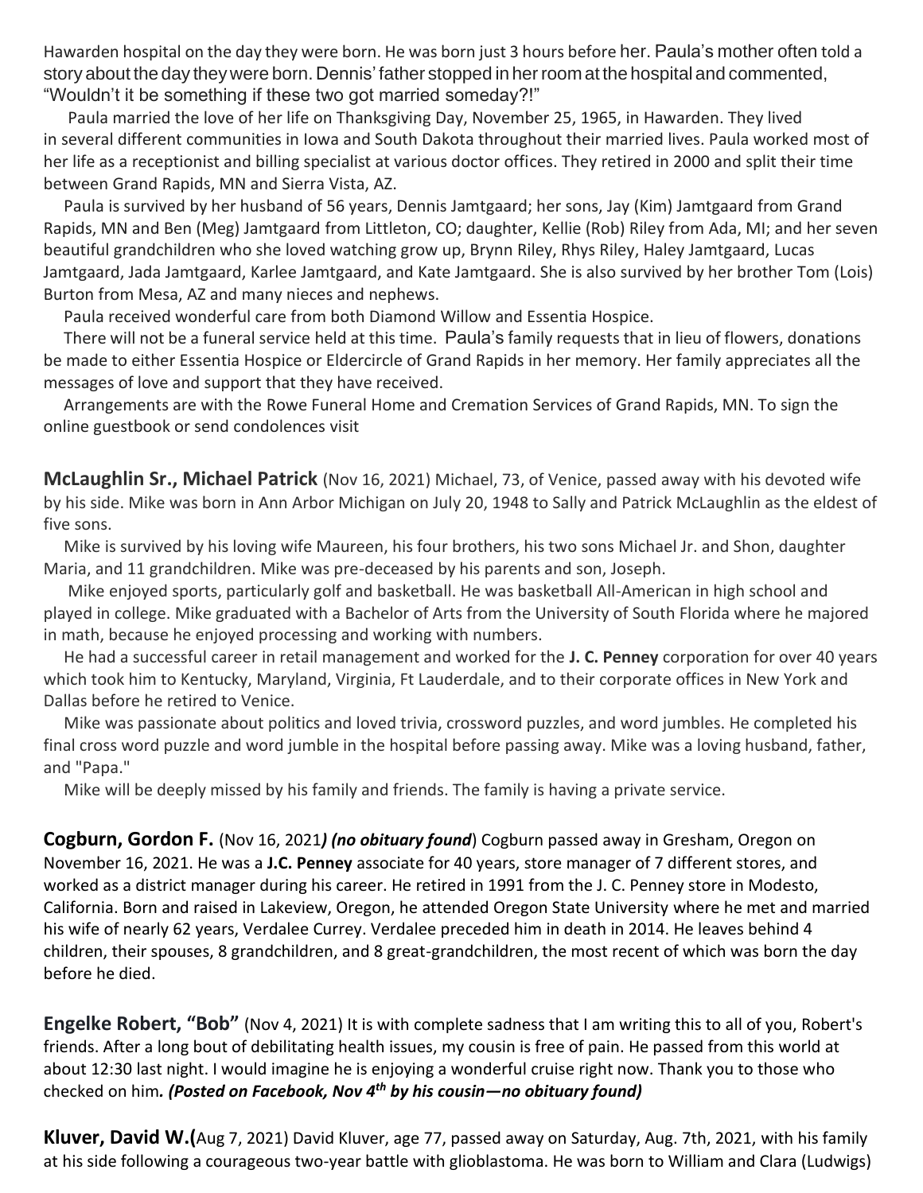Hawarden hospital on the day they were born. He was born just 3 hours before her. Paula's mother often told a story about the day they were born. Dennis' father stopped in her room at the hospital and commented, "Wouldn't it be something if these two got married someday?!"

Paula married the love of her life on Thanksgiving Day, November 25, 1965, in Hawarden. They lived in several different communities in Iowa and South Dakota throughout their married lives. Paula worked most of her life as a receptionist and billing specialist at various doctor offices. They retired in 2000 and split their time between Grand Rapids, MN and Sierra Vista, AZ.

Paula is survived by her husband of 56 years, Dennis Jamtgaard; her sons, Jay (Kim) Jamtgaard from Grand Rapids, MN and Ben (Meg) Jamtgaard from Littleton, CO; daughter, Kellie (Rob) Riley from Ada, MI; and her seven beautiful grandchildren who she loved watching grow up, Brynn Riley, Rhys Riley, Haley Jamtgaard, Lucas Jamtgaard, Jada Jamtgaard, Karlee Jamtgaard, and Kate Jamtgaard. She is also survived by her brother Tom (Lois) Burton from Mesa, AZ and many nieces and nephews.

Paula received wonderful care from both Diamond Willow and Essentia Hospice.

There will not be a funeral service held at this time. Paula's family requests that in lieu of flowers, donations be made to either Essentia Hospice or Eldercircle of Grand Rapids in her memory. Her family appreciates all the messages of love and support that they have received.

Arrangements are with the Rowe Funeral Home and Cremation Services of Grand Rapids, MN. To sign the online guestbook or send condolences visit

**McLaughlin Sr., Michael Patrick** (Nov 16, 2021) Michael, 73, of Venice, passed away with his devoted wife by his side. Mike was born in Ann Arbor Michigan on July 20, 1948 to Sally and Patrick McLaughlin as the eldest of five sons.

Mike is survived by his loving wife Maureen, his four brothers, his two sons Michael Jr. and Shon, daughter Maria, and 11 grandchildren. Mike was pre-deceased by his parents and son, Joseph.

Mike enjoyed sports, particularly golf and basketball. He was basketball All-American in high school and played in college. Mike graduated with a Bachelor of Arts from the University of South Florida where he majored in math, because he enjoyed processing and working with numbers.

He had a successful career in retail management and worked for the **J. C. Penney** corporation for over 40 years which took him to Kentucky, Maryland, Virginia, Ft Lauderdale, and to their corporate offices in New York and Dallas before he retired to Venice.

Mike was passionate about politics and loved trivia, crossword puzzles, and word jumbles. He completed his final cross word puzzle and word jumble in the hospital before passing away. Mike was a loving husband, father, and "Papa."

Mike will be deeply missed by his family and friends. The family is having a private service.

**Cogburn, Gordon F.** (Nov 16, 2021*) (no obituary found*) Cogburn passed away in Gresham, Oregon on November 16, 2021. He was a **J.C. Penney** associate for 40 years, store manager of 7 different stores, and worked as a district manager during his career. He retired in 1991 from the J. C. Penney store in Modesto, California. Born and raised in Lakeview, Oregon, he attended Oregon State University where he met and married his wife of nearly 62 years, Verdalee Currey. Verdalee preceded him in death in 2014. He leaves behind 4 children, their spouses, 8 grandchildren, and 8 great-grandchildren, the most recent of which was born the day before he died.

**Engelke Robert, "Bob"** (Nov 4, 2021) It is with complete sadness that I am writing this to all of you, Robert's friends. After a long bout of debilitating health issues, my cousin is free of pain. He passed from this world at about 12:30 last night. I would imagine he is enjoying a wonderful cruise right now. Thank you to those who checked on him*. (Posted on Facebook, Nov 4th by his cousin—no obituary found)*

**Kluver, David W.(**Aug 7, 2021) David Kluver, age 77, passed away on Saturday, Aug. 7th, 2021, with his family at his side following a courageous two-year battle with glioblastoma. He was born to William and Clara (Ludwigs)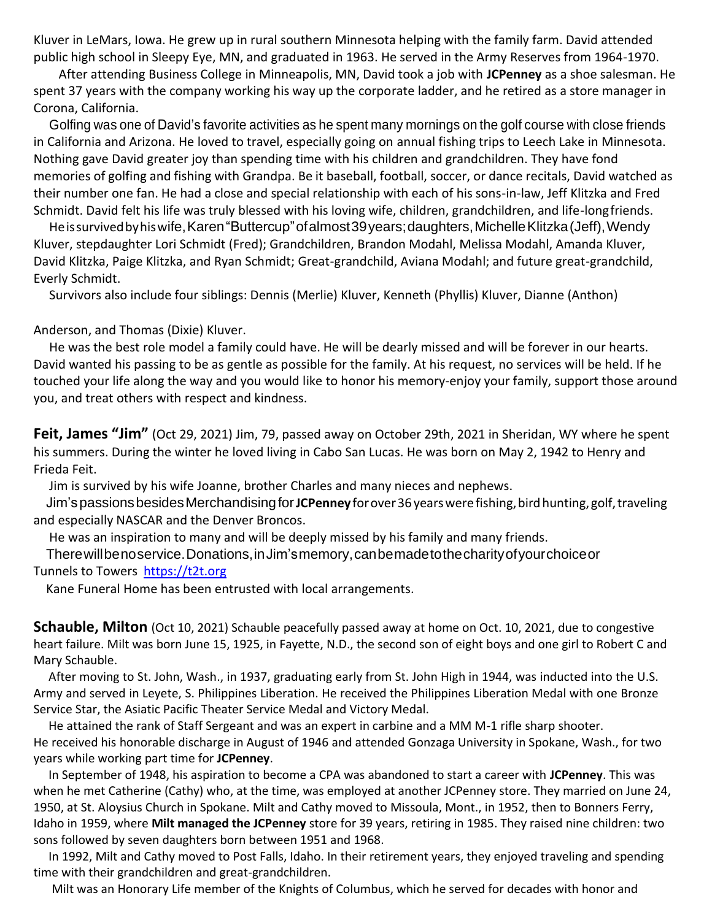Kluver in LeMars, Iowa. He grew up in rural southern Minnesota helping with the family farm. David attended public high school in Sleepy Eye, MN, and graduated in 1963. He served in the Army Reserves from 1964-1970.

After attending Business College in Minneapolis, MN, David took a job with **JCPenney** as a shoe salesman. He spent 37 years with the company working his way up the corporate ladder, and he retired as a store manager in Corona, California.

Golfing was one of David's favorite activities as he spent many mornings on the golf course with close friends in California and Arizona. He loved to travel, especially going on annual fishing trips to Leech Lake in Minnesota. Nothing gave David greater joy than spending time with his children and grandchildren. They have fond memories of golfing and fishing with Grandpa. Be it baseball, football, soccer, or dance recitals, David watched as their number one fan. He had a close and special relationship with each of his sons-in-law, Jeff Klitzka and Fred Schmidt. David felt his life was truly blessed with his loving wife, children, grandchildren, and life-long friends.

He is survived by his wife, Karen "Buttercup" of almost 39 years; daughters, Michelle Klitzka (Jeff), Wendy Kluver, stepdaughter Lori Schmidt (Fred); Grandchildren, Brandon Modahl, Melissa Modahl, Amanda Kluver, David Klitzka, Paige Klitzka, and Ryan Schmidt; Great-grandchild, Aviana Modahl; and future great-grandchild, Everly Schmidt.

Survivors also include four siblings: Dennis (Merlie) Kluver, Kenneth (Phyllis) Kluver, Dianne (Anthon) Anderson, and Thomas (Dixie) Kluver.

He was the best role model a family could have. He will be dearly missed and will be forever in our hearts. David wanted his passing to be as gentle as possible for the family. At his request, no services will be held. If he touched your life along the way and you would like to honor his memory-enjoy your family, support those around you, and treat others with respect and kindness.

**Feit, James "Jim"** (Oct 29, 2021) Jim, 79, passed away on October 29th, 2021 in Sheridan, WY where he spent his summers. During the winter he loved living in Cabo San Lucas. He was born on May 2, 1942 to Henry and Frieda Feit.

Jim is survived by his wife Joanne, brother Charles and many nieces and nephews.

Jim's passions besides Merchandising for **JCPenney** for over 36 years were fishing, bird hunting, golf, traveling and especially NASCAR and the Denver Broncos.

He was an inspiration to many and will be deeply missed by his family and many friends.

There will be no service. Donations, in Jim's memory, can be made to the charity of your choice or Tunnels to Towers https://t2t.org

Kane Funeral Home has been entrusted with local arrangements.

**Schauble, Milton** (Oct 10, 2021) Schauble peacefully passed away at home on Oct. 10, 2021, due to congestive heart failure. Milt was born June 15, 1925, in Fayette, N.D., the second son of eight boys and one girl to Robert C and Mary Schauble.

After moving to St. John, Wash., in 1937, graduating early from St. John High in 1944, was inducted into the U.S. Army and served in Leyete, S. Philippines Liberation. He received the Philippines Liberation Medal with one Bronze Service Star, the Asiatic Pacific Theater Service Medal and Victory Medal.

He attained the rank of Staff Sergeant and was an expert in carbine and a MM M-1 rifle sharp shooter. He received his honorable discharge in August of 1946 and attended Gonzaga University in Spokane, Wash., for two years while working part time for **JCPenney**.

In September of 1948, his aspiration to become a CPA was abandoned to start a career with **JCPenney**. This was when he met Catherine (Cathy) who, at the time, was employed at another JCPenney store. They married on June 24, 1950, at St. Aloysius Church in Spokane. Milt and Cathy moved to Missoula, Mont., in 1952, then to Bonners Ferry, Idaho in 1959, where **Milt managed the JCPenney** store for 39 years, retiring in 1985. They raised nine children: two sons followed by seven daughters born between 1951 and 1968.

In 1992, Milt and Cathy moved to Post Falls, Idaho. In their retirement years, they enjoyed traveling and spending time with their grandchildren and great-grandchildren.

Milt was an Honorary Life member of the Knights of Columbus, which he served for decades with honor and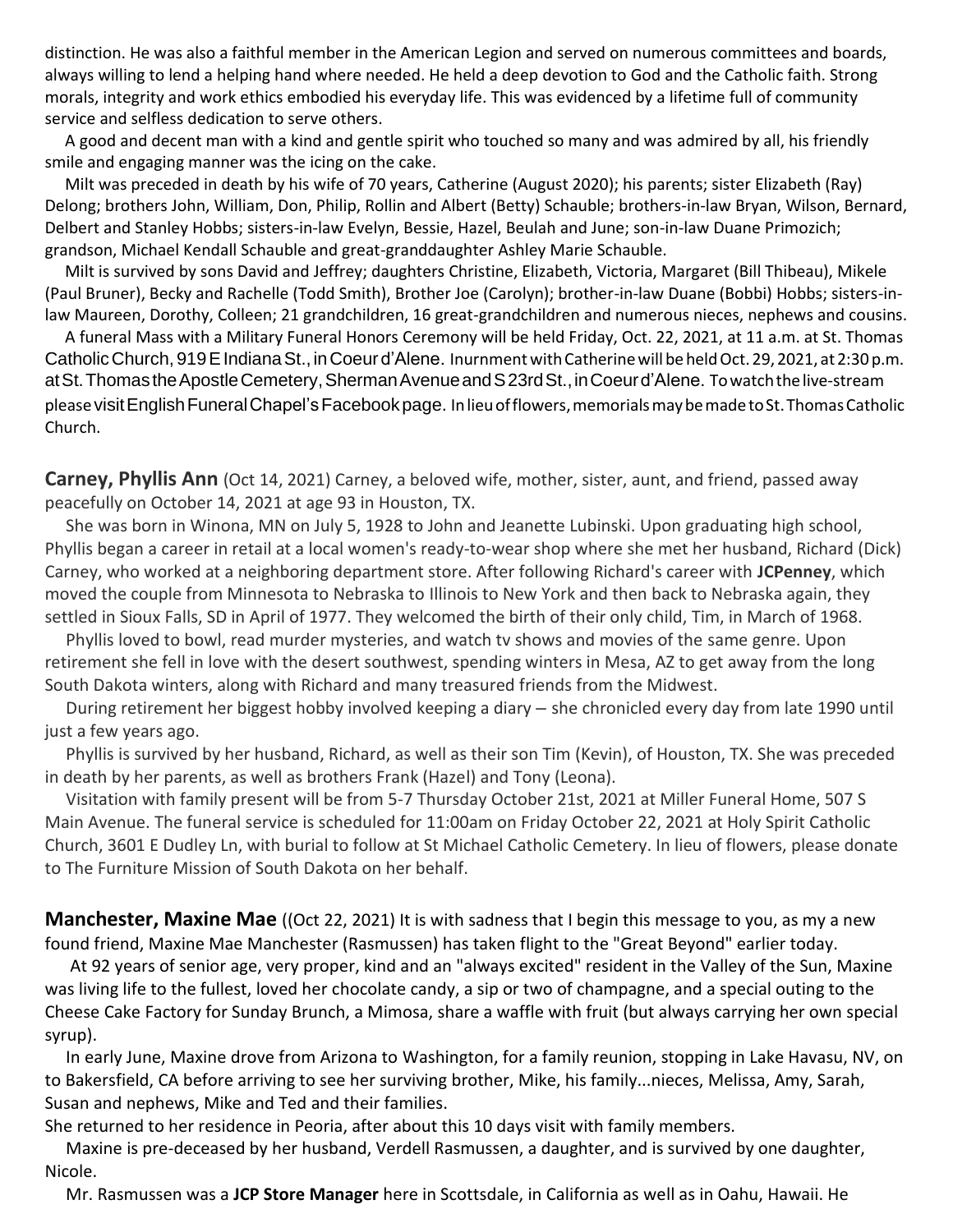distinction. He was also a faithful member in the American Legion and served on numerous committees and boards, always willing to lend a helping hand where needed. He held a deep devotion to God and the Catholic faith. Strong morals, integrity and work ethics embodied his everyday life. This was evidenced by a lifetime full of community service and selfless dedication to serve others.

A good and decent man with a kind and gentle spirit who touched so many and was admired by all, his friendly smile and engaging manner was the icing on the cake.

Milt was preceded in death by his wife of 70 years, Catherine (August 2020); his parents; sister Elizabeth (Ray) Delong; brothers John, William, Don, Philip, Rollin and Albert (Betty) Schauble; brothers-in-law Bryan, Wilson, Bernard, Delbert and Stanley Hobbs; sisters-in-law Evelyn, Bessie, Hazel, Beulah and June; son-in-law Duane Primozich; grandson, Michael Kendall Schauble and great-granddaughter Ashley Marie Schauble.

Milt is survived by sons David and Jeffrey; daughters Christine, Elizabeth, Victoria, Margaret (Bill Thibeau), Mikele (Paul Bruner), Becky and Rachelle (Todd Smith), Brother Joe (Carolyn); brother-in-law Duane (Bobbi) Hobbs; sisters-in-law Maureen, Dorothy, Colleen; 21 grandchildren, 16 great-grandchildren and numerous nieces, nephews and cousins.

A funeral Mass with a Military Funeral Honors Ceremony will be held Friday, Oct. 22, 2021, at 11 a.m. at St. Thomas Catholic Church, 919 E Indiana St., in Coeur d'Alene. Inurnment with Catherine will be held Oct. 29, 2021, at 2:30 p.m. at St. Thomas the Apostle Cemetery, Sherman Avenue and S 23rd St., in Coeur d'Alene. To watch the live-stream please visit English Funeral Chapel's Facebook page. In lieu of flowers, memorials may be made to St. Thomas Catholic Church.

**Carney, Phyllis Ann** (Oct 14, 2021) Carney, a beloved wife, mother, sister, aunt, and friend, passed away peacefully on October 14, 2021 at age 93 in Houston, TX.

She was born in Winona, MN on July 5, 1928 to John and Jeanette Lubinski. Upon graduating high school, Phyllis began a career in retail at a local women's ready-to-wear shop where she met her husband, Richard (Dick) Carney, who worked at a neighboring department store. After following Richard's career with **JCPenney**, which moved the couple from Minnesota to Nebraska to Illinois to New York and then back to Nebraska again, they settled in Sioux Falls, SD in April of 1977. They welcomed the birth of their only child, Tim, in March of 1968.

Phyllis loved to bowl, read murder mysteries, and watch tv shows and movies of the same genre. Upon retirement she fell in love with the desert southwest, spending winters in Mesa, AZ to get away from the long South Dakota winters, along with Richard and many treasured friends from the Midwest.

During retirement her biggest hobby involved keeping a diary – she chronicled every day from late 1990 until just a few years ago.

Phyllis is survived by her husband, Richard, as well as their son Tim (Kevin), of Houston, TX. She was preceded in death by her parents, as well as brothers Frank (Hazel) and Tony (Leona).

Visitation with family present will be from 5-7 Thursday October 21st, 2021 at Miller Funeral Home, 507 S Main Avenue. The funeral service is scheduled for 11:00am on Friday October 22, 2021 at Holy Spirit Catholic Church, 3601 E Dudley Ln, with burial to follow at St Michael Catholic Cemetery. In lieu of flowers, please donate to The Furniture Mission of South Dakota on her behalf.

**Manchester, Maxine Mae** ((Oct 22, 2021) It is with sadness that I begin this message to you, as my a new found friend, Maxine Mae Manchester (Rasmussen) has taken flight to the "Great Beyond" earlier today.

At 92 years of senior age, very proper, kind and an "always excited" resident in the Valley of the Sun, Maxine was living life to the fullest, loved her chocolate candy, a sip or two of champagne, and a special outing to the Cheese Cake Factory for Sunday Brunch, a Mimosa, share a waffle with fruit (but always carrying her own special syrup).

In early June, Maxine drove from Arizona to Washington, for a family reunion, stopping in Lake Havasu, NV, on to Bakersfield, CA before arriving to see her surviving brother, Mike, his family...nieces, Melissa, Amy, Sarah, Susan and nephews, Mike and Ted and their families.

She returned to her residence in Peoria, after about this 10 days visit with family members.

Maxine is pre-deceased by her husband, Verdell Rasmussen, a daughter, and is survived by one daughter, Nicole.

Mr. Rasmussen was a **JCP Store Manager** here in Scottsdale, in California as well as in Oahu, Hawaii. He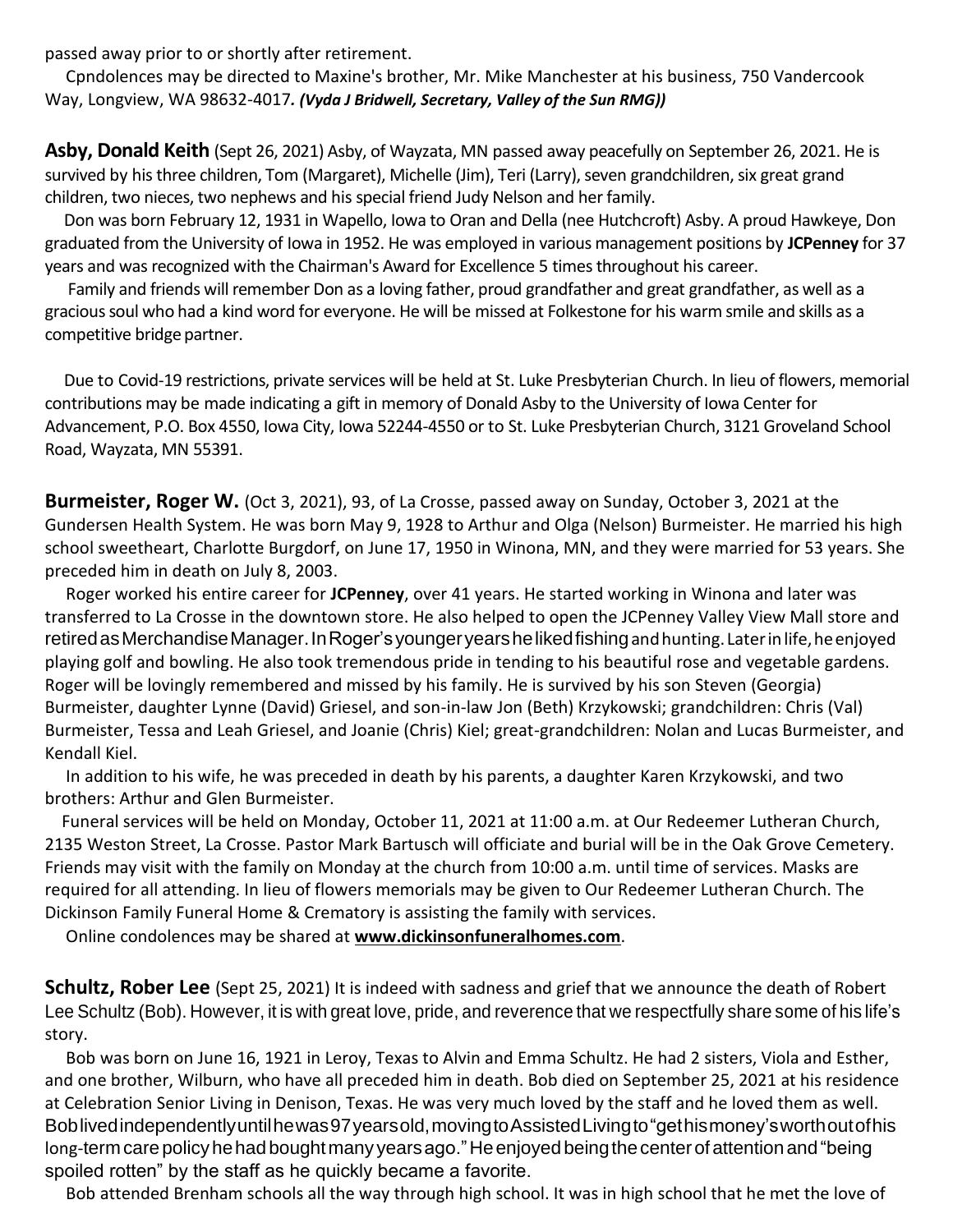passed away prior to or shortly after retirement.

Cpndolences may be directed to Maxine's brother, Mr. Mike Manchester at his business, 750 Vandercook Way, Longview, WA 98632-4017*. (Vyda J Bridwell, Secretary, Valley of the Sun RMG))*

**Asby, Donald Keith** (Sept 26, 2021) Asby, of Wayzata, MN passed away peacefully on September 26, 2021. He is survived by his three children, Tom (Margaret), Michelle (Jim), Teri (Larry), seven grandchildren, six great grand children, two nieces, two nephews and his special friend Judy Nelson and her family.

Don was born February 12, 1931 in Wapello, Iowa to Oran and Della (nee Hutchcroft) Asby. A proud Hawkeye, Don graduated from the University of Iowa in 1952. He was employed in various management positions by **JCPenney** for 37 years and was recognized with the Chairman's Award for Excellence 5 times throughout his career.

Family and friends will remember Don as a loving father, proud grandfather and great grandfather, as well as a gracious soul who had a kind word for everyone. He will be missed at Folkestone for his warm smile and skills as a competitive bridge partner.

Due to Covid-19 restrictions, private services will be held at St. Luke Presbyterian Church. In lieu of flowers, memorial contributions may be made indicating a gift in memory of Donald Asby to the University of Iowa Center for Advancement, P.O. Box 4550, Iowa City, Iowa 52244-4550 or to St. Luke Presbyterian Church, 3121 Groveland School Road, Wayzata, MN 55391.

**Burmeister, Roger W.** (Oct 3, 2021), 93, of La Crosse, passed away on Sunday, October 3, 2021 at the Gundersen Health System. He was born May 9, 1928 to Arthur and Olga (Nelson) Burmeister. He married his high school sweetheart, Charlotte Burgdorf, on June 17, 1950 in Winona, MN, and they were married for 53 years. She preceded him in death on July 8, 2003.

Roger worked his entire career for **JCPenney**, over 41 years. He started working in Winona and later was transferred to La Crosse in the downtown store. He also helped to open the JCPenney Valley View Mall store and retired as Merchandise Manager. In Roger's younger years he liked fishing and hunting. Later in life, he enjoyed playing golf and bowling. He also took tremendous pride in tending to his beautiful rose and vegetable gardens. Roger will be lovingly remembered and missed by his family. He is survived by his son Steven (Georgia) Burmeister, daughter Lynne (David) Griesel, and son-in-law Jon (Beth) Krzykowski; grandchildren: Chris (Val) Burmeister, Tessa and Leah Griesel, and Joanie (Chris) Kiel; great-grandchildren: Nolan and Lucas Burmeister, and Kendall Kiel.

In addition to his wife, he was preceded in death by his parents, a daughter Karen Krzykowski, and two brothers: Arthur and Glen Burmeister.

Funeral services will be held on Monday, October 11, 2021 at 11:00 a.m. at Our Redeemer Lutheran Church, 2135 Weston Street, La Crosse. Pastor Mark Bartusch will officiate and burial will be in the Oak Grove Cemetery. Friends may visit with the family on Monday at the church from 10:00 a.m. until time of services. Masks are required for all attending. In lieu of flowers memorials may be given to Our Redeemer Lutheran Church. The Dickinson Family Funeral Home & Crematory is assisting the family with services.

Online condolences may be shared at **www.dickinsonfuneralhomes.com**.

**Schultz, Rober Lee** (Sept 25, 2021) It is indeed with sadness and grief that we announce the death of Robert Lee Schultz (Bob). However, it is with great love, pride, and reverence that we respectfully share some of his life's story.

Bob was born on June 16, 1921 in Leroy, Texas to Alvin and Emma Schultz. He had 2 sisters, Viola and Esther, and one brother, Wilburn, who have all preceded him in death. Bob died on September 25, 2021 at his residence at Celebration Senior Living in Denison, Texas. He was very much loved by the staff and he loved them as well. Bob lived independently until he was 97 years old, moving to Assisted Living to "get his money's worth out of his long-term care policy he had bought many years ago." He enjoyed being the center of attention and "being spoiled rotten" by the staff as he quickly became a favorite.

Bob attended Brenham schools all the way through high school. It was in high school that he met the love of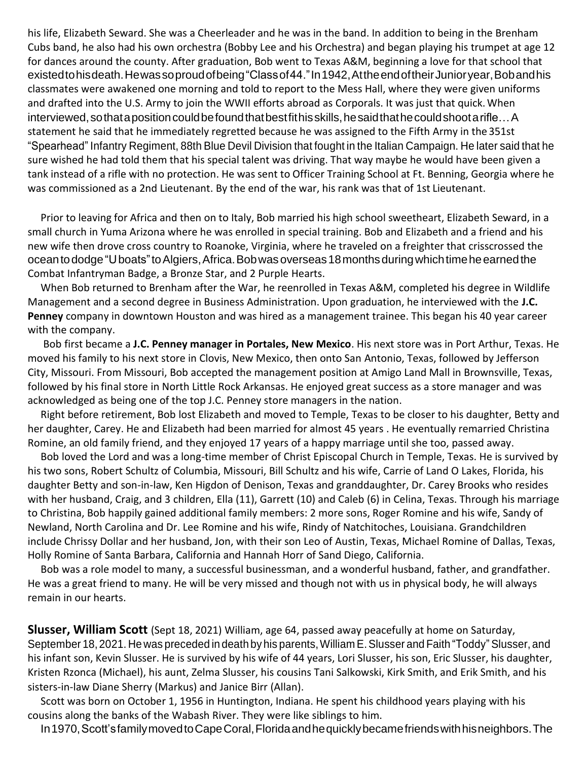his life, Elizabeth Seward. She was a Cheerleader and he was in the band. In addition to being in the Brenham Cubs band, he also had his own orchestra (Bobby Lee and his Orchestra) and began playing his trumpet at age 12 for dances around the county. After graduation, Bob went to Texas A&M, beginning a love for that school that existed to his death. He was so proud of being "Class of 44." In 1942, At the end of their Junior year, Bob and his classmates were awakened one morning and told to report to the Mess Hall, where they were given uniforms and drafted into the U.S. Army to join the WWII efforts abroad as Corporals. It was just that quick. When interviewed, so that a position could be found that best fit his skills, he said that he could shoot a rifle… A statement he said that he immediately regretted because he was assigned to the Fifth Army in the 351st "Spearhead" Infantry Regiment, 88th Blue Devil Division that fought in the Italian Campaign. He later said that he sure wished he had told them that his special talent was driving. That way maybe he would have been given a tank instead of a rifle with no protection. He was sent to Officer Training School at Ft. Benning, Georgia where he was commissioned as a 2nd Lieutenant. By the end of the war, his rank was that of 1st Lieutenant.

Prior to leaving for Africa and then on to Italy, Bob married his high school sweetheart, Elizabeth Seward, in a small church in Yuma Arizona where he was enrolled in special training. Bob and Elizabeth and a friend and his new wife then drove cross country to Roanoke, Virginia, where he traveled on a freighter that crisscrossed the ocean to dodge "U boats" to Algiers, Africa. Bob was overseas 18 months during which time he earned the Combat Infantryman Badge, a Bronze Star, and 2 Purple Hearts.

When Bob returned to Brenham after the War, he reenrolled in Texas A&M, completed his degree in Wildlife Management and a second degree in Business Administration. Upon graduation, he interviewed with the **J.C. Penney** company in downtown Houston and was hired as a management trainee. This began his 40 year career with the company.

Bob first became a **J.C. Penney manager in Portales, New Mexico**. His next store was in Port Arthur, Texas. He moved his family to his next store in Clovis, New Mexico, then onto San Antonio, Texas, followed by Jefferson City, Missouri. From Missouri, Bob accepted the management position at Amigo Land Mall in Brownsville, Texas, followed by his final store in North Little Rock Arkansas. He enjoyed great success as a store manager and was acknowledged as being one of the top J.C. Penney store managers in the nation.

Right before retirement, Bob lost Elizabeth and moved to Temple, Texas to be closer to his daughter, Betty and her daughter, Carey. He and Elizabeth had been married for almost 45 years . He eventually remarried Christina Romine, an old family friend, and they enjoyed 17 years of a happy marriage until she too, passed away.

Bob loved the Lord and was a long-time member of Christ Episcopal Church in Temple, Texas. He is survived by his two sons, Robert Schultz of Columbia, Missouri, Bill Schultz and his wife, Carrie of Land O Lakes, Florida, his daughter Betty and son-in-law, Ken Higdon of Denison, Texas and granddaughter, Dr. Carey Brooks who resides with her husband, Craig, and 3 children, Ella (11), Garrett (10) and Caleb (6) in Celina, Texas. Through his marriage to Christina, Bob happily gained additional family members: 2 more sons, Roger Romine and his wife, Sandy of Newland, North Carolina and Dr. Lee Romine and his wife, Rindy of Natchitoches, Louisiana. Grandchildren include Chrissy Dollar and her husband, Jon, with their son Leo of Austin, Texas, Michael Romine of Dallas, Texas, Holly Romine of Santa Barbara, California and Hannah Horr of Sand Diego, California.

Bob was a role model to many, a successful businessman, and a wonderful husband, father, and grandfather. He was a great friend to many. He will be very missed and though not with us in physical body, he will always remain in our hearts.

**Slusser, William Scott** (Sept 18, 2021) William, age 64, passed away peacefully at home on Saturday, September 18, 2021. He was preceded in death by his parents, William E. Slusser and Faith "Toddy" Slusser, and his infant son, Kevin Slusser. He is survived by his wife of 44 years, Lori Slusser, his son, Eric Slusser, his daughter, Kristen Rzonca (Michael), his aunt, Zelma Slusser, his cousins Tani Salkowski, Kirk Smith, and Erik Smith, and his sisters-in-law Diane Sherry (Markus) and Janice Birr (Allan).

Scott was born on October 1, 1956 in Huntington, Indiana. He spent his childhood years playing with his cousins along the banks of the Wabash River. They were like siblings to him.

In 1970, Scott's family moved to Cape Coral, Florida and he quickly became friends with his neighbors. The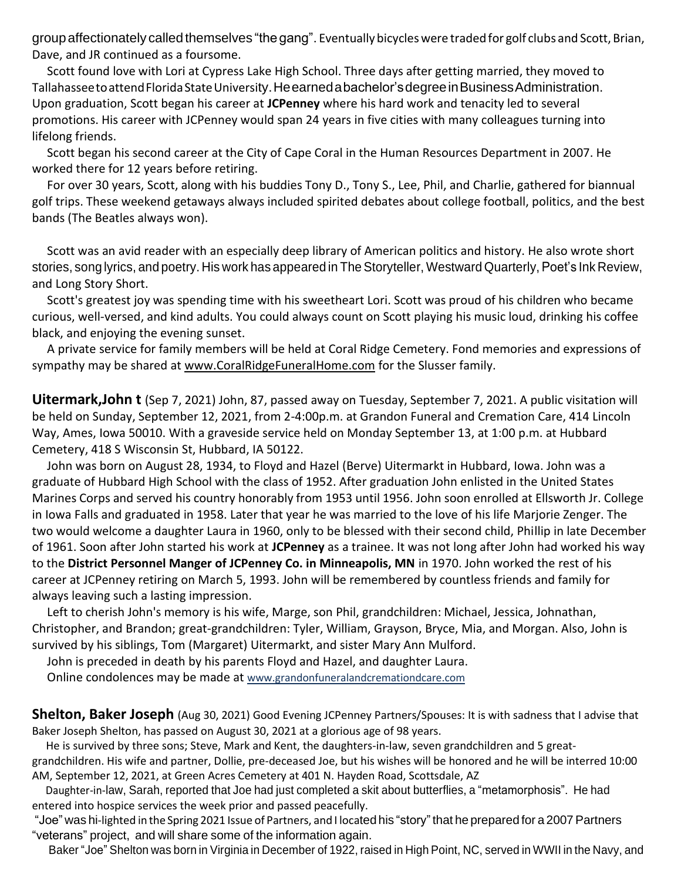group affectionately called themselves "the gang". Eventually bicycles were traded for golf clubs and Scott, Brian, Dave, and JR continued as a foursome.

Scott found love with Lori at Cypress Lake High School. Three days after getting married, they moved to Tallahassee to attend Florida State University. He earned a bachelor's degree in Business Administration. Upon graduation, Scott began his career at **JCPenney** where his hard work and tenacity led to several promotions. His career with JCPenney would span 24 years in five cities with many colleagues turning into lifelong friends.

Scott began his second career at the City of Cape Coral in the Human Resources Department in 2007. He worked there for 12 years before retiring.

For over 30 years, Scott, along with his buddies Tony D., Tony S., Lee, Phil, and Charlie, gathered for biannual golf trips. These weekend getaways always included spirited debates about college football, politics, and the best bands (The Beatles always won).

Scott was an avid reader with an especially deep library of American politics and history. He also wrote short stories, song lyrics, and poetry. His work has appeared in The Storyteller, Westward Quarterly, Poet's Ink Review, and Long Story Short.

Scott's greatest joy was spending time with his sweetheart Lori. Scott was proud of his children who became curious, well-versed, and kind adults. You could always count on Scott playing his music loud, drinking his coffee black, and enjoying the evening sunset.

A private service for family members will be held at Coral Ridge Cemetery. Fond memories and expressions of sympathy may be shared at www.CoralRidgeFuneralHome.com for the Slusser family.

**Uitermark,John t** (Sep 7, 2021) John, 87, passed away on Tuesday, September 7, 2021. A public visitation will be held on Sunday, September 12, 2021, from 2-4:00p.m. at Grandon Funeral and Cremation Care, 414 Lincoln Way, Ames, Iowa 50010. With a graveside service held on Monday September 13, at 1:00 p.m. at Hubbard Cemetery, 418 S Wisconsin St, Hubbard, IA 50122.

John was born on August 28, 1934, to Floyd and Hazel (Berve) Uitermarkt in Hubbard, Iowa. John was a graduate of Hubbard High School with the class of 1952. After graduation John enlisted in the United States Marines Corps and served his country honorably from 1953 until 1956. John soon enrolled at Ellsworth Jr. College in Iowa Falls and graduated in 1958. Later that year he was married to the love of his life Marjorie Zenger. The two would welcome a daughter Laura in 1960, only to be blessed with their second child, Phillip in late December of 1961. Soon after John started his work at **JCPenney** as a trainee. It was not long after John had worked his way to the **District Personnel Manger of JCPenney Co. in Minneapolis, MN** in 1970. John worked the rest of his career at JCPenney retiring on March 5, 1993. John will be remembered by countless friends and family for always leaving such a lasting impression.

Left to cherish John's memory is his wife, Marge, son Phil, grandchildren: Michael, Jessica, Johnathan, Christopher, and Brandon; great-grandchildren: Tyler, William, Grayson, Bryce, Mia, and Morgan. Also, John is survived by his siblings, Tom (Margaret) Uitermarkt, and sister Mary Ann Mulford.

John is preceded in death by his parents Floyd and Hazel, and daughter Laura.

Online condolences may be made at www.grandonfuneralandcremationdcare.com

**Shelton, Baker Joseph** (Aug 30, 2021) Good Evening JCPenney Partners/Spouses: It is with sadness that I advise that Baker Joseph Shelton, has passed on August 30, 2021 at a glorious age of 98 years.

He is survived by three sons; Steve, Mark and Kent, the daughters-in-law, seven grandchildren and 5 great-grandchildren. His wife and partner, Dollie, pre-deceased Joe, but his wishes will be honored and he will be interred 10:00 AM, September 12, 2021, at Green Acres Cemetery at 401 N. Hayden Road, Scottsdale, AZ

Daughter-in-law, Sarah, reported that Joe had just completed a skit about butterflies, a "metamorphosis". He had entered into hospice services the week prior and passed peacefully.

"Joe" was hi-lighted in the Spring 2021 Issue of Partners, and I located his "story" that he prepared for a 2007 Partners "veterans" project, and will share some of the information again.

Baker "Joe" Shelton was born in Virginia in December of 1922, raised in High Point, NC, served in WWII in the Navy, and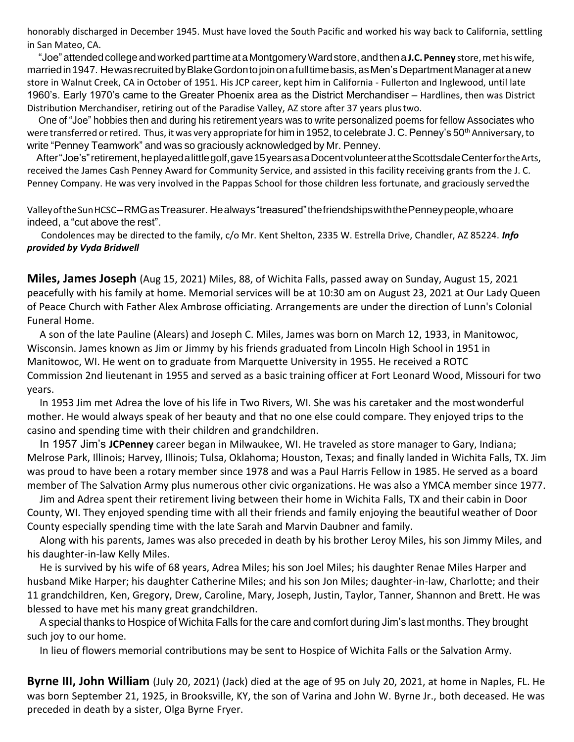honorably discharged in December 1945. Must have loved the South Pacific and worked his way back to California, settling in San Mateo, CA.

"Joe" attended college and worked part time at a Montgomery Ward store, and then a **J.C. Penney** store, met his wife, married in 1947. He was recruited by Blake Gordon to join on a full time basis, as Men's Department Manager at a new store in Walnut Creek, CA in October of 1951. His JCP career, kept him in California - Fullerton and Inglewood, until late 1960's. Early 1970's came to the Greater Phoenix area as the District Merchandiser – Hardlines, then was District Distribution Merchandiser, retiring out of the Paradise Valley, AZ store after 37 years plus two.

One of "Joe" hobbies then and during his retirement years was to write personalized poems for fellow Associates who were transferred or retired. Thus, it was very appropriate for him in 1952, to celebrate J. C. Penney's 50th Anniversary, to write "Penney Teamwork" and was so graciously acknowledged by Mr. Penney.

After "Joe's" retirement, he played a little golf, gave 15 years as a Docent volunteer at the Scottsdale Center for the Arts, received the James Cash Penney Award for Community Service, and assisted in this facility receiving grants from the J. C. Penney Company. He was very involved in the Pappas School for those children less fortunate, and graciously served the Valley of the Sun HCSC – RMG as Treasurer. He always "treasured" the friendships with the Penney people, who are indeed, a "cut above the rest".

Condolences may be directed to the family, c/o Mr. Kent Shelton, 2335 W. Estrella Drive, Chandler, AZ 85224. ***Info provided by Vyda Bridwell***

**Miles, James Joseph** (Aug 15, 2021) Miles, 88, of Wichita Falls, passed away on Sunday, August 15, 2021 peacefully with his family at home. Memorial services will be at 10:30 am on August 23, 2021 at Our Lady Queen of Peace Church with Father Alex Ambrose officiating. Arrangements are under the direction of Lunn's Colonial Funeral Home.

A son of the late Pauline (Alears) and Joseph C. Miles, James was born on March 12, 1933, in Manitowoc, Wisconsin. James known as Jim or Jimmy by his friends graduated from Lincoln High School in 1951 in Manitowoc, WI. He went on to graduate from Marquette University in 1955. He received a ROTC Commission 2nd lieutenant in 1955 and served as a basic training officer at Fort Leonard Wood, Missouri for two years.

In 1953 Jim met Adrea the love of his life in Two Rivers, WI. She was his caretaker and the most wonderful mother. He would always speak of her beauty and that no one else could compare. They enjoyed trips to the casino and spending time with their children and grandchildren.

In 1957 Jim's **JCPenney** career began in Milwaukee, WI. He traveled as store manager to Gary, Indiana; Melrose Park, Illinois; Harvey, Illinois; Tulsa, Oklahoma; Houston, Texas; and finally landed in Wichita Falls, TX. Jim was proud to have been a rotary member since 1978 and was a Paul Harris Fellow in 1985. He served as a board member of The Salvation Army plus numerous other civic organizations. He was also a YMCA member since 1977.

Jim and Adrea spent their retirement living between their home in Wichita Falls, TX and their cabin in Door County, WI. They enjoyed spending time with all their friends and family enjoying the beautiful weather of Door County especially spending time with the late Sarah and Marvin Daubner and family.

Along with his parents, James was also preceded in death by his brother Leroy Miles, his son Jimmy Miles, and his daughter-in-law Kelly Miles.

He is survived by his wife of 68 years, Adrea Miles; his son Joel Miles; his daughter Renae Miles Harper and husband Mike Harper; his daughter Catherine Miles; and his son Jon Miles; daughter-in-law, Charlotte; and their 11 grandchildren, Ken, Gregory, Drew, Caroline, Mary, Joseph, Justin, Taylor, Tanner, Shannon and Brett. He was blessed to have met his many great grandchildren.

A special thanks to Hospice of Wichita Falls for the care and comfort during Jim's last months. They brought such joy to our home.

In lieu of flowers memorial contributions may be sent to Hospice of Wichita Falls or the Salvation Army.

**Byrne III, John William** (July 20, 2021) (Jack) died at the age of 95 on July 20, 2021, at home in Naples, FL. He was born September 21, 1925, in Brooksville, KY, the son of Varina and John W. Byrne Jr., both deceased. He was preceded in death by a sister, Olga Byrne Fryer.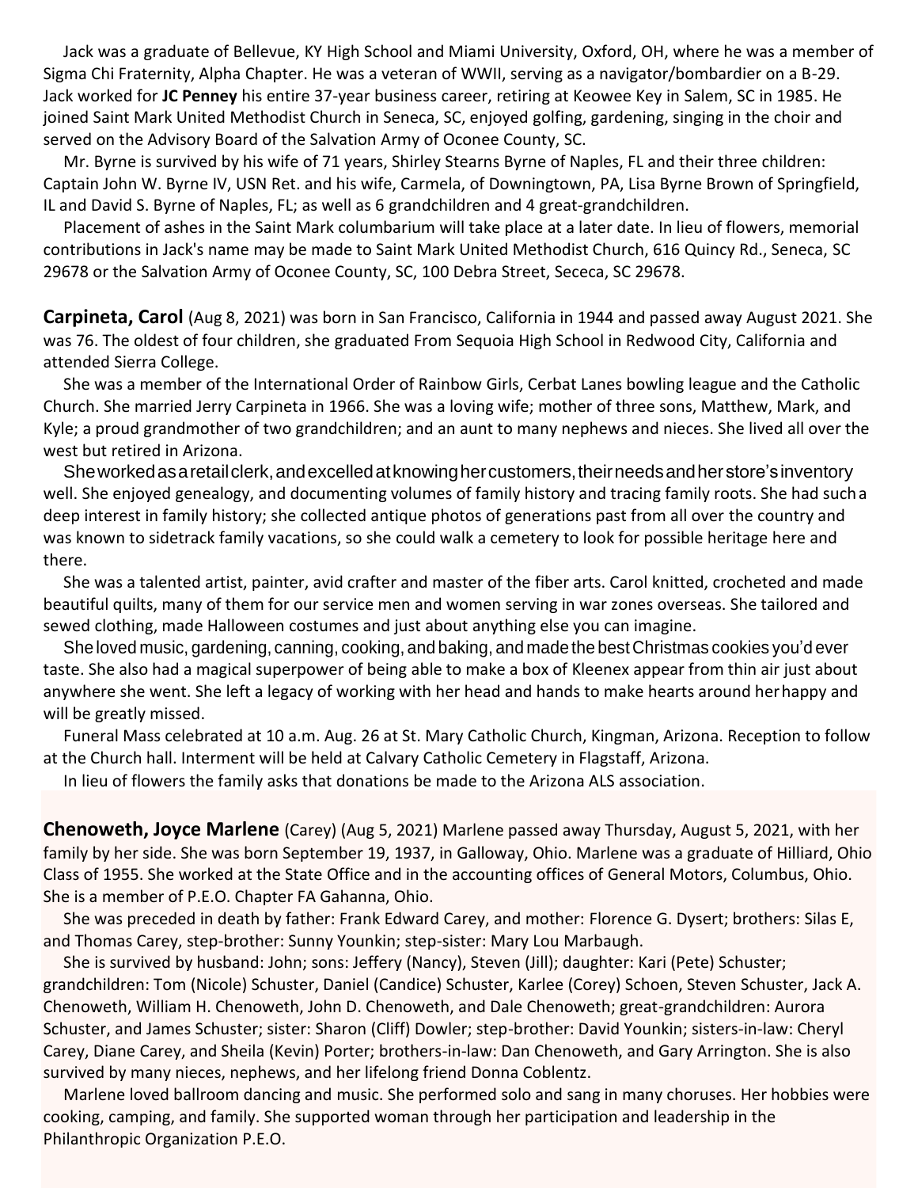Jack was a graduate of Bellevue, KY High School and Miami University, Oxford, OH, where he was a member of Sigma Chi Fraternity, Alpha Chapter. He was a veteran of WWII, serving as a navigator/bombardier on a B-29. Jack worked for **JC Penney** his entire 37-year business career, retiring at Keowee Key in Salem, SC in 1985. He joined Saint Mark United Methodist Church in Seneca, SC, enjoyed golfing, gardening, singing in the choir and served on the Advisory Board of the Salvation Army of Oconee County, SC.

Mr. Byrne is survived by his wife of 71 years, Shirley Stearns Byrne of Naples, FL and their three children: Captain John W. Byrne IV, USN Ret. and his wife, Carmela, of Downingtown, PA, Lisa Byrne Brown of Springfield, IL and David S. Byrne of Naples, FL; as well as 6 grandchildren and 4 great-grandchildren.

Placement of ashes in the Saint Mark columbarium will take place at a later date. In lieu of flowers, memorial contributions in Jack's name may be made to Saint Mark United Methodist Church, 616 Quincy Rd., Seneca, SC 29678 or the Salvation Army of Oconee County, SC, 100 Debra Street, Sececa, SC 29678.

**Carpineta, Carol** (Aug 8, 2021) was born in San Francisco, California in 1944 and passed away August 2021. She was 76. The oldest of four children, she graduated From Sequoia High School in Redwood City, California and attended Sierra College.

She was a member of the International Order of Rainbow Girls, Cerbat Lanes bowling league and the Catholic Church. She married Jerry Carpineta in 1966. She was a loving wife; mother of three sons, Matthew, Mark, and Kyle; a proud grandmother of two grandchildren; and an aunt to many nephews and nieces. She lived all over the west but retired in Arizona.

She worked as a retail clerk, and excelled at knowing her customers, their needs and her store's inventory well. She enjoyed genealogy, and documenting volumes of family history and tracing family roots. She had such a deep interest in family history; she collected antique photos of generations past from all over the country and was known to sidetrack family vacations, so she could walk a cemetery to look for possible heritage here and there.

She was a talented artist, painter, avid crafter and master of the fiber arts. Carol knitted, crocheted and made beautiful quilts, many of them for our service men and women serving in war zones overseas. She tailored and sewed clothing, made Halloween costumes and just about anything else you can imagine.

She loved music, gardening, canning, cooking, and baking, and made the best Christmas cookies you'd ever taste. She also had a magical superpower of being able to make a box of Kleenex appear from thin air just about anywhere she went. She left a legacy of working with her head and hands to make hearts around her happy and will be greatly missed.

Funeral Mass celebrated at 10 a.m. Aug. 26 at St. Mary Catholic Church, Kingman, Arizona. Reception to follow at the Church hall. Interment will be held at Calvary Catholic Cemetery in Flagstaff, Arizona.

In lieu of flowers the family asks that donations be made to the Arizona ALS association.

**Chenoweth, Joyce Marlene** (Carey) (Aug 5, 2021) Marlene passed away Thursday, August 5, 2021, with her family by her side. She was born September 19, 1937, in Galloway, Ohio. Marlene was a graduate of Hilliard, Ohio Class of 1955. She worked at the State Office and in the accounting offices of General Motors, Columbus, Ohio. She is a member of P.E.O. Chapter FA Gahanna, Ohio.

She was preceded in death by father: Frank Edward Carey, and mother: Florence G. Dysert; brothers: Silas E, and Thomas Carey, step-brother: Sunny Younkin; step-sister: Mary Lou Marbaugh.

She is survived by husband: John; sons: Jeffery (Nancy), Steven (Jill); daughter: Kari (Pete) Schuster; grandchildren: Tom (Nicole) Schuster, Daniel (Candice) Schuster, Karlee (Corey) Schoen, Steven Schuster, Jack A. Chenoweth, William H. Chenoweth, John D. Chenoweth, and Dale Chenoweth; great-grandchildren: Aurora Schuster, and James Schuster; sister: Sharon (Cliff) Dowler; step-brother: David Younkin; sisters-in-law: Cheryl Carey, Diane Carey, and Sheila (Kevin) Porter; brothers-in-law: Dan Chenoweth, and Gary Arrington. She is also survived by many nieces, nephews, and her lifelong friend Donna Coblentz.

Marlene loved ballroom dancing and music. She performed solo and sang in many choruses. Her hobbies were cooking, camping, and family. She supported woman through her participation and leadership in the Philanthropic Organization P.E.O.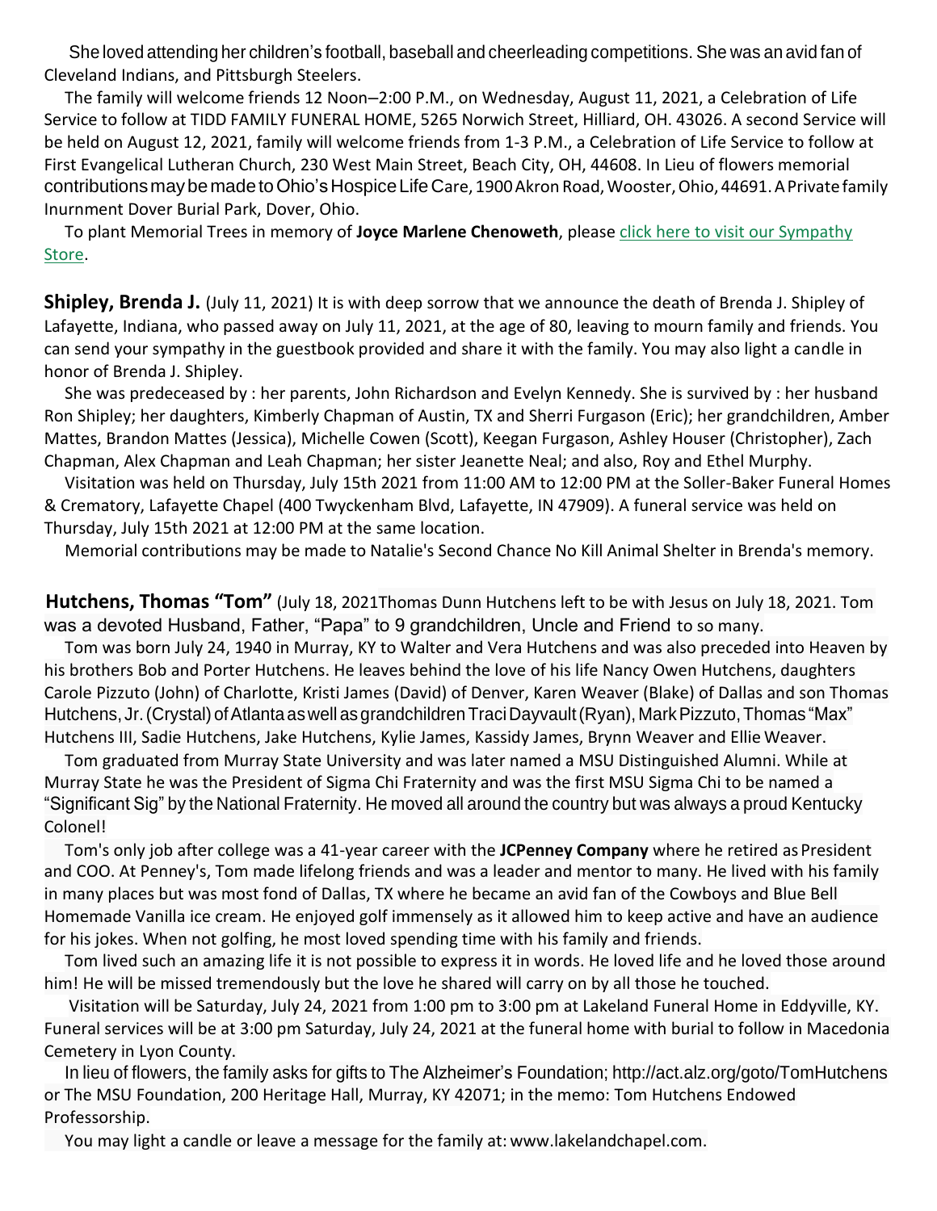She loved attending her children's football, baseball and cheerleading competitions. She was an avid fan of Cleveland Indians, and Pittsburgh Steelers.

The family will welcome friends 12 Noon–2:00 P.M., on Wednesday, August 11, 2021, a Celebration of Life Service to follow at TIDD FAMILY FUNERAL HOME, 5265 Norwich Street, Hilliard, OH. 43026. A second Service will be held on August 12, 2021, family will welcome friends from 1-3 P.M., a Celebration of Life Service to follow at First Evangelical Lutheran Church, 230 West Main Street, Beach City, OH, 44608. In Lieu of flowers memorial contributions may be made to Ohio's Hospice Life Care, 1900 Akron Road, Wooster, Ohio, 44691. A Private family Inurnment Dover Burial Park, Dover, Ohio.

To plant Memorial Trees in memory of **Joyce Marlene Chenoweth**, please click here to visit our Sympathy Store.

**Shipley, Brenda J.** (July 11, 2021) It is with deep sorrow that we announce the death of Brenda J. Shipley of Lafayette, Indiana, who passed away on July 11, 2021, at the age of 80, leaving to mourn family and friends. You can send your sympathy in the guestbook provided and share it with the family. You may also light a candle in honor of Brenda J. Shipley.

She was predeceased by : her parents, John Richardson and Evelyn Kennedy. She is survived by : her husband Ron Shipley; her daughters, Kimberly Chapman of Austin, TX and Sherri Furgason (Eric); her grandchildren, Amber Mattes, Brandon Mattes (Jessica), Michelle Cowen (Scott), Keegan Furgason, Ashley Houser (Christopher), Zach Chapman, Alex Chapman and Leah Chapman; her sister Jeanette Neal; and also, Roy and Ethel Murphy.

Visitation was held on Thursday, July 15th 2021 from 11:00 AM to 12:00 PM at the Soller-Baker Funeral Homes & Crematory, Lafayette Chapel (400 Twyckenham Blvd, Lafayette, IN 47909). A funeral service was held on Thursday, July 15th 2021 at 12:00 PM at the same location.

Memorial contributions may be made to Natalie's Second Chance No Kill Animal Shelter in Brenda's memory.

**Hutchens, Thomas "Tom"** (July 18, 2021Thomas Dunn Hutchens left to be with Jesus on July 18, 2021. Tom was a devoted Husband, Father, "Papa" to 9 grandchildren, Uncle and Friend to so many.

Tom was born July 24, 1940 in Murray, KY to Walter and Vera Hutchens and was also preceded into Heaven by his brothers Bob and Porter Hutchens. He leaves behind the love of his life Nancy Owen Hutchens, daughters Carole Pizzuto (John) of Charlotte, Kristi James (David) of Denver, Karen Weaver (Blake) of Dallas and son Thomas Hutchens, Jr. (Crystal) of Atlanta as well as grandchildren Traci Dayvault (Ryan), Mark Pizzuto, Thomas "Max" Hutchens III, Sadie Hutchens, Jake Hutchens, Kylie James, Kassidy James, Brynn Weaver and Ellie Weaver.

Tom graduated from Murray State University and was later named a MSU Distinguished Alumni. While at Murray State he was the President of Sigma Chi Fraternity and was the first MSU Sigma Chi to be named a "Significant Sig" by the National Fraternity. He moved all around the country but was always a proud Kentucky Colonel!

Tom's only job after college was a 41-year career with the **JCPenney Company** where he retired as President and COO. At Penney's, Tom made lifelong friends and was a leader and mentor to many. He lived with his family in many places but was most fond of Dallas, TX where he became an avid fan of the Cowboys and Blue Bell Homemade Vanilla ice cream. He enjoyed golf immensely as it allowed him to keep active and have an audience for his jokes. When not golfing, he most loved spending time with his family and friends.

Tom lived such an amazing life it is not possible to express it in words. He loved life and he loved those around him! He will be missed tremendously but the love he shared will carry on by all those he touched.

Visitation will be Saturday, July 24, 2021 from 1:00 pm to 3:00 pm at Lakeland Funeral Home in Eddyville, KY. Funeral services will be at 3:00 pm Saturday, July 24, 2021 at the funeral home with burial to follow in Macedonia Cemetery in Lyon County.

In lieu of flowers, the family asks for gifts to The Alzheimer's Foundation; http://act.alz.org/goto/TomHutchens or The MSU Foundation, 200 Heritage Hall, Murray, KY 42071; in the memo: Tom Hutchens Endowed Professorship.

You may light a candle or leave a message for the family at: www.lakelandchapel.com.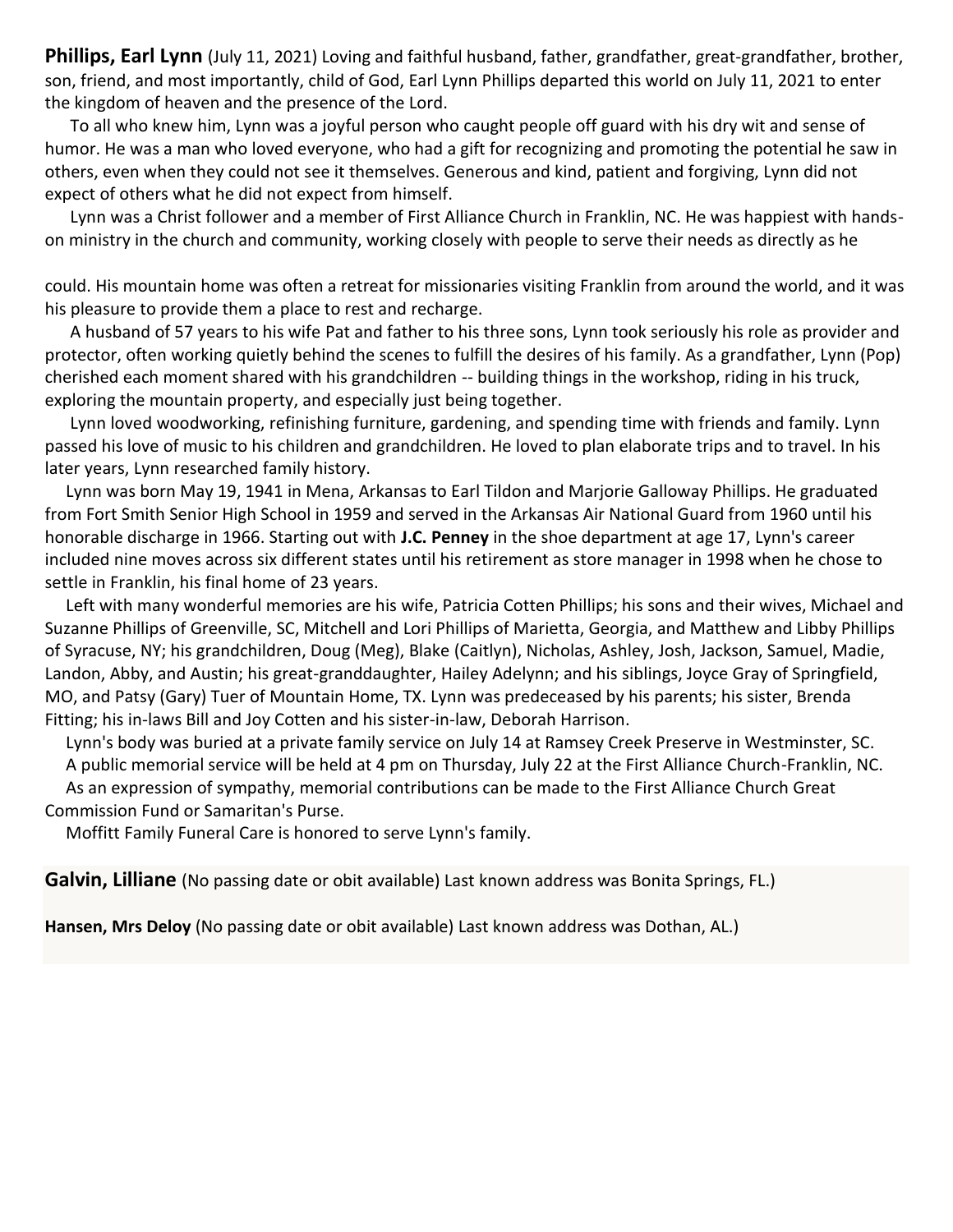**Phillips, Earl Lynn** (July 11, 2021) Loving and faithful husband, father, grandfather, great-grandfather, brother, son, friend, and most importantly, child of God, Earl Lynn Phillips departed this world on July 11, 2021 to enter the kingdom of heaven and the presence of the Lord.

To all who knew him, Lynn was a joyful person who caught people off guard with his dry wit and sense of humor. He was a man who loved everyone, who had a gift for recognizing and promoting the potential he saw in others, even when they could not see it themselves. Generous and kind, patient and forgiving, Lynn did not expect of others what he did not expect from himself.

Lynn was a Christ follower and a member of First Alliance Church in Franklin, NC. He was happiest with hands-on ministry in the church and community, working closely with people to serve their needs as directly as he could. His mountain home was often a retreat for missionaries visiting Franklin from around the world, and it was his pleasure to provide them a place to rest and recharge.

A husband of 57 years to his wife Pat and father to his three sons, Lynn took seriously his role as provider and protector, often working quietly behind the scenes to fulfill the desires of his family. As a grandfather, Lynn (Pop) cherished each moment shared with his grandchildren -- building things in the workshop, riding in his truck, exploring the mountain property, and especially just being together.

Lynn loved woodworking, refinishing furniture, gardening, and spending time with friends and family. Lynn passed his love of music to his children and grandchildren. He loved to plan elaborate trips and to travel. In his later years, Lynn researched family history.

Lynn was born May 19, 1941 in Mena, Arkansas to Earl Tildon and Marjorie Galloway Phillips. He graduated from Fort Smith Senior High School in 1959 and served in the Arkansas Air National Guard from 1960 until his honorable discharge in 1966. Starting out with **J.C. Penney** in the shoe department at age 17, Lynn's career included nine moves across six different states until his retirement as store manager in 1998 when he chose to settle in Franklin, his final home of 23 years.

Left with many wonderful memories are his wife, Patricia Cotten Phillips; his sons and their wives, Michael and Suzanne Phillips of Greenville, SC, Mitchell and Lori Phillips of Marietta, Georgia, and Matthew and Libby Phillips of Syracuse, NY; his grandchildren, Doug (Meg), Blake (Caitlyn), Nicholas, Ashley, Josh, Jackson, Samuel, Madie, Landon, Abby, and Austin; his great-granddaughter, Hailey Adelynn; and his siblings, Joyce Gray of Springfield, MO, and Patsy (Gary) Tuer of Mountain Home, TX. Lynn was predeceased by his parents; his sister, Brenda Fitting; his in-laws Bill and Joy Cotten and his sister-in-law, Deborah Harrison.

Lynn's body was buried at a private family service on July 14 at Ramsey Creek Preserve in Westminster, SC.

A public memorial service will be held at 4 pm on Thursday, July 22 at the First Alliance Church-Franklin, NC.

As an expression of sympathy, memorial contributions can be made to the First Alliance Church Great Commission Fund or Samaritan's Purse.

Moffitt Family Funeral Care is honored to serve Lynn's family.

**Galvin, Lilliane** (No passing date or obit available) Last known address was Bonita Springs, FL.)

**Hansen, Mrs Deloy** (No passing date or obit available) Last known address was Dothan, AL.)